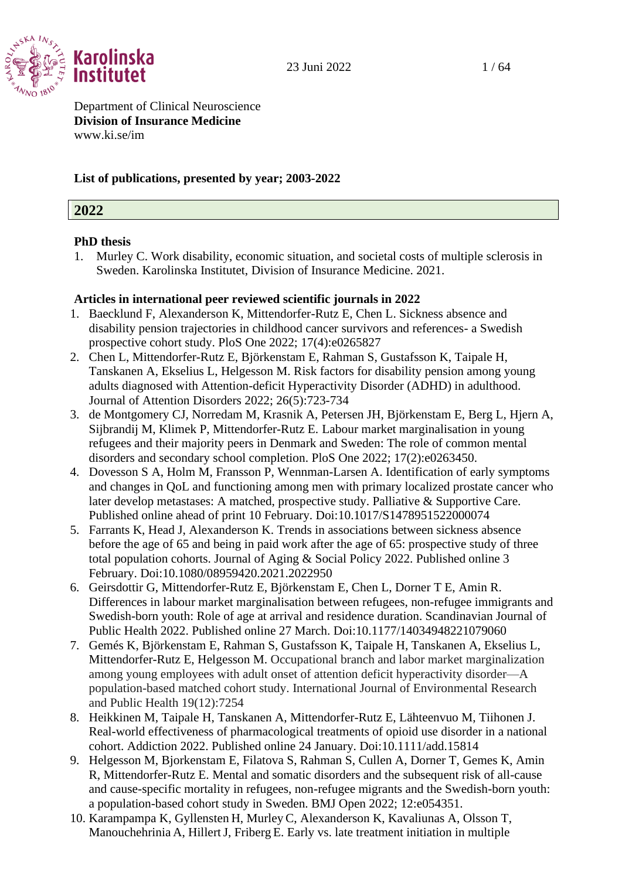Department of Clinical Neuroscience
**Division of Insurance Medicine**
www.ki.se/im

**List of publications, presented by year; 2003-2022**

## 2022

**PhD thesis**

1. Murley C. Work disability, economic situation, and societal costs of multiple sclerosis in Sweden. Karolinska Institutet, Division of Insurance Medicine. 2021.

**Articles in international peer reviewed scientific journals in 2022**

1. Baecklund F, Alexanderson K, Mittendorfer-Rutz E, Chen L. Sickness absence and disability pension trajectories in childhood cancer survivors and references- a Swedish prospective cohort study. PloS One 2022; 17(4):e0265827
2. Chen L, Mittendorfer-Rutz E, Björkenstam E, Rahman S, Gustafsson K, Taipale H, Tanskanen A, Ekselius L, Helgesson M. Risk factors for disability pension among young adults diagnosed with Attention-deficit Hyperactivity Disorder (ADHD) in adulthood. Journal of Attention Disorders 2022; 26(5):723-734
3. de Montgomery CJ, Norredam M, Krasnik A, Petersen JH, Björkenstam E, Berg L, Hjern A, Sijbrandij M, Klimek P, Mittendorfer-Rutz E. Labour market marginalisation in young refugees and their majority peers in Denmark and Sweden: The role of common mental disorders and secondary school completion. PloS One 2022; 17(2):e0263450.
4. Dovesson S A, Holm M, Fransson P, Wennman-Larsen A. Identification of early symptoms and changes in QoL and functioning among men with primary localized prostate cancer who later develop metastases: A matched, prospective study. Palliative & Supportive Care. Published online ahead of print 10 February. Doi:10.1017/S1478951522000074
5. Farrants K, Head J, Alexanderson K. Trends in associations between sickness absence before the age of 65 and being in paid work after the age of 65: prospective study of three total population cohorts. Journal of Aging & Social Policy 2022. Published online 3 February. Doi:10.1080/08959420.2021.2022950
6. Geirsdottir G, Mittendorfer-Rutz E, Björkenstam E, Chen L, Dorner T E, Amin R. Differences in labour market marginalisation between refugees, non-refugee immigrants and Swedish-born youth: Role of age at arrival and residence duration. Scandinavian Journal of Public Health 2022. Published online 27 March. Doi:10.1177/14034948221079060
7. Gemés K, Björkenstam E, Rahman S, Gustafsson K, Taipale H, Tanskanen A, Ekselius L, Mittendorfer-Rutz E, Helgesson M. Occupational branch and labor market marginalization among young employees with adult onset of attention deficit hyperactivity disorder—A population-based matched cohort study. International Journal of Environmental Research and Public Health 19(12):7254
8. Heikkinen M, Taipale H, Tanskanen A, Mittendorfer-Rutz E, Lähteenvuo M, Tiihonen J. Real-world effectiveness of pharmacological treatments of opioid use disorder in a national cohort. Addiction 2022. Published online 24 January. Doi:10.1111/add.15814
9. Helgesson M, Bjorkenstam E, Filatova S, Rahman S, Cullen A, Dorner T, Gemes K, Amin R, Mittendorfer-Rutz E. Mental and somatic disorders and the subsequent risk of all-cause and cause-specific mortality in refugees, non-refugee migrants and the Swedish-born youth: a population-based cohort study in Sweden. BMJ Open 2022; 12:e054351.
10. Karampampa K, Gyllensten H, Murley C, Alexanderson K, Kavaliunas A, Olsson T, Manouchehrinia A, Hillert J, Friberg E. Early vs. late treatment initiation in multiple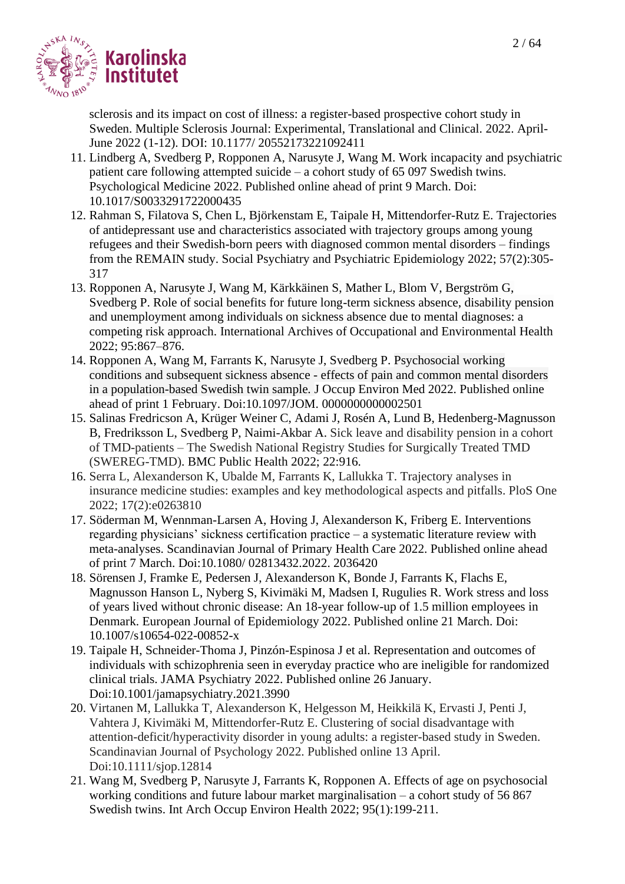sclerosis and its impact on cost of illness: a register-based prospective cohort study in Sweden. Multiple Sclerosis Journal: Experimental, Translational and Clinical. 2022. April-June 2022 (1-12). DOI: 10.1177/ 20552173221092411

11. Lindberg A, Svedberg P, Ropponen A, Narusyte J, Wang M. Work incapacity and psychiatric patient care following attempted suicide – a cohort study of 65 097 Swedish twins. Psychological Medicine 2022. Published online ahead of print 9 March. Doi: 10.1017/S0033291722000435
12. Rahman S, Filatova S, Chen L, Björkenstam E, Taipale H, Mittendorfer-Rutz E. Trajectories of antidepressant use and characteristics associated with trajectory groups among young refugees and their Swedish-born peers with diagnosed common mental disorders – findings from the REMAIN study. Social Psychiatry and Psychiatric Epidemiology 2022; 57(2):305-317
13. Ropponen A, Narusyte J, Wang M, Kärkkäinen S, Mather L, Blom V, Bergström G, Svedberg P. Role of social benefits for future long-term sickness absence, disability pension and unemployment among individuals on sickness absence due to mental diagnoses: a competing risk approach. International Archives of Occupational and Environmental Health 2022; 95:867–876.
14. Ropponen A, Wang M, Farrants K, Narusyte J, Svedberg P. Psychosocial working conditions and subsequent sickness absence - effects of pain and common mental disorders in a population-based Swedish twin sample. J Occup Environ Med 2022. Published online ahead of print 1 February. Doi:10.1097/JOM. 0000000000002501
15. Salinas Fredricson A, Krüger Weiner C, Adami J, Rosén A, Lund B, Hedenberg-Magnusson B, Fredriksson L, Svedberg P, Naimi-Akbar A. Sick leave and disability pension in a cohort of TMD-patients – The Swedish National Registry Studies for Surgically Treated TMD (SWEREG-TMD). BMC Public Health 2022; 22:916.
16. Serra L, Alexanderson K, Ubalde M, Farrants K, Lallukka T. Trajectory analyses in insurance medicine studies: examples and key methodological aspects and pitfalls. PloS One 2022; 17(2):e0263810
17. Söderman M, Wennman-Larsen A, Hoving J, Alexanderson K, Friberg E. Interventions regarding physicians' sickness certification practice – a systematic literature review with meta-analyses. Scandinavian Journal of Primary Health Care 2022. Published online ahead of print 7 March. Doi:10.1080/ 02813432.2022. 2036420
18. Sörensen J, Framke E, Pedersen J, Alexanderson K, Bonde J, Farrants K, Flachs E, Magnusson Hanson L, Nyberg S, Kivimäki M, Madsen I, Rugulies R. Work stress and loss of years lived without chronic disease: An 18-year follow-up of 1.5 million employees in Denmark. European Journal of Epidemiology 2022. Published online 21 March. Doi: 10.1007/s10654-022-00852-x
19. Taipale H, Schneider-Thoma J, Pinzón-Espinosa J et al. Representation and outcomes of individuals with schizophrenia seen in everyday practice who are ineligible for randomized clinical trials. JAMA Psychiatry 2022. Published online 26 January. Doi:10.1001/jamapsychiatry.2021.3990
20. Virtanen M, Lallukka T, Alexanderson K, Helgesson M, Heikkilä K, Ervasti J, Penti J, Vahtera J, Kivimäki M, Mittendorfer-Rutz E. Clustering of social disadvantage with attention-deficit/hyperactivity disorder in young adults: a register-based study in Sweden. Scandinavian Journal of Psychology 2022. Published online 13 April. Doi:10.1111/sjop.12814
21. Wang M, Svedberg P, Narusyte J, Farrants K, Ropponen A. Effects of age on psychosocial working conditions and future labour market marginalisation – a cohort study of 56 867 Swedish twins. Int Arch Occup Environ Health 2022; 95(1):199-211.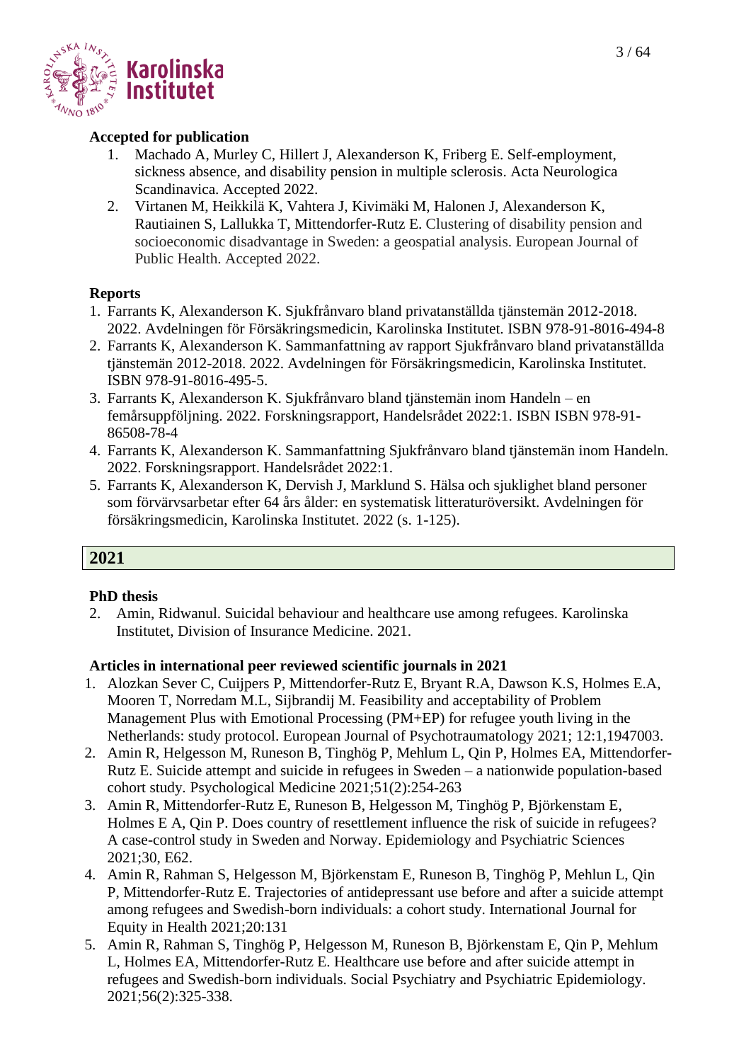### Accepted for publication

1. Machado A, Murley C, Hillert J, Alexanderson K, Friberg E. Self-employment, sickness absence, and disability pension in multiple sclerosis. Acta Neurologica Scandinavica. Accepted 2022.
2. Virtanen M, Heikkilä K, Vahtera J, Kivimäki M, Halonen J, Alexanderson K, Rautiainen S, Lallukka T, Mittendorfer-Rutz E. Clustering of disability pension and socioeconomic disadvantage in Sweden: a geospatial analysis. European Journal of Public Health. Accepted 2022.

### Reports

1. Farrants K, Alexanderson K. Sjukfrånvaro bland privatanställda tjänstemän 2012-2018. 2022. Avdelningen för Försäkringsmedicin, Karolinska Institutet. ISBN 978-91-8016-494-8
2. Farrants K, Alexanderson K. Sammanfattning av rapport Sjukfrånvaro bland privatanställda tjänstemän 2012-2018. 2022. Avdelningen för Försäkringsmedicin, Karolinska Institutet. ISBN 978-91-8016-495-5.
3. Farrants K, Alexanderson K. Sjukfrånvaro bland tjänstemän inom Handeln – en femårsuppföljning. 2022. Forskningsrapport, Handelsrådet 2022:1. ISBN ISBN 978-91-86508-78-4
4. Farrants K, Alexanderson K. Sammanfattning Sjukfrånvaro bland tjänstemän inom Handeln. 2022. Forskningsrapport. Handelsrådet 2022:1.
5. Farrants K, Alexanderson K, Dervish J, Marklund S. Hälsa och sjuklighet bland personer som förvärvsarbetar efter 64 års ålder: en systematisk litteraturöversikt. Avdelningen för försäkringsmedicin, Karolinska Institutet. 2022 (s. 1-125).

## 2021

### PhD thesis

2. Amin, Ridwanul. Suicidal behaviour and healthcare use among refugees. Karolinska Institutet, Division of Insurance Medicine. 2021.

### Articles in international peer reviewed scientific journals in 2021

1. Alozkan Sever C, Cuijpers P, Mittendorfer-Rutz E, Bryant R.A, Dawson K.S, Holmes E.A, Mooren T, Norredam M.L, Sijbrandij M. Feasibility and acceptability of Problem Management Plus with Emotional Processing (PM+EP) for refugee youth living in the Netherlands: study protocol. European Journal of Psychotraumatology 2021; 12:1,1947003.
2. Amin R, Helgesson M, Runeson B, Tinghög P, Mehlum L, Qin P, Holmes EA, Mittendorfer-Rutz E. Suicide attempt and suicide in refugees in Sweden – a nationwide population-based cohort study. Psychological Medicine 2021;51(2):254-263
3. Amin R, Mittendorfer-Rutz E, Runeson B, Helgesson M, Tinghög P, Björkenstam E, Holmes E A, Qin P. Does country of resettlement influence the risk of suicide in refugees? A case-control study in Sweden and Norway. Epidemiology and Psychiatric Sciences 2021;30, E62.
4. Amin R, Rahman S, Helgesson M, Björkenstam E, Runeson B, Tinghög P, Mehlun L, Qin P, Mittendorfer-Rutz E. Trajectories of antidepressant use before and after a suicide attempt among refugees and Swedish-born individuals: a cohort study. International Journal for Equity in Health 2021;20:131
5. Amin R, Rahman S, Tinghög P, Helgesson M, Runeson B, Björkenstam E, Qin P, Mehlum L, Holmes EA, Mittendorfer-Rutz E. Healthcare use before and after suicide attempt in refugees and Swedish-born individuals. Social Psychiatry and Psychiatric Epidemiology. 2021;56(2):325-338.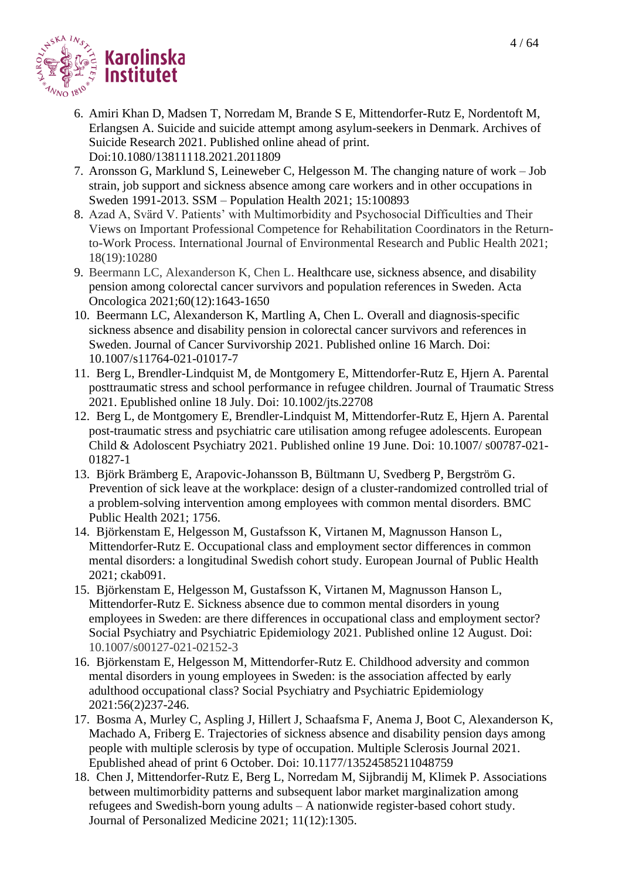6. Amiri Khan D, Madsen T, Norredam M, Brande S E, Mittendorfer-Rutz E, Nordentoft M, Erlangsen A. Suicide and suicide attempt among asylum-seekers in Denmark. Archives of Suicide Research 2021. Published online ahead of print. Doi:10.1080/13811118.2021.2011809
7. Aronsson G, Marklund S, Leineweber C, Helgesson M. The changing nature of work – Job strain, job support and sickness absence among care workers and in other occupations in Sweden 1991-2013. SSM – Population Health 2021; 15:100893
8. Azad A, Svärd V. Patients' with Multimorbidity and Psychosocial Difficulties and Their Views on Important Professional Competence for Rehabilitation Coordinators in the Return-to-Work Process. International Journal of Environmental Research and Public Health 2021; 18(19):10280
9. Beermann LC, Alexanderson K, Chen L. Healthcare use, sickness absence, and disability pension among colorectal cancer survivors and population references in Sweden. Acta Oncologica 2021;60(12):1643-1650
10. Beermann LC, Alexanderson K, Martling A, Chen L. Overall and diagnosis-specific sickness absence and disability pension in colorectal cancer survivors and references in Sweden. Journal of Cancer Survivorship 2021. Published online 16 March. Doi: 10.1007/s11764-021-01017-7
11. Berg L, Brendler-Lindquist M, de Montgomery E, Mittendorfer-Rutz E, Hjern A. Parental posttraumatic stress and school performance in refugee children. Journal of Traumatic Stress 2021. Epublished online 18 July. Doi: 10.1002/jts.22708
12. Berg L, de Montgomery E, Brendler-Lindquist M, Mittendorfer-Rutz E, Hjern A. Parental post-traumatic stress and psychiatric care utilisation among refugee adolescents. European Child & Adoloscent Psychiatry 2021. Published online 19 June. Doi: 10.1007/ s00787-021-01827-1
13. Björk Brämberg E, Arapovic-Johansson B, Bültmann U, Svedberg P, Bergström G. Prevention of sick leave at the workplace: design of a cluster-randomized controlled trial of a problem-solving intervention among employees with common mental disorders. BMC Public Health 2021; 1756.
14. Björkenstam E, Helgesson M, Gustafsson K, Virtanen M, Magnusson Hanson L, Mittendorfer-Rutz E. Occupational class and employment sector differences in common mental disorders: a longitudinal Swedish cohort study. European Journal of Public Health 2021; ckab091.
15. Björkenstam E, Helgesson M, Gustafsson K, Virtanen M, Magnusson Hanson L, Mittendorfer-Rutz E. Sickness absence due to common mental disorders in young employees in Sweden: are there differences in occupational class and employment sector? Social Psychiatry and Psychiatric Epidemiology 2021. Published online 12 August. Doi: 10.1007/s00127-021-02152-3
16. Björkenstam E, Helgesson M, Mittendorfer-Rutz E. Childhood adversity and common mental disorders in young employees in Sweden: is the association affected by early adulthood occupational class? Social Psychiatry and Psychiatric Epidemiology 2021:56(2)237-246.
17. Bosma A, Murley C, Aspling J, Hillert J, Schaafsma F, Anema J, Boot C, Alexanderson K, Machado A, Friberg E. Trajectories of sickness absence and disability pension days among people with multiple sclerosis by type of occupation. Multiple Sclerosis Journal 2021. Epublished ahead of print 6 October. Doi: 10.1177/13524585211048759
18. Chen J, Mittendorfer-Rutz E, Berg L, Norredam M, Sijbrandij M, Klimek P. Associations between multimorbidity patterns and subsequent labor market marginalization among refugees and Swedish-born young adults – A nationwide register-based cohort study. Journal of Personalized Medicine 2021; 11(12):1305.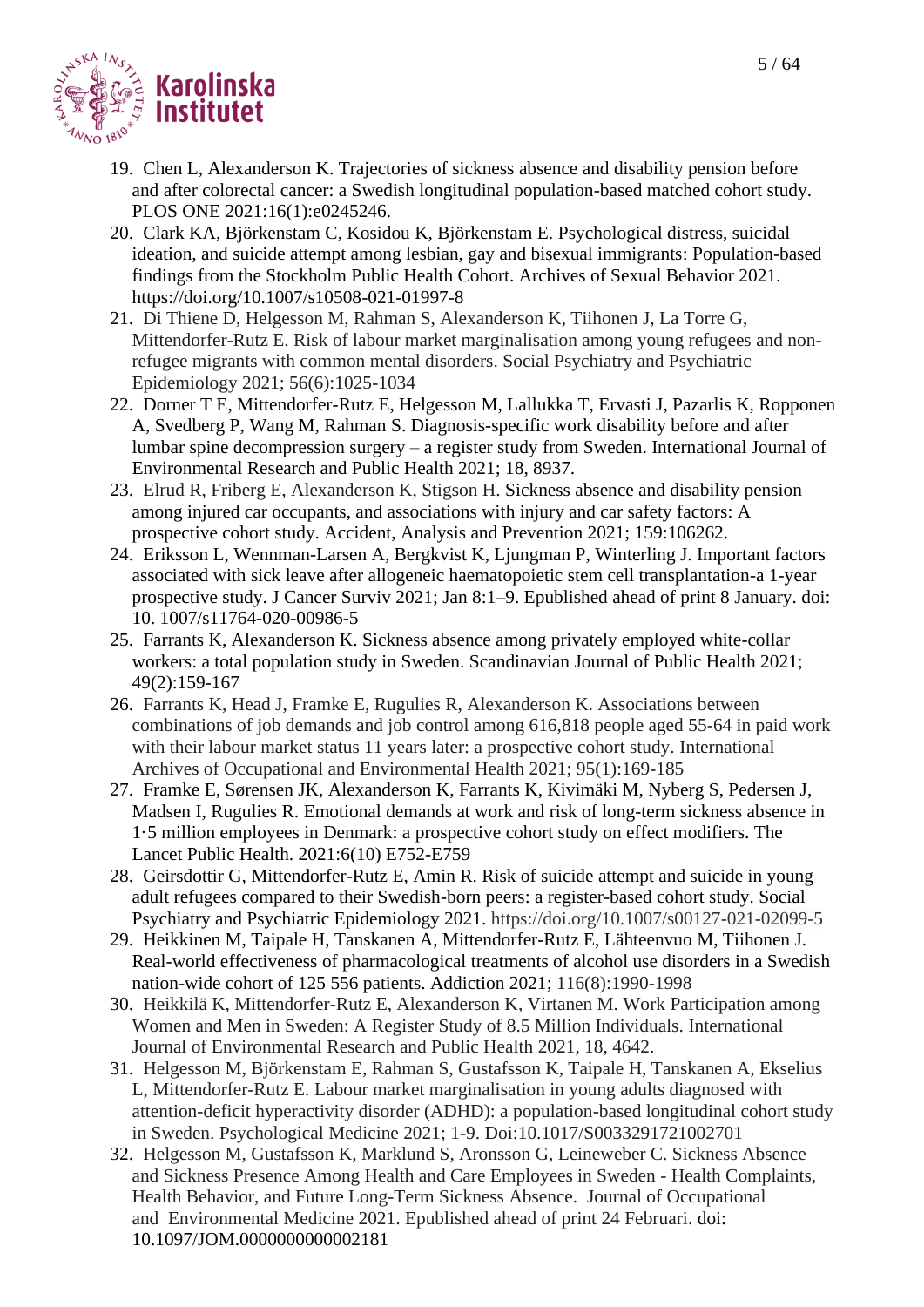19. Chen L, Alexanderson K. Trajectories of sickness absence and disability pension before and after colorectal cancer: a Swedish longitudinal population-based matched cohort study. PLOS ONE 2021:16(1):e0245246.
20. Clark KA, Björkenstam C, Kosidou K, Björkenstam E. Psychological distress, suicidal ideation, and suicide attempt among lesbian, gay and bisexual immigrants: Population-based findings from the Stockholm Public Health Cohort. Archives of Sexual Behavior 2021. https://doi.org/10.1007/s10508-021-01997-8
21. Di Thiene D, Helgesson M, Rahman S, Alexanderson K, Tiihonen J, La Torre G, Mittendorfer-Rutz E. Risk of labour market marginalisation among young refugees and non-refugee migrants with common mental disorders. Social Psychiatry and Psychiatric Epidemiology 2021; 56(6):1025-1034
22. Dorner T E, Mittendorfer-Rutz E, Helgesson M, Lallukka T, Ervasti J, Pazarlis K, Ropponen A, Svedberg P, Wang M, Rahman S. Diagnosis-specific work disability before and after lumbar spine decompression surgery – a register study from Sweden. International Journal of Environmental Research and Public Health 2021; 18, 8937.
23. Elrud R, Friberg E, Alexanderson K, Stigson H. Sickness absence and disability pension among injured car occupants, and associations with injury and car safety factors: A prospective cohort study. Accident, Analysis and Prevention 2021; 159:106262.
24. Eriksson L, Wennman-Larsen A, Bergkvist K, Ljungman P, Winterling J. Important factors associated with sick leave after allogeneic haematopoietic stem cell transplantation-a 1-year prospective study. J Cancer Surviv 2021; Jan 8:1–9. Epublished ahead of print 8 January. doi: 10. 1007/s11764-020-00986-5
25. Farrants K, Alexanderson K. Sickness absence among privately employed white-collar workers: a total population study in Sweden. Scandinavian Journal of Public Health 2021; 49(2):159-167
26. Farrants K, Head J, Framke E, Rugulies R, Alexanderson K. Associations between combinations of job demands and job control among 616,818 people aged 55-64 in paid work with their labour market status 11 years later: a prospective cohort study. International Archives of Occupational and Environmental Health 2021; 95(1):169-185
27. Framke E, Sørensen JK, Alexanderson K, Farrants K, Kivimäki M, Nyberg S, Pedersen J, Madsen I, Rugulies R. Emotional demands at work and risk of long-term sickness absence in 1·5 million employees in Denmark: a prospective cohort study on effect modifiers. The Lancet Public Health. 2021:6(10) E752-E759
28. Geirsdottir G, Mittendorfer-Rutz E, Amin R. Risk of suicide attempt and suicide in young adult refugees compared to their Swedish-born peers: a register-based cohort study. Social Psychiatry and Psychiatric Epidemiology 2021. https://doi.org/10.1007/s00127-021-02099-5
29. Heikkinen M, Taipale H, Tanskanen A, Mittendorfer-Rutz E, Lähteenvuo M, Tiihonen J. Real-world effectiveness of pharmacological treatments of alcohol use disorders in a Swedish nation-wide cohort of 125 556 patients. Addiction 2021; 116(8):1990-1998
30. Heikkilä K, Mittendorfer-Rutz E, Alexanderson K, Virtanen M. Work Participation among Women and Men in Sweden: A Register Study of 8.5 Million Individuals. International Journal of Environmental Research and Public Health 2021, 18, 4642.
31. Helgesson M, Björkenstam E, Rahman S, Gustafsson K, Taipale H, Tanskanen A, Ekselius L, Mittendorfer-Rutz E. Labour market marginalisation in young adults diagnosed with attention-deficit hyperactivity disorder (ADHD): a population-based longitudinal cohort study in Sweden. Psychological Medicine 2021; 1-9. Doi:10.1017/S0033291721002701
32. Helgesson M, Gustafsson K, Marklund S, Aronsson G, Leineweber C. Sickness Absence and Sickness Presence Among Health and Care Employees in Sweden - Health Complaints, Health Behavior, and Future Long-Term Sickness Absence. Journal of Occupational and Environmental Medicine 2021. Epublished ahead of print 24 Februari. doi: 10.1097/JOM.0000000000002181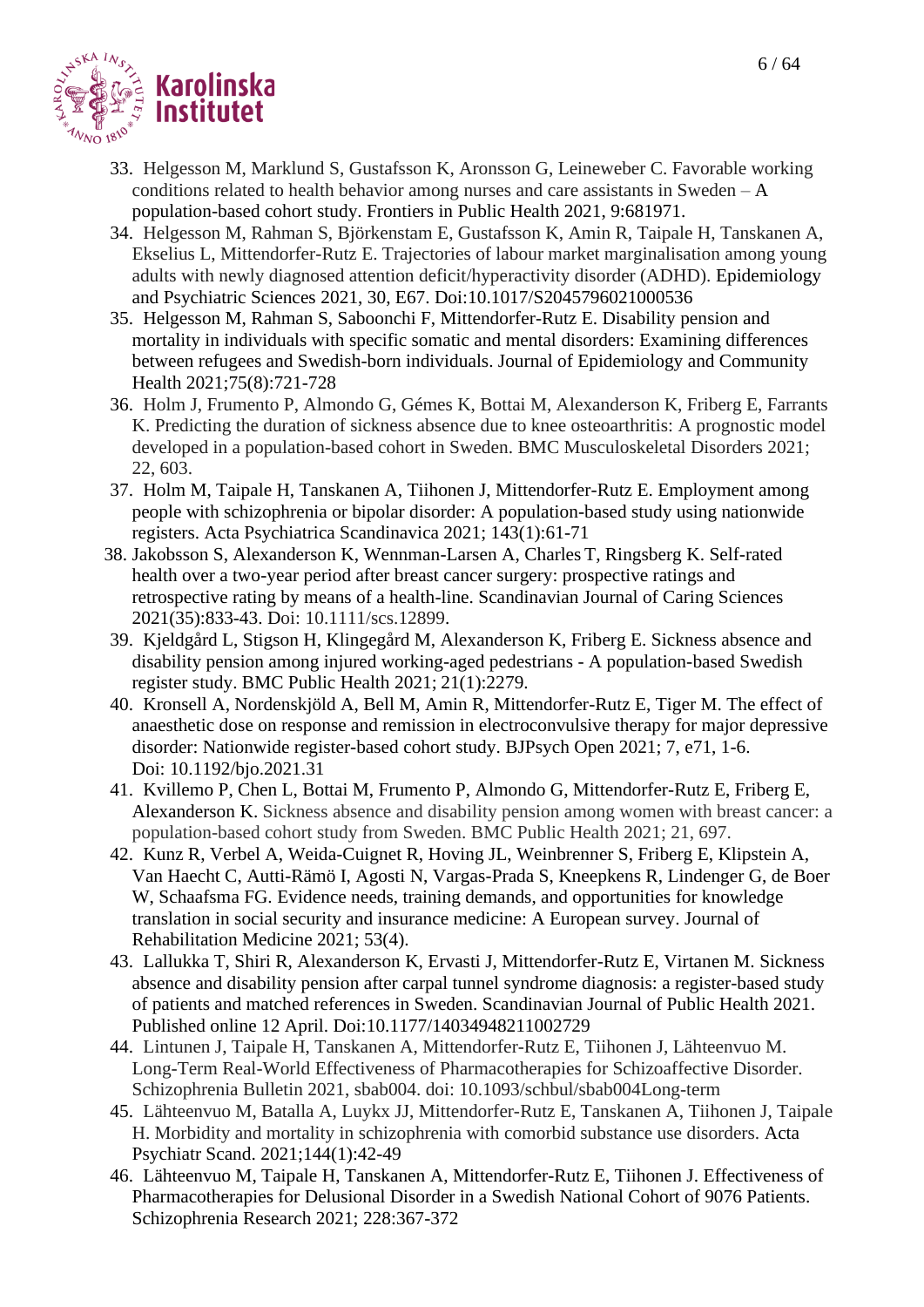33. Helgesson M, Marklund S, Gustafsson K, Aronsson G, Leineweber C. Favorable working conditions related to health behavior among nurses and care assistants in Sweden – A population-based cohort study. Frontiers in Public Health 2021, 9:681971.
34. Helgesson M, Rahman S, Björkenstam E, Gustafsson K, Amin R, Taipale H, Tanskanen A, Ekselius L, Mittendorfer-Rutz E. Trajectories of labour market marginalisation among young adults with newly diagnosed attention deficit/hyperactivity disorder (ADHD). Epidemiology and Psychiatric Sciences 2021, 30, E67. Doi:10.1017/S2045796021000536
35. Helgesson M, Rahman S, Saboonchi F, Mittendorfer-Rutz E. Disability pension and mortality in individuals with specific somatic and mental disorders: Examining differences between refugees and Swedish-born individuals. Journal of Epidemiology and Community Health 2021;75(8):721-728
36. Holm J, Frumento P, Almondo G, Gémes K, Bottai M, Alexanderson K, Friberg E, Farrants K. Predicting the duration of sickness absence due to knee osteoarthritis: A prognostic model developed in a population-based cohort in Sweden. BMC Musculoskeletal Disorders 2021; 22, 603.
37. Holm M, Taipale H, Tanskanen A, Tiihonen J, Mittendorfer-Rutz E. Employment among people with schizophrenia or bipolar disorder: A population-based study using nationwide registers. Acta Psychiatrica Scandinavica 2021; 143(1):61-71
38. Jakobsson S, Alexanderson K, Wennman-Larsen A, Charles T, Ringsberg K. Self-rated health over a two-year period after breast cancer surgery: prospective ratings and retrospective rating by means of a health-line. Scandinavian Journal of Caring Sciences 2021(35):833-43. Doi: 10.1111/scs.12899.
39. Kjeldgård L, Stigson H, Klingegård M, Alexanderson K, Friberg E. Sickness absence and disability pension among injured working-aged pedestrians - A population-based Swedish register study. BMC Public Health 2021; 21(1):2279.
40. Kronsell A, Nordenskjöld A, Bell M, Amin R, Mittendorfer-Rutz E, Tiger M. The effect of anaesthetic dose on response and remission in electroconvulsive therapy for major depressive disorder: Nationwide register-based cohort study. BJPsych Open 2021; 7, e71, 1-6. Doi: 10.1192/bjo.2021.31
41. Kvillemo P, Chen L, Bottai M, Frumento P, Almondo G, Mittendorfer-Rutz E, Friberg E, Alexanderson K. Sickness absence and disability pension among women with breast cancer: a population-based cohort study from Sweden. BMC Public Health 2021; 21, 697.
42. Kunz R, Verbel A, Weida-Cuignet R, Hoving JL, Weinbrenner S, Friberg E, Klipstein A, Van Haecht C, Autti-Rämö I, Agosti N, Vargas-Prada S, Kneepkens R, Lindenger G, de Boer W, Schaafsma FG. Evidence needs, training demands, and opportunities for knowledge translation in social security and insurance medicine: A European survey. Journal of Rehabilitation Medicine 2021; 53(4).
43. Lallukka T, Shiri R, Alexanderson K, Ervasti J, Mittendorfer-Rutz E, Virtanen M. Sickness absence and disability pension after carpal tunnel syndrome diagnosis: a register-based study of patients and matched references in Sweden. Scandinavian Journal of Public Health 2021. Published online 12 April. Doi:10.1177/14034948211002729
44. Lintunen J, Taipale H, Tanskanen A, Mittendorfer-Rutz E, Tiihonen J, Lähteenvuo M. Long-Term Real-World Effectiveness of Pharmacotherapies for Schizoaffective Disorder. Schizophrenia Bulletin 2021, sbab004. doi: 10.1093/schbul/sbab004Long-term
45. Lähteenvuo M, Batalla A, Luykx JJ, Mittendorfer-Rutz E, Tanskanen A, Tiihonen J, Taipale H. Morbidity and mortality in schizophrenia with comorbid substance use disorders. Acta Psychiatr Scand. 2021;144(1):42-49
46. Lähteenvuo M, Taipale H, Tanskanen A, Mittendorfer-Rutz E, Tiihonen J. Effectiveness of Pharmacotherapies for Delusional Disorder in a Swedish National Cohort of 9076 Patients. Schizophrenia Research 2021; 228:367-372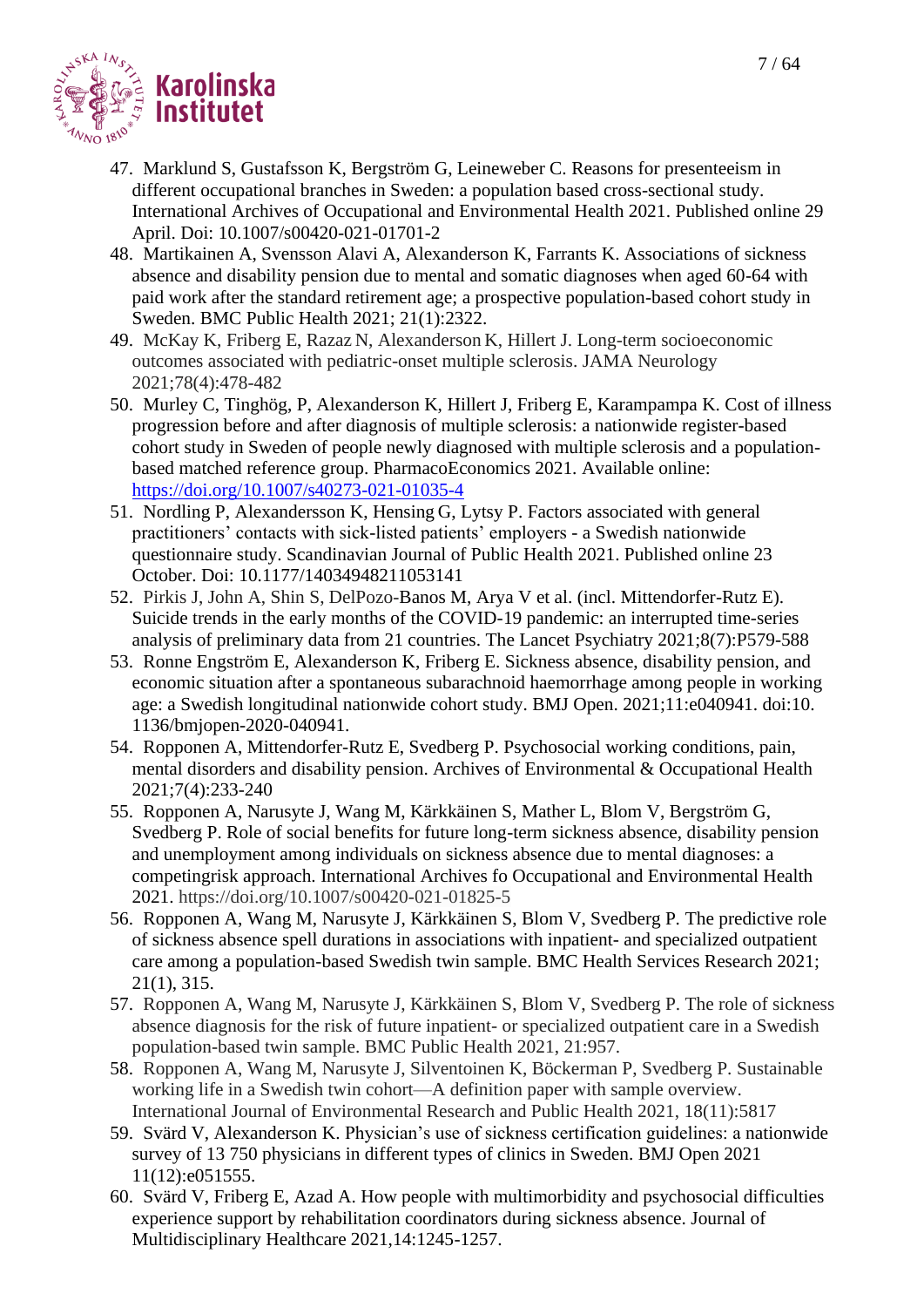47. Marklund S, Gustafsson K, Bergström G, Leineweber C. Reasons for presenteeism in different occupational branches in Sweden: a population based cross-sectional study. International Archives of Occupational and Environmental Health 2021. Published online 29 April. Doi: 10.1007/s00420-021-01701-2
48. Martikainen A, Svensson Alavi A, Alexanderson K, Farrants K. Associations of sickness absence and disability pension due to mental and somatic diagnoses when aged 60-64 with paid work after the standard retirement age; a prospective population-based cohort study in Sweden. BMC Public Health 2021; 21(1):2322.
49. McKay K, Friberg E, Razaz N, Alexanderson K, Hillert J. Long-term socioeconomic outcomes associated with pediatric-onset multiple sclerosis. JAMA Neurology 2021;78(4):478-482
50. Murley C, Tinghög, P, Alexanderson K, Hillert J, Friberg E, Karampampa K. Cost of illness progression before and after diagnosis of multiple sclerosis: a nationwide register-based cohort study in Sweden of people newly diagnosed with multiple sclerosis and a population-based matched reference group. PharmacoEconomics 2021. Available online: https://doi.org/10.1007/s40273-021-01035-4
51. Nordling P, Alexandersson K, Hensing G, Lytsy P. Factors associated with general practitioners' contacts with sick-listed patients' employers - a Swedish nationwide questionnaire study. Scandinavian Journal of Public Health 2021. Published online 23 October. Doi: 10.1177/14034948211053141
52. Pirkis J, John A, Shin S, DelPozo-Banos M, Arya V et al. (incl. Mittendorfer-Rutz E). Suicide trends in the early months of the COVID-19 pandemic: an interrupted time-series analysis of preliminary data from 21 countries. The Lancet Psychiatry 2021;8(7):P579-588
53. Ronne Engström E, Alexanderson K, Friberg E. Sickness absence, disability pension, and economic situation after a spontaneous subarachnoid haemorrhage among people in working age: a Swedish longitudinal nationwide cohort study. BMJ Open. 2021;11:e040941. doi:10. 1136/bmjopen-2020-040941.
54. Ropponen A, Mittendorfer-Rutz E, Svedberg P. Psychosocial working conditions, pain, mental disorders and disability pension. Archives of Environmental & Occupational Health 2021;7(4):233-240
55. Ropponen A, Narusyte J, Wang M, Kärkkäinen S, Mather L, Blom V, Bergström G, Svedberg P. Role of social benefits for future long-term sickness absence, disability pension and unemployment among individuals on sickness absence due to mental diagnoses: a competingrisk approach. International Archives fo Occupational and Environmental Health 2021. https://doi.org/10.1007/s00420-021-01825-5
56. Ropponen A, Wang M, Narusyte J, Kärkkäinen S, Blom V, Svedberg P. The predictive role of sickness absence spell durations in associations with inpatient- and specialized outpatient care among a population-based Swedish twin sample. BMC Health Services Research 2021; 21(1), 315.
57. Ropponen A, Wang M, Narusyte J, Kärkkäinen S, Blom V, Svedberg P. The role of sickness absence diagnosis for the risk of future inpatient- or specialized outpatient care in a Swedish population-based twin sample. BMC Public Health 2021, 21:957.
58. Ropponen A, Wang M, Narusyte J, Silventoinen K, Böckerman P, Svedberg P. Sustainable working life in a Swedish twin cohort—A definition paper with sample overview. International Journal of Environmental Research and Public Health 2021, 18(11):5817
59. Svärd V, Alexanderson K. Physician's use of sickness certification guidelines: a nationwide survey of 13 750 physicians in different types of clinics in Sweden. BMJ Open 2021 11(12):e051555.
60. Svärd V, Friberg E, Azad A. How people with multimorbidity and psychosocial difficulties experience support by rehabilitation coordinators during sickness absence. Journal of Multidisciplinary Healthcare 2021,14:1245-1257.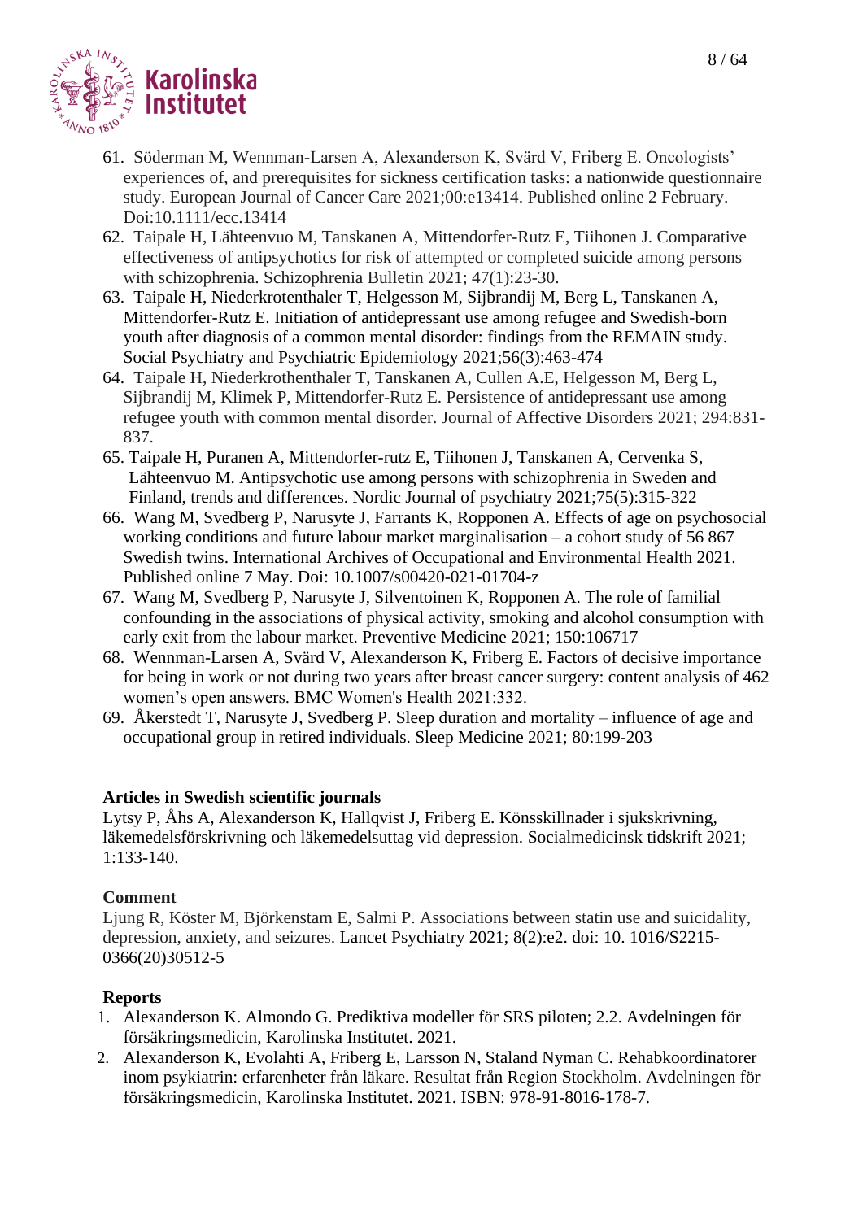61. Söderman M, Wennman-Larsen A, Alexanderson K, Svärd V, Friberg E. Oncologists' experiences of, and prerequisites for sickness certification tasks: a nationwide questionnaire study. European Journal of Cancer Care 2021;00:e13414. Published online 2 February. Doi:10.1111/ecc.13414
62. Taipale H, Lähteenvuo M, Tanskanen A, Mittendorfer-Rutz E, Tiihonen J. Comparative effectiveness of antipsychotics for risk of attempted or completed suicide among persons with schizophrenia. Schizophrenia Bulletin 2021; 47(1):23-30.
63. Taipale H, Niederkrotenthaler T, Helgesson M, Sijbrandij M, Berg L, Tanskanen A, Mittendorfer-Rutz E. Initiation of antidepressant use among refugee and Swedish-born youth after diagnosis of a common mental disorder: findings from the REMAIN study. Social Psychiatry and Psychiatric Epidemiology 2021;56(3):463-474
64. Taipale H, Niederkrothenthaler T, Tanskanen A, Cullen A.E, Helgesson M, Berg L, Sijbrandij M, Klimek P, Mittendorfer-Rutz E. Persistence of antidepressant use among refugee youth with common mental disorder. Journal of Affective Disorders 2021; 294:831-837.
65. Taipale H, Puranen A, Mittendorfer-rutz E, Tiihonen J, Tanskanen A, Cervenka S, Lähteenvuo M. Antipsychotic use among persons with schizophrenia in Sweden and Finland, trends and differences. Nordic Journal of psychiatry 2021;75(5):315-322
66. Wang M, Svedberg P, Narusyte J, Farrants K, Ropponen A. Effects of age on psychosocial working conditions and future labour market marginalisation – a cohort study of 56 867 Swedish twins. International Archives of Occupational and Environmental Health 2021. Published online 7 May. Doi: 10.1007/s00420-021-01704-z
67. Wang M, Svedberg P, Narusyte J, Silventoinen K, Ropponen A. The role of familial confounding in the associations of physical activity, smoking and alcohol consumption with early exit from the labour market. Preventive Medicine 2021; 150:106717
68. Wennman-Larsen A, Svärd V, Alexanderson K, Friberg E. Factors of decisive importance for being in work or not during two years after breast cancer surgery: content analysis of 462 women's open answers. BMC Women's Health 2021:332.
69. Åkerstedt T, Narusyte J, Svedberg P. Sleep duration and mortality – influence of age and occupational group in retired individuals. Sleep Medicine 2021; 80:199-203

**Articles in Swedish scientific journals**

Lytsy P, Åhs A, Alexanderson K, Hallqvist J, Friberg E. Könsskillnader i sjukskrivning, läkemedelsförskrivning och läkemedelsuttag vid depression. Socialmedicinsk tidskrift 2021; 1:133-140.

**Comment**

Ljung R, Köster M, Björkenstam E, Salmi P. Associations between statin use and suicidality, depression, anxiety, and seizures. Lancet Psychiatry 2021; 8(2):e2. doi: 10. 1016/S2215-0366(20)30512-5

**Reports**

1. Alexanderson K. Almondo G. Prediktiva modeller för SRS piloten; 2.2. Avdelningen för försäkringsmedicin, Karolinska Institutet. 2021.
2. Alexanderson K, Evolahti A, Friberg E, Larsson N, Staland Nyman C. Rehabkoordinatorer inom psykiatrin: erfarenheter från läkare. Resultat från Region Stockholm. Avdelningen för försäkringsmedicin, Karolinska Institutet. 2021. ISBN: 978-91-8016-178-7.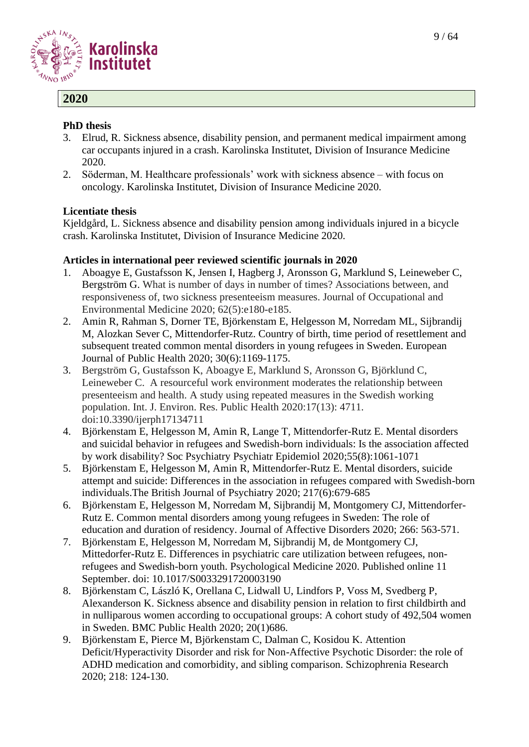## 2020

**PhD thesis**

3. Elrud, R. Sickness absence, disability pension, and permanent medical impairment among car occupants injured in a crash. Karolinska Institutet, Division of Insurance Medicine 2020.
2. Söderman, M. Healthcare professionals' work with sickness absence – with focus on oncology. Karolinska Institutet, Division of Insurance Medicine 2020.

**Licentiate thesis**

Kjeldgård, L. Sickness absence and disability pension among individuals injured in a bicycle crash. Karolinska Institutet, Division of Insurance Medicine 2020.

**Articles in international peer reviewed scientific journals in 2020**

1. Aboagye E, Gustafsson K, Jensen I, Hagberg J, Aronsson G, Marklund S, Leineweber C, Bergström G. What is number of days in number of times? Associations between, and responsiveness of, two sickness presenteeism measures. Journal of Occupational and Environmental Medicine 2020; 62(5):e180-e185.
2. Amin R, Rahman S, Dorner TE, Björkenstam E, Helgesson M, Norredam ML, Sijbrandij M, Alozkan Sever C, Mittendorfer-Rutz. Country of birth, time period of resettlement and subsequent treated common mental disorders in young refugees in Sweden. European Journal of Public Health 2020; 30(6):1169-1175.
3. Bergström G, Gustafsson K, Aboagye E, Marklund S, Aronsson G, Björklund C, Leineweber C. A resourceful work environment moderates the relationship between presenteeism and health. A study using repeated measures in the Swedish working population. Int. J. Environ. Res. Public Health 2020:17(13): 4711. doi:10.3390/ijerph17134711
4. Björkenstam E, Helgesson M, Amin R, Lange T, Mittendorfer-Rutz E. Mental disorders and suicidal behavior in refugees and Swedish-born individuals: Is the association affected by work disability? Soc Psychiatry Psychiatr Epidemiol 2020;55(8):1061-1071
5. Björkenstam E, Helgesson M, Amin R, Mittendorfer-Rutz E. Mental disorders, suicide attempt and suicide: Differences in the association in refugees compared with Swedish-born individuals.The British Journal of Psychiatry 2020; 217(6):679-685
6. Björkenstam E, Helgesson M, Norredam M, Sijbrandij M, Montgomery CJ, Mittendorfer-Rutz E. Common mental disorders among young refugees in Sweden: The role of education and duration of residency. Journal of Affective Disorders 2020; 266: 563-571.
7. Björkenstam E, Helgesson M, Norredam M, Sijbrandij M, de Montgomery CJ, Mittedorfer-Rutz E. Differences in psychiatric care utilization between refugees, non-refugees and Swedish-born youth. Psychological Medicine 2020. Published online 11 September. doi: 10.1017/S0033291720003190
8. Björkenstam C, László K, Orellana C, Lidwall U, Lindfors P, Voss M, Svedberg P, Alexanderson K. Sickness absence and disability pension in relation to first childbirth and in nulliparous women according to occupational groups: A cohort study of 492,504 women in Sweden. BMC Public Health 2020; 20(1)686.
9. Björkenstam E, Pierce M, Björkenstam C, Dalman C, Kosidou K. Attention Deficit/Hyperactivity Disorder and risk for Non-Affective Psychotic Disorder: the role of ADHD medication and comorbidity, and sibling comparison. Schizophrenia Research 2020; 218: 124-130.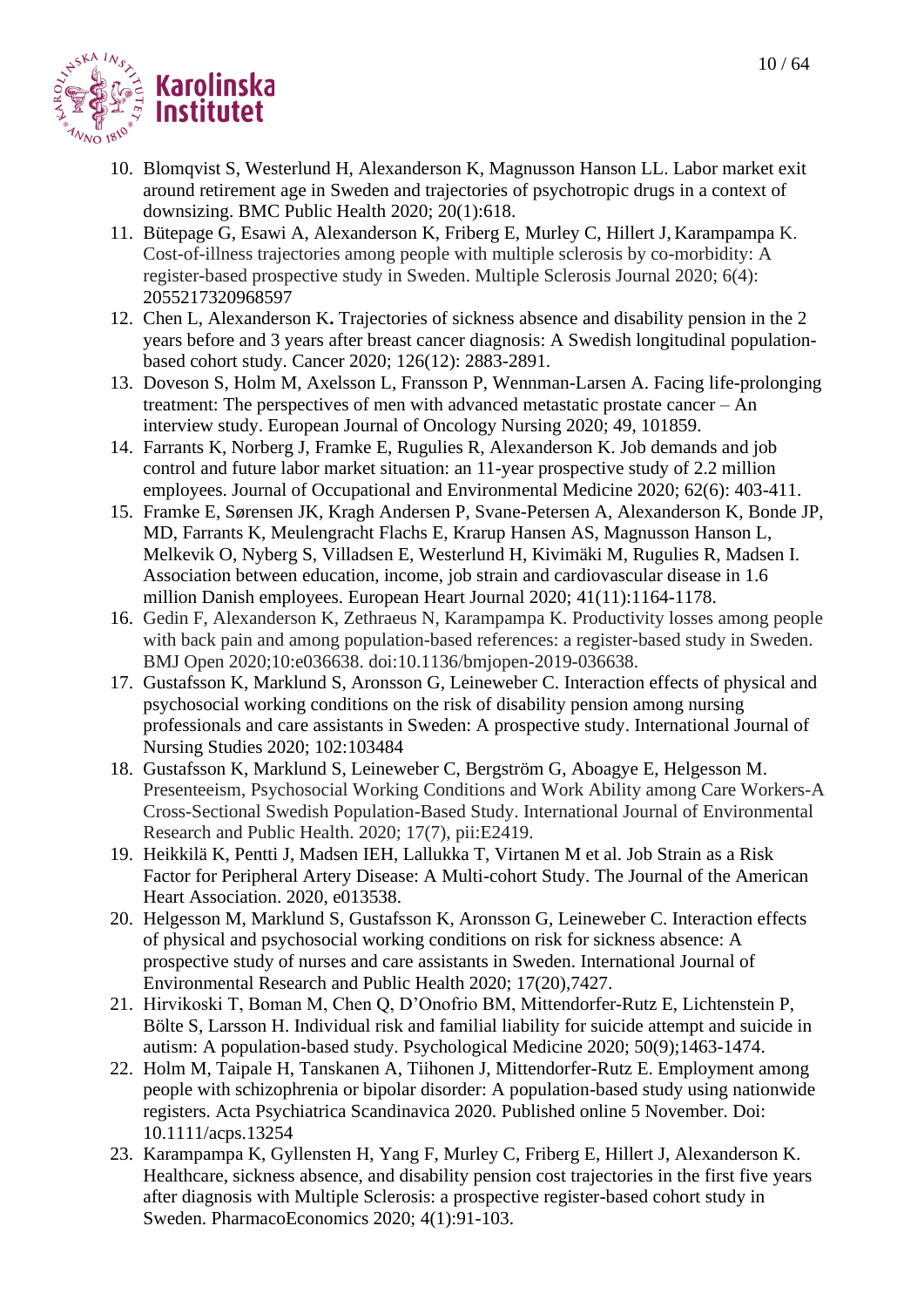10. Blomqvist S, Westerlund H, Alexanderson K, Magnusson Hanson LL. Labor market exit around retirement age in Sweden and trajectories of psychotropic drugs in a context of downsizing. BMC Public Health 2020; 20(1):618.
11. Bütepage G, Esawi A, Alexanderson K, Friberg E, Murley C, Hillert J, Karampampa K. Cost-of-illness trajectories among people with multiple sclerosis by co-morbidity: A register-based prospective study in Sweden. Multiple Sclerosis Journal 2020; 6(4): 2055217320968597
12. Chen L, Alexanderson K**.** Trajectories of sickness absence and disability pension in the 2 years before and 3 years after breast cancer diagnosis: A Swedish longitudinal population-based cohort study. Cancer 2020; 126(12): 2883-2891.
13. Doveson S, Holm M, Axelsson L, Fransson P, Wennman-Larsen A. Facing life-prolonging treatment: The perspectives of men with advanced metastatic prostate cancer – An interview study. European Journal of Oncology Nursing 2020; 49, 101859.
14. Farrants K, Norberg J, Framke E, Rugulies R, Alexanderson K. Job demands and job control and future labor market situation: an 11-year prospective study of 2.2 million employees. Journal of Occupational and Environmental Medicine 2020; 62(6): 403-411.
15. Framke E, Sørensen JK, Kragh Andersen P, Svane-Petersen A, Alexanderson K, Bonde JP, MD, Farrants K, Meulengracht Flachs E, Krarup Hansen AS, Magnusson Hanson L, Melkevik O, Nyberg S, Villadsen E, Westerlund H, Kivimäki M, Rugulies R, Madsen I. Association between education, income, job strain and cardiovascular disease in 1.6 million Danish employees. European Heart Journal 2020; 41(11):1164-1178.
16. Gedin F, Alexanderson K, Zethraeus N, Karampampa K. Productivity losses among people with back pain and among population-based references: a register-based study in Sweden. BMJ Open 2020;10:e036638. doi:10.1136/bmjopen-2019-036638.
17. Gustafsson K, Marklund S, Aronsson G, Leineweber C. Interaction effects of physical and psychosocial working conditions on the risk of disability pension among nursing professionals and care assistants in Sweden: A prospective study. International Journal of Nursing Studies 2020; 102:103484
18. Gustafsson K, Marklund S, Leineweber C, Bergström G, Aboagye E, Helgesson M. Presenteeism, Psychosocial Working Conditions and Work Ability among Care Workers-A Cross-Sectional Swedish Population-Based Study. International Journal of Environmental Research and Public Health. 2020; 17(7), pii:E2419.
19. Heikkilä K, Pentti J, Madsen IEH, Lallukka T, Virtanen M et al. Job Strain as a Risk Factor for Peripheral Artery Disease: A Multi-cohort Study. The Journal of the American Heart Association. 2020, e013538.
20. Helgesson M, Marklund S, Gustafsson K, Aronsson G, Leineweber C. Interaction effects of physical and psychosocial working conditions on risk for sickness absence: A prospective study of nurses and care assistants in Sweden. International Journal of Environmental Research and Public Health 2020; 17(20),7427.
21. Hirvikoski T, Boman M, Chen Q, D'Onofrio BM, Mittendorfer-Rutz E, Lichtenstein P, Bölte S, Larsson H. Individual risk and familial liability for suicide attempt and suicide in autism: A population-based study. Psychological Medicine 2020; 50(9);1463-1474.
22. Holm M, Taipale H, Tanskanen A, Tiihonen J, Mittendorfer-Rutz E. Employment among people with schizophrenia or bipolar disorder: A population-based study using nationwide registers. Acta Psychiatrica Scandinavica 2020. Published online 5 November. Doi: 10.1111/acps.13254
23. Karampampa K, Gyllensten H, Yang F, Murley C, Friberg E, Hillert J, Alexanderson K. Healthcare, sickness absence, and disability pension cost trajectories in the first five years after diagnosis with Multiple Sclerosis: a prospective register-based cohort study in Sweden. PharmacoEconomics 2020; 4(1):91-103.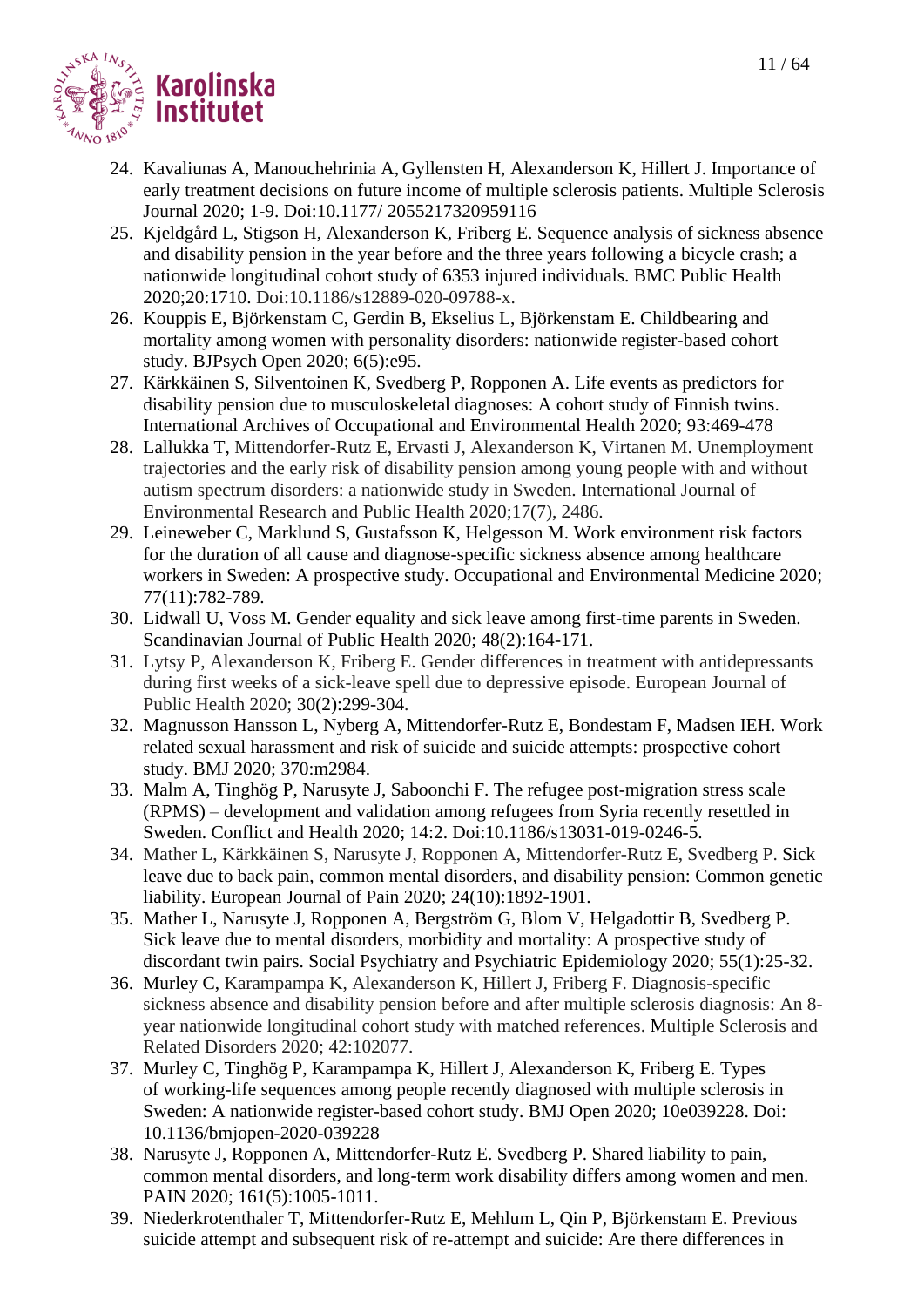24. Kavaliunas A, Manouchehrinia A, Gyllensten H, Alexanderson K, Hillert J. Importance of early treatment decisions on future income of multiple sclerosis patients. Multiple Sclerosis Journal 2020; 1-9. Doi:10.1177/ 2055217320959116
25. Kjeldgård L, Stigson H, Alexanderson K, Friberg E. Sequence analysis of sickness absence and disability pension in the year before and the three years following a bicycle crash; a nationwide longitudinal cohort study of 6353 injured individuals. BMC Public Health 2020;20:1710. Doi:10.1186/s12889-020-09788-x.
26. Kouppis E, Björkenstam C, Gerdin B, Ekselius L, Björkenstam E. Childbearing and mortality among women with personality disorders: nationwide register-based cohort study. BJPsych Open 2020; 6(5):e95.
27. Kärkkäinen S, Silventoinen K, Svedberg P, Ropponen A. Life events as predictors for disability pension due to musculoskeletal diagnoses: A cohort study of Finnish twins. International Archives of Occupational and Environmental Health 2020; 93:469-478
28. Lallukka T, Mittendorfer-Rutz E, Ervasti J, Alexanderson K, Virtanen M. Unemployment trajectories and the early risk of disability pension among young people with and without autism spectrum disorders: a nationwide study in Sweden. International Journal of Environmental Research and Public Health 2020;17(7), 2486.
29. Leineweber C, Marklund S, Gustafsson K, Helgesson M. Work environment risk factors for the duration of all cause and diagnose-specific sickness absence among healthcare workers in Sweden: A prospective study. Occupational and Environmental Medicine 2020; 77(11):782-789.
30. Lidwall U, Voss M. Gender equality and sick leave among first-time parents in Sweden. Scandinavian Journal of Public Health 2020; 48(2):164-171.
31. Lytsy P, Alexanderson K, Friberg E. Gender differences in treatment with antidepressants during first weeks of a sick-leave spell due to depressive episode. European Journal of Public Health 2020; 30(2):299-304.
32. Magnusson Hansson L, Nyberg A, Mittendorfer-Rutz E, Bondestam F, Madsen IEH. Work related sexual harassment and risk of suicide and suicide attempts: prospective cohort study. BMJ 2020; 370:m2984.
33. Malm A, Tinghög P, Narusyte J, Saboonchi F. The refugee post-migration stress scale (RPMS) – development and validation among refugees from Syria recently resettled in Sweden. Conflict and Health 2020; 14:2. Doi:10.1186/s13031-019-0246-5.
34. Mather L, Kärkkäinen S, Narusyte J, Ropponen A, Mittendorfer-Rutz E, Svedberg P. Sick leave due to back pain, common mental disorders, and disability pension: Common genetic liability. European Journal of Pain 2020; 24(10):1892-1901.
35. Mather L, Narusyte J, Ropponen A, Bergström G, Blom V, Helgadottir B, Svedberg P. Sick leave due to mental disorders, morbidity and mortality: A prospective study of discordant twin pairs. Social Psychiatry and Psychiatric Epidemiology 2020; 55(1):25-32.
36. Murley C, Karampampa K, Alexanderson K, Hillert J, Friberg F. Diagnosis-specific sickness absence and disability pension before and after multiple sclerosis diagnosis: An 8-year nationwide longitudinal cohort study with matched references. Multiple Sclerosis and Related Disorders 2020; 42:102077.
37. Murley C, Tinghög P, Karampampa K, Hillert J, Alexanderson K, Friberg E. Types of working-life sequences among people recently diagnosed with multiple sclerosis in Sweden: A nationwide register-based cohort study. BMJ Open 2020; 10e039228. Doi: 10.1136/bmjopen-2020-039228
38. Narusyte J, Ropponen A, Mittendorfer-Rutz E. Svedberg P. Shared liability to pain, common mental disorders, and long-term work disability differs among women and men. PAIN 2020; 161(5):1005-1011.
39. Niederkrotenthaler T, Mittendorfer-Rutz E, Mehlum L, Qin P, Björkenstam E. Previous suicide attempt and subsequent risk of re-attempt and suicide: Are there differences in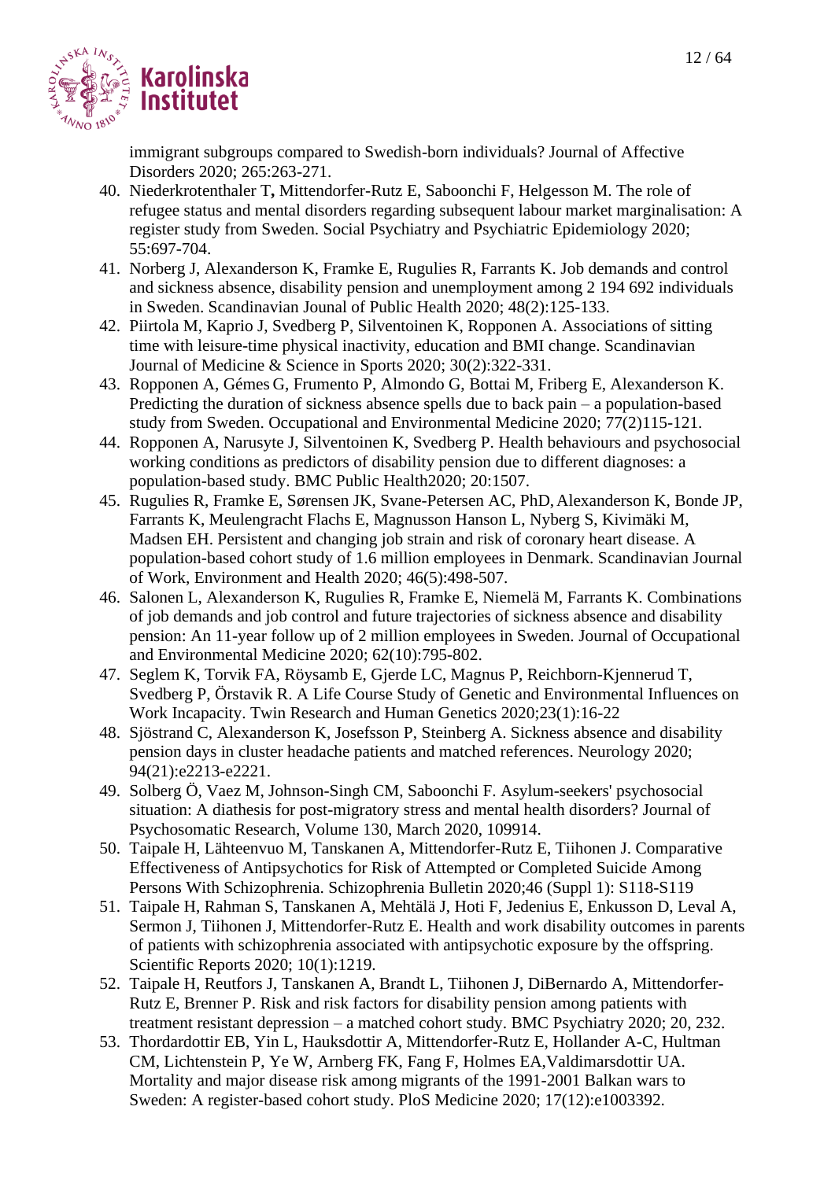immigrant subgroups compared to Swedish-born individuals? Journal of Affective Disorders 2020; 265:263-271.

40. Niederkrotenthaler T**,** Mittendorfer-Rutz E, Saboonchi F, Helgesson M. The role of refugee status and mental disorders regarding subsequent labour market marginalisation: A register study from Sweden. Social Psychiatry and Psychiatric Epidemiology 2020; 55:697-704.
41. Norberg J, Alexanderson K, Framke E, Rugulies R, Farrants K. Job demands and control and sickness absence, disability pension and unemployment among 2 194 692 individuals in Sweden. Scandinavian Jounal of Public Health 2020; 48(2):125-133.
42. Piirtola M, Kaprio J, Svedberg P, Silventoinen K, Ropponen A. Associations of sitting time with leisure-time physical inactivity, education and BMI change. Scandinavian Journal of Medicine & Science in Sports 2020; 30(2):322-331.
43. Ropponen A, Gémes G, Frumento P, Almondo G, Bottai M, Friberg E, Alexanderson K. Predicting the duration of sickness absence spells due to back pain – a population-based study from Sweden. Occupational and Environmental Medicine 2020; 77(2)115-121.
44. Ropponen A, Narusyte J, Silventoinen K, Svedberg P. Health behaviours and psychosocial working conditions as predictors of disability pension due to different diagnoses: a population-based study. BMC Public Health2020; 20:1507.
45. Rugulies R, Framke E, Sørensen JK, Svane-Petersen AC, PhD, Alexanderson K, Bonde JP, Farrants K, Meulengracht Flachs E, Magnusson Hanson L, Nyberg S, Kivimäki M, Madsen EH. Persistent and changing job strain and risk of coronary heart disease. A population-based cohort study of 1.6 million employees in Denmark. Scandinavian Journal of Work, Environment and Health 2020; 46(5):498-507.
46. Salonen L, Alexanderson K, Rugulies R, Framke E, Niemelä M, Farrants K. Combinations of job demands and job control and future trajectories of sickness absence and disability pension: An 11-year follow up of 2 million employees in Sweden. Journal of Occupational and Environmental Medicine 2020; 62(10):795-802.
47. Seglem K, Torvik FA, Röysamb E, Gjerde LC, Magnus P, Reichborn-Kjennerud T, Svedberg P, Örstavik R. A Life Course Study of Genetic and Environmental Influences on Work Incapacity. Twin Research and Human Genetics 2020;23(1):16-22
48. Sjöstrand C, Alexanderson K, Josefsson P, Steinberg A. Sickness absence and disability pension days in cluster headache patients and matched references. Neurology 2020; 94(21):e2213-e2221.
49. Solberg Ö, Vaez M, Johnson-Singh CM, Saboonchi F. Asylum-seekers' psychosocial situation: A diathesis for post-migratory stress and mental health disorders? Journal of Psychosomatic Research, Volume 130, March 2020, 109914.
50. Taipale H, Lähteenvuo M, Tanskanen A, Mittendorfer-Rutz E, Tiihonen J. Comparative Effectiveness of Antipsychotics for Risk of Attempted or Completed Suicide Among Persons With Schizophrenia. Schizophrenia Bulletin 2020;46 (Suppl 1): S118-S119
51. Taipale H, Rahman S, Tanskanen A, Mehtälä J, Hoti F, Jedenius E, Enkusson D, Leval A, Sermon J, Tiihonen J, Mittendorfer-Rutz E. Health and work disability outcomes in parents of patients with schizophrenia associated with antipsychotic exposure by the offspring. Scientific Reports 2020; 10(1):1219.
52. Taipale H, Reutfors J, Tanskanen A, Brandt L, Tiihonen J, DiBernardo A, Mittendorfer-Rutz E, Brenner P. Risk and risk factors for disability pension among patients with treatment resistant depression – a matched cohort study. BMC Psychiatry 2020; 20, 232.
53. Thordardottir EB, Yin L, Hauksdottir A, Mittendorfer-Rutz E, Hollander A-C, Hultman CM, Lichtenstein P, Ye W, Arnberg FK, Fang F, Holmes EA,Valdimarsdottir UA. Mortality and major disease risk among migrants of the 1991-2001 Balkan wars to Sweden: A register-based cohort study. PloS Medicine 2020; 17(12):e1003392.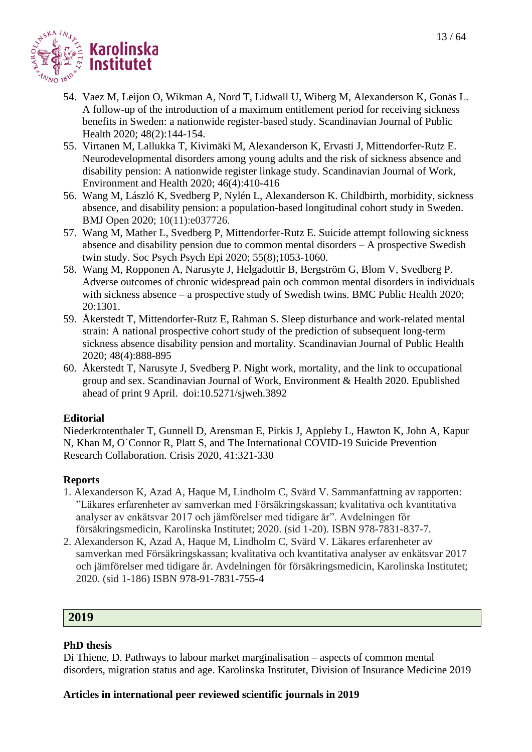54. Vaez M, Leijon O, Wikman A, Nord T, Lidwall U, Wiberg M, Alexanderson K, Gonäs L. A follow-up of the introduction of a maximum entitlement period for receiving sickness benefits in Sweden: a nationwide register-based study. Scandinavian Journal of Public Health 2020; 48(2):144-154.
55. Virtanen M, Lallukka T, Kivimäki M, Alexanderson K, Ervasti J, Mittendorfer-Rutz E. Neurodevelopmental disorders among young adults and the risk of sickness absence and disability pension: A nationwide register linkage study. Scandinavian Journal of Work, Environment and Health 2020; 46(4):410-416
56. Wang M, László K, Svedberg P, Nylén L, Alexanderson K. Childbirth, morbidity, sickness absence, and disability pension: a population-based longitudinal cohort study in Sweden. BMJ Open 2020; 10(11):e037726.
57. Wang M, Mather L, Svedberg P, Mittendorfer-Rutz E. Suicide attempt following sickness absence and disability pension due to common mental disorders – A prospective Swedish twin study. Soc Psych Psych Epi 2020; 55(8);1053-1060.
58. Wang M, Ropponen A, Narusyte J, Helgadottir B, Bergström G, Blom V, Svedberg P. Adverse outcomes of chronic widespread pain och common mental disorders in individuals with sickness absence – a prospective study of Swedish twins. BMC Public Health 2020; 20:1301.
59. Åkerstedt T, Mittendorfer-Rutz E, Rahman S. Sleep disturbance and work-related mental strain: A national prospective cohort study of the prediction of subsequent long-term sickness absence disability pension and mortality. Scandinavian Journal of Public Health 2020; 48(4):888-895
60. Åkerstedt T, Narusyte J, Svedberg P. Night work, mortality, and the link to occupational group and sex. Scandinavian Journal of Work, Environment & Health 2020. Epublished ahead of print 9 April. doi:10.5271/sjweh.3892

**Editorial**

Niederkrotenthaler T, Gunnell D, Arensman E, Pirkis J, Appleby L, Hawton K, John A, Kapur N, Khan M, O´Connor R, Platt S, and The International COVID-19 Suicide Prevention Research Collaboration. Crisis 2020, 41:321-330

**Reports**

1. Alexanderson K, Azad A, Haque M, Lindholm C, Svärd V. Sammanfattning av rapporten: ”Läkares erfarenheter av samverkan med Försäkringskassan; kvalitativa och kvantitativa analyser av enkätsvar 2017 och jämförelser med tidigare år”. Avdelningen för försäkringsmedicin, Karolinska Institutet; 2020. (sid 1-20). ISBN 978-7831-837-7.
2. Alexanderson K, Azad A, Haque M, Lindholm C, Svärd V. Läkares erfarenheter av samverkan med Försäkringskassan; kvalitativa och kvantitativa analyser av enkätsvar 2017 och jämförelser med tidigare år. Avdelningen för försäkringsmedicin, Karolinska Institutet; 2020. (sid 1-186) ISBN 978-91-7831-755-4

## 2019

**PhD thesis**

Di Thiene, D. Pathways to labour market marginalisation – aspects of common mental disorders, migration status and age. Karolinska Institutet, Division of Insurance Medicine 2019

**Articles in international peer reviewed scientific journals in 2019**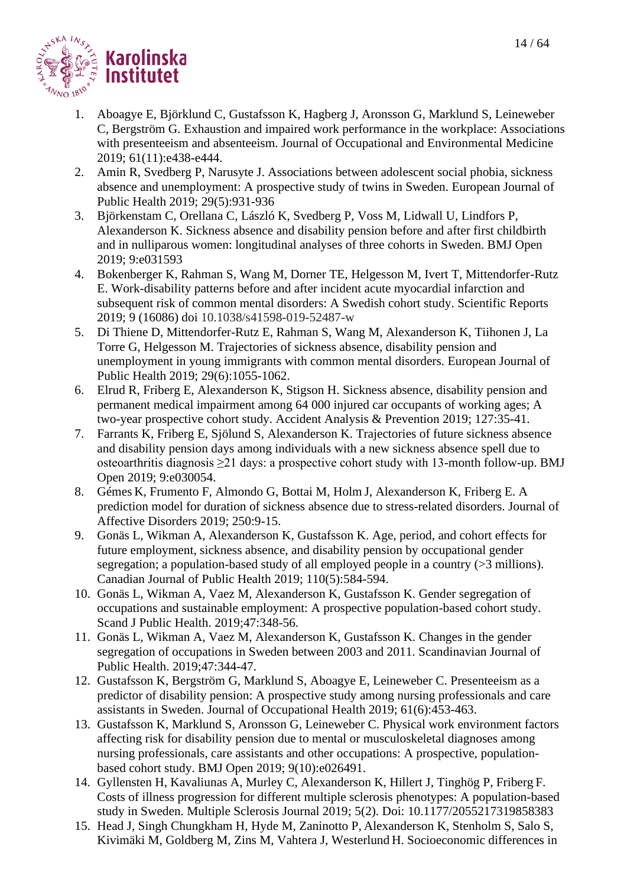1. Aboagye E, Björklund C, Gustafsson K, Hagberg J, Aronsson G, Marklund S, Leineweber C, Bergström G. Exhaustion and impaired work performance in the workplace: Associations with presenteeism and absenteeism. Journal of Occupational and Environmental Medicine 2019; 61(11):e438-e444.
2. Amin R, Svedberg P, Narusyte J. Associations between adolescent social phobia, sickness absence and unemployment: A prospective study of twins in Sweden. European Journal of Public Health 2019; 29(5):931-936
3. Björkenstam C, Orellana C, László K, Svedberg P, Voss M, Lidwall U, Lindfors P, Alexanderson K. Sickness absence and disability pension before and after first childbirth and in nulliparous women: longitudinal analyses of three cohorts in Sweden. BMJ Open 2019; 9:e031593
4. Bokenberger K, Rahman S, Wang M, Dorner TE, Helgesson M, Ivert T, Mittendorfer-Rutz E. Work-disability patterns before and after incident acute myocardial infarction and subsequent risk of common mental disorders: A Swedish cohort study. Scientific Reports 2019; 9 (16086) doi 10.1038/s41598-019-52487-w
5. Di Thiene D, Mittendorfer-Rutz E, Rahman S, Wang M, Alexanderson K, Tiihonen J, La Torre G, Helgesson M. Trajectories of sickness absence, disability pension and unemployment in young immigrants with common mental disorders. European Journal of Public Health 2019; 29(6):1055-1062.
6. Elrud R, Friberg E, Alexanderson K, Stigson H. Sickness absence, disability pension and permanent medical impairment among 64 000 injured car occupants of working ages; A two-year prospective cohort study. Accident Analysis & Prevention 2019; 127:35-41.
7. Farrants K, Friberg E, Sjölund S, Alexanderson K. Trajectories of future sickness absence and disability pension days among individuals with a new sickness absence spell due to osteoarthritis diagnosis ≥21 days: a prospective cohort study with 13-month follow-up. BMJ Open 2019; 9:e030054.
8. Gémes K, Frumento F, Almondo G, Bottai M, Holm J, Alexanderson K, Friberg E. A prediction model for duration of sickness absence due to stress-related disorders. Journal of Affective Disorders 2019; 250:9-15.
9. Gonäs L, Wikman A, Alexanderson K, Gustafsson K. Age, period, and cohort effects for future employment, sickness absence, and disability pension by occupational gender segregation; a population-based study of all employed people in a country (>3 millions). Canadian Journal of Public Health 2019; 110(5):584-594.
10. Gonäs L, Wikman A, Vaez M, Alexanderson K, Gustafsson K. Gender segregation of occupations and sustainable employment: A prospective population-based cohort study. Scand J Public Health. 2019;47:348-56.
11. Gonäs L, Wikman A, Vaez M, Alexanderson K, Gustafsson K. Changes in the gender segregation of occupations in Sweden between 2003 and 2011. Scandinavian Journal of Public Health. 2019;47:344-47.
12. Gustafsson K, Bergström G, Marklund S, Aboagye E, Leineweber C. Presenteeism as a predictor of disability pension: A prospective study among nursing professionals and care assistants in Sweden. Journal of Occupational Health 2019; 61(6):453-463.
13. Gustafsson K, Marklund S, Aronsson G, Leineweber C. Physical work environment factors affecting risk for disability pension due to mental or musculoskeletal diagnoses among nursing professionals, care assistants and other occupations: A prospective, population-based cohort study. BMJ Open 2019; 9(10):e026491.
14. Gyllensten H, Kavaliunas A, Murley C, Alexanderson K, Hillert J, Tinghög P, Friberg F. Costs of illness progression for different multiple sclerosis phenotypes: A population-based study in Sweden. Multiple Sclerosis Journal 2019; 5(2). Doi: 10.1177/2055217319858383
15. Head J, Singh Chungkham H, Hyde M, Zaninotto P, Alexanderson K, Stenholm S, Salo S, Kivimäki M, Goldberg M, Zins M, Vahtera J, Westerlund H. Socioeconomic differences in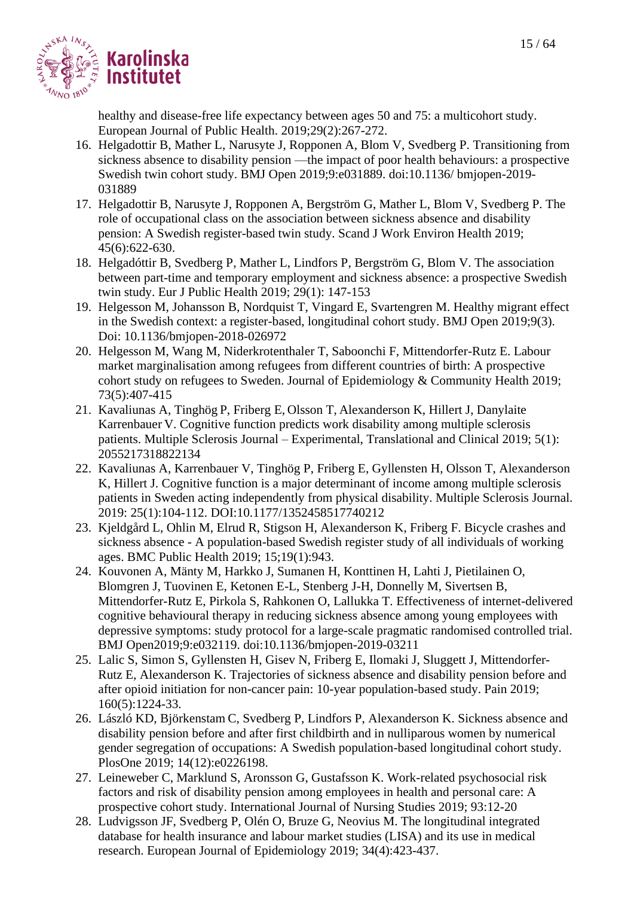healthy and disease-free life expectancy between ages 50 and 75: a multicohort study. European Journal of Public Health. 2019;29(2):267-272.

16. Helgadottir B, Mather L, Narusyte J, Ropponen A, Blom V, Svedberg P. Transitioning from sickness absence to disability pension —the impact of poor health behaviours: a prospective Swedish twin cohort study. BMJ Open 2019;9:e031889. doi:10.1136/ bmjopen-2019-031889
17. Helgadottir B, Narusyte J, Ropponen A, Bergström G, Mather L, Blom V, Svedberg P. The role of occupational class on the association between sickness absence and disability pension: A Swedish register-based twin study. Scand J Work Environ Health 2019; 45(6):622-630.
18. Helgadóttir B, Svedberg P, Mather L, Lindfors P, Bergström G, Blom V. The association between part-time and temporary employment and sickness absence: a prospective Swedish twin study. Eur J Public Health 2019; 29(1): 147-153
19. Helgesson M, Johansson B, Nordquist T, Vingard E, Svartengren M. Healthy migrant effect in the Swedish context: a register-based, longitudinal cohort study. BMJ Open 2019;9(3). Doi: 10.1136/bmjopen-2018-026972
20. Helgesson M, Wang M, Niderkrotenthaler T, Saboonchi F, Mittendorfer-Rutz E. Labour market marginalisation among refugees from different countries of birth: A prospective cohort study on refugees to Sweden. Journal of Epidemiology & Community Health 2019; 73(5):407-415
21. Kavaliunas A, Tinghög P, Friberg E, Olsson T, Alexanderson K, Hillert J, Danylaite Karrenbauer V. Cognitive function predicts work disability among multiple sclerosis patients. Multiple Sclerosis Journal – Experimental, Translational and Clinical 2019; 5(1): 2055217318822134
22. Kavaliunas A, Karrenbauer V, Tinghög P, Friberg E, Gyllensten H, Olsson T, Alexanderson K, Hillert J. Cognitive function is a major determinant of income among multiple sclerosis patients in Sweden acting independently from physical disability. Multiple Sclerosis Journal. 2019: 25(1):104-112. DOI:10.1177/1352458517740212
23. Kjeldgård L, Ohlin M, Elrud R, Stigson H, Alexanderson K, Friberg F. Bicycle crashes and sickness absence - A population-based Swedish register study of all individuals of working ages. BMC Public Health 2019; 15;19(1):943.
24. Kouvonen A, Mänty M, Harkko J, Sumanen H, Konttinen H, Lahti J, Pietilainen O, Blomgren J, Tuovinen E, Ketonen E-L, Stenberg J-H, Donnelly M, Sivertsen B, Mittendorfer-Rutz E, Pirkola S, Rahkonen O, Lallukka T. Effectiveness of internet-delivered cognitive behavioural therapy in reducing sickness absence among young employees with depressive symptoms: study protocol for a large-scale pragmatic randomised controlled trial. BMJ Open2019;9:e032119. doi:10.1136/bmjopen-2019-03211
25. Lalic S, Simon S, Gyllensten H, Gisev N, Friberg E, Ilomaki J, Sluggett J, Mittendorfer-Rutz E, Alexanderson K. Trajectories of sickness absence and disability pension before and after opioid initiation for non-cancer pain: 10-year population-based study. Pain 2019; 160(5):1224-33.
26. László KD, Björkenstam C, Svedberg P, Lindfors P, Alexanderson K. Sickness absence and disability pension before and after first childbirth and in nulliparous women by numerical gender segregation of occupations: A Swedish population-based longitudinal cohort study. PlosOne 2019; 14(12):e0226198.
27. Leineweber C, Marklund S, Aronsson G, Gustafsson K. Work-related psychosocial risk factors and risk of disability pension among employees in health and personal care: A prospective cohort study. International Journal of Nursing Studies 2019; 93:12-20
28. Ludvigsson JF, Svedberg P, Olén O, Bruze G, Neovius M. The longitudinal integrated database for health insurance and labour market studies (LISA) and its use in medical research. European Journal of Epidemiology 2019; 34(4):423-437.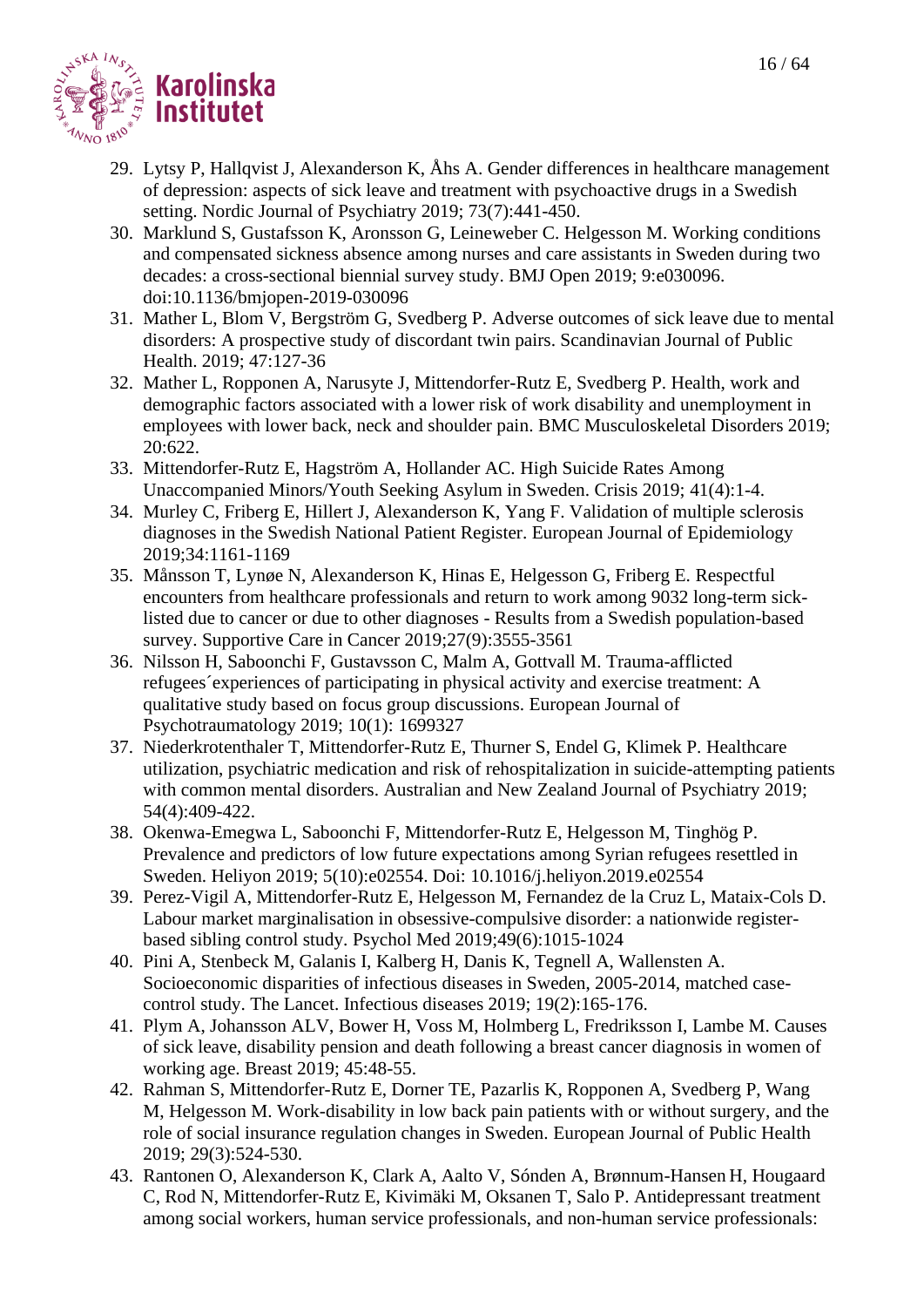29. Lytsy P, Hallqvist J, Alexanderson K, Åhs A. Gender differences in healthcare management of depression: aspects of sick leave and treatment with psychoactive drugs in a Swedish setting. Nordic Journal of Psychiatry 2019; 73(7):441-450.
30. Marklund S, Gustafsson K, Aronsson G, Leineweber C. Helgesson M. Working conditions and compensated sickness absence among nurses and care assistants in Sweden during two decades: a cross-sectional biennial survey study. BMJ Open 2019; 9:e030096. doi:10.1136/bmjopen-2019-030096
31. Mather L, Blom V, Bergström G, Svedberg P. Adverse outcomes of sick leave due to mental disorders: A prospective study of discordant twin pairs. Scandinavian Journal of Public Health. 2019; 47:127-36
32. Mather L, Ropponen A, Narusyte J, Mittendorfer-Rutz E, Svedberg P. Health, work and demographic factors associated with a lower risk of work disability and unemployment in employees with lower back, neck and shoulder pain. BMC Musculoskeletal Disorders 2019; 20:622.
33. Mittendorfer-Rutz E, Hagström A, Hollander AC. High Suicide Rates Among Unaccompanied Minors/Youth Seeking Asylum in Sweden. Crisis 2019; 41(4):1-4.
34. Murley C, Friberg E, Hillert J, Alexanderson K, Yang F. Validation of multiple sclerosis diagnoses in the Swedish National Patient Register. European Journal of Epidemiology 2019;34:1161-1169
35. Månsson T, Lynøe N, Alexanderson K, Hinas E, Helgesson G, Friberg E. Respectful encounters from healthcare professionals and return to work among 9032 long-term sick-listed due to cancer or due to other diagnoses - Results from a Swedish population-based survey. Supportive Care in Cancer 2019;27(9):3555-3561
36. Nilsson H, Saboonchi F, Gustavsson C, Malm A, Gottvall M. Trauma-afflicted refugees´experiences of participating in physical activity and exercise treatment: A qualitative study based on focus group discussions. European Journal of Psychotraumatology 2019; 10(1): 1699327
37. Niederkrotenthaler T, Mittendorfer-Rutz E, Thurner S, Endel G, Klimek P. Healthcare utilization, psychiatric medication and risk of rehospitalization in suicide-attempting patients with common mental disorders. Australian and New Zealand Journal of Psychiatry 2019; 54(4):409-422.
38. Okenwa-Emegwa L, Saboonchi F, Mittendorfer-Rutz E, Helgesson M, Tinghög P. Prevalence and predictors of low future expectations among Syrian refugees resettled in Sweden. Heliyon 2019; 5(10):e02554. Doi: 10.1016/j.heliyon.2019.e02554
39. Perez-Vigil A, Mittendorfer-Rutz E, Helgesson M, Fernandez de la Cruz L, Mataix-Cols D. Labour market marginalisation in obsessive-compulsive disorder: a nationwide register-based sibling control study. Psychol Med 2019;49(6):1015-1024
40. Pini A, Stenbeck M, Galanis I, Kalberg H, Danis K, Tegnell A, Wallensten A. Socioeconomic disparities of infectious diseases in Sweden, 2005-2014, matched case-control study. The Lancet. Infectious diseases 2019; 19(2):165-176.
41. Plym A, Johansson ALV, Bower H, Voss M, Holmberg L, Fredriksson I, Lambe M. Causes of sick leave, disability pension and death following a breast cancer diagnosis in women of working age. Breast 2019; 45:48-55.
42. Rahman S, Mittendorfer-Rutz E, Dorner TE, Pazarlis K, Ropponen A, Svedberg P, Wang M, Helgesson M. Work-disability in low back pain patients with or without surgery, and the role of social insurance regulation changes in Sweden. European Journal of Public Health 2019; 29(3):524-530.
43. Rantonen O, Alexanderson K, Clark A, Aalto V, Sónden A, Brønnum-Hansen H, Hougaard C, Rod N, Mittendorfer-Rutz E, Kivimäki M, Oksanen T, Salo P. Antidepressant treatment among social workers, human service professionals, and non-human service professionals: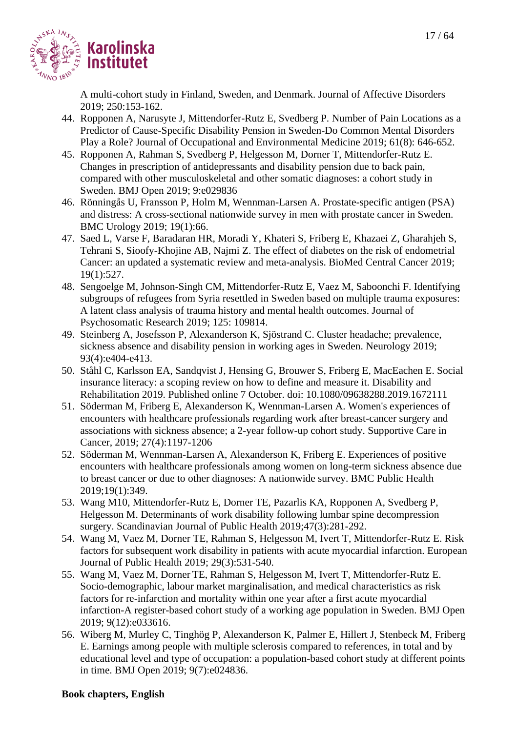A multi-cohort study in Finland, Sweden, and Denmark. Journal of Affective Disorders 2019; 250:153-162.

44. Ropponen A, Narusyte J, Mittendorfer-Rutz E, Svedberg P. Number of Pain Locations as a Predictor of Cause-Specific Disability Pension in Sweden-Do Common Mental Disorders Play a Role? Journal of Occupational and Environmental Medicine 2019; 61(8): 646-652.
45. Ropponen A, Rahman S, Svedberg P, Helgesson M, Dorner T, Mittendorfer-Rutz E. Changes in prescription of antidepressants and disability pension due to back pain, compared with other musculoskeletal and other somatic diagnoses: a cohort study in Sweden. BMJ Open 2019; 9:e029836
46. Rönningås U, Fransson P, Holm M, Wennman-Larsen A. Prostate-specific antigen (PSA) and distress: A cross-sectional nationwide survey in men with prostate cancer in Sweden. BMC Urology 2019; 19(1):66.
47. Saed L, Varse F, Baradaran HR, Moradi Y, Khateri S, Friberg E, Khazaei Z, Gharahjeh S, Tehrani S, Sioofy-Khojine AB, Najmi Z. The effect of diabetes on the risk of endometrial Cancer: an updated a systematic review and meta-analysis. BioMed Central Cancer 2019; 19(1):527.
48. Sengoelge M, Johnson-Singh CM, Mittendorfer-Rutz E, Vaez M, Saboonchi F. Identifying subgroups of refugees from Syria resettled in Sweden based on multiple trauma exposures: A latent class analysis of trauma history and mental health outcomes. Journal of Psychosomatic Research 2019; 125: 109814.
49. Steinberg A, Josefsson P, Alexanderson K, Sjöstrand C. Cluster headache; prevalence, sickness absence and disability pension in working ages in Sweden. Neurology 2019; 93(4):e404-e413.
50. Ståhl C, Karlsson EA, Sandqvist J, Hensing G, Brouwer S, Friberg E, MacEachen E. Social insurance literacy: a scoping review on how to define and measure it. Disability and Rehabilitation 2019. Published online 7 October. doi: 10.1080/09638288.2019.1672111
51. Söderman M, Friberg E, Alexanderson K, Wennman-Larsen A. Women's experiences of encounters with healthcare professionals regarding work after breast-cancer surgery and associations with sickness absence; a 2-year follow-up cohort study. Supportive Care in Cancer, 2019; 27(4):1197-1206
52. Söderman M, Wennman-Larsen A, Alexanderson K, Friberg E. Experiences of positive encounters with healthcare professionals among women on long-term sickness absence due to breast cancer or due to other diagnoses: A nationwide survey. BMC Public Health 2019;19(1):349.
53. Wang M10, Mittendorfer-Rutz E, Dorner TE, Pazarlis KA, Ropponen A, Svedberg P, Helgesson M. Determinants of work disability following lumbar spine decompression surgery. Scandinavian Journal of Public Health 2019;47(3):281-292.
54. Wang M, Vaez M, Dorner TE, Rahman S, Helgesson M, Ivert T, Mittendorfer-Rutz E. Risk factors for subsequent work disability in patients with acute myocardial infarction. European Journal of Public Health 2019; 29(3):531-540.
55. Wang M, Vaez M, Dorner TE, Rahman S, Helgesson M, Ivert T, Mittendorfer-Rutz E. Socio-demographic, labour market marginalisation, and medical characteristics as risk factors for re-infarction and mortality within one year after a first acute myocardial infarction-A register-based cohort study of a working age population in Sweden. BMJ Open 2019; 9(12):e033616.
56. Wiberg M, Murley C, Tinghög P, Alexanderson K, Palmer E, Hillert J, Stenbeck M, Friberg E. Earnings among people with multiple sclerosis compared to references, in total and by educational level and type of occupation: a population-based cohort study at different points in time. BMJ Open 2019; 9(7):e024836.

**Book chapters, English**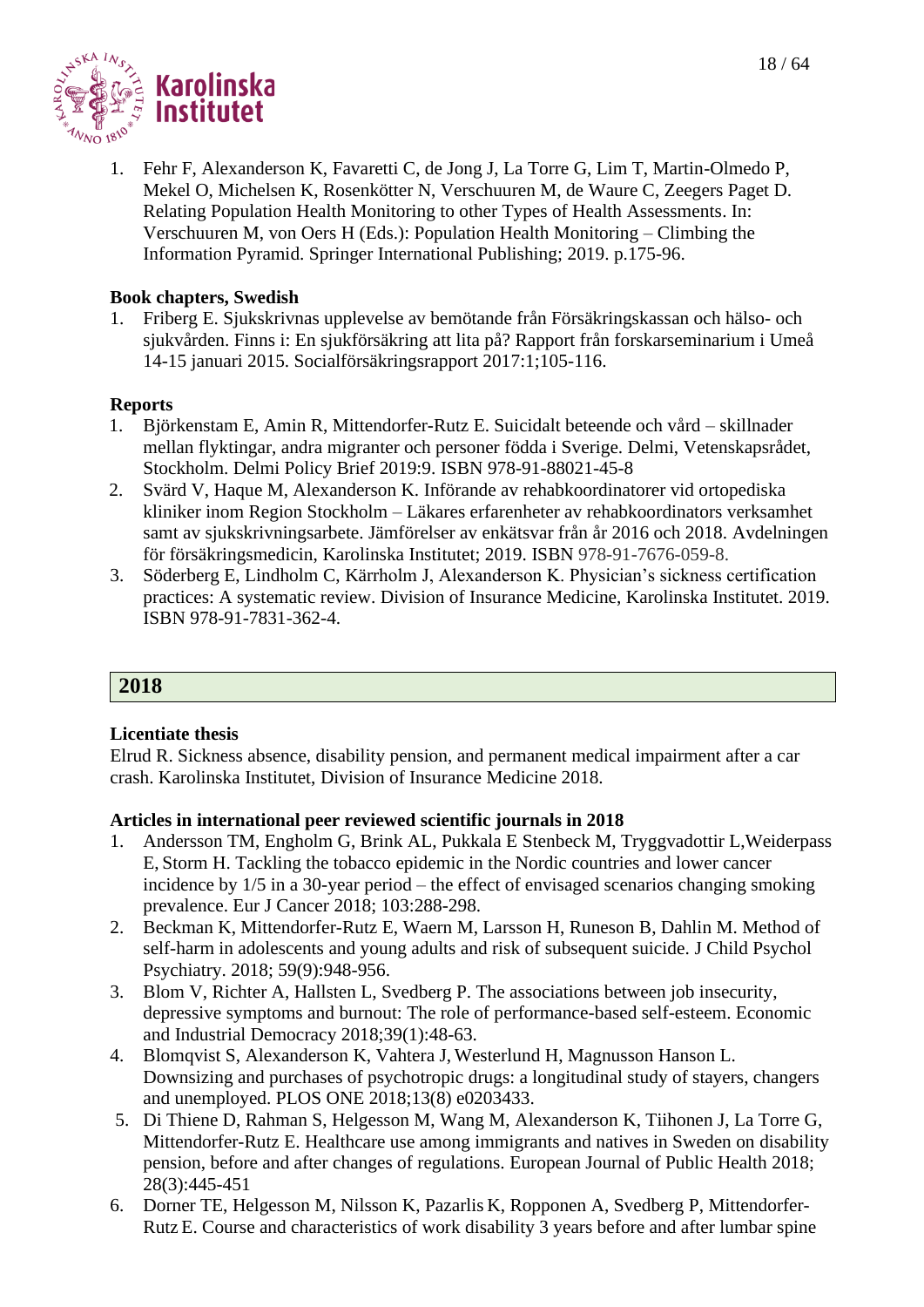1. Fehr F, Alexanderson K, Favaretti C, de Jong J, La Torre G, Lim T, Martin-Olmedo P, Mekel O, Michelsen K, Rosenkötter N, Verschuuren M, de Waure C, Zeegers Paget D. Relating Population Health Monitoring to other Types of Health Assessments. In: Verschuuren M, von Oers H (Eds.): Population Health Monitoring – Climbing the Information Pyramid. Springer International Publishing; 2019. p.175-96.

**Book chapters, Swedish**

1. Friberg E. Sjukskrivnas upplevelse av bemötande från Försäkringskassan och hälso- och sjukvården. Finns i: En sjukförsäkring att lita på? Rapport från forskarseminarium i Umeå 14-15 januari 2015. Socialförsäkringsrapport 2017:1;105-116.

**Reports**

1. Björkenstam E, Amin R, Mittendorfer-Rutz E. Suicidalt beteende och vård – skillnader mellan flyktingar, andra migranter och personer födda i Sverige. Delmi, Vetenskapsrådet, Stockholm. Delmi Policy Brief 2019:9. ISBN 978-91-88021-45-8
2. Svärd V, Haque M, Alexanderson K. Införande av rehabkoordinatorer vid ortopediska kliniker inom Region Stockholm – Läkares erfarenheter av rehabkoordinators verksamhet samt av sjukskrivningsarbete. Jämförelser av enkätsvar från år 2016 och 2018. Avdelningen för försäkringsmedicin, Karolinska Institutet; 2019. ISBN 978-91-7676-059-8.
3. Söderberg E, Lindholm C, Kärrholm J, Alexanderson K. Physician's sickness certification practices: A systematic review. Division of Insurance Medicine, Karolinska Institutet. 2019. ISBN 978-91-7831-362-4.

## 2018

**Licentiate thesis**

Elrud R. Sickness absence, disability pension, and permanent medical impairment after a car crash. Karolinska Institutet, Division of Insurance Medicine 2018.

**Articles in international peer reviewed scientific journals in 2018**

1. Andersson TM, Engholm G, Brink AL, Pukkala E Stenbeck M, Tryggvadottir L,Weiderpass E, Storm H. Tackling the tobacco epidemic in the Nordic countries and lower cancer incidence by 1/5 in a 30-year period – the effect of envisaged scenarios changing smoking prevalence. Eur J Cancer 2018; 103:288-298.
2. Beckman K, Mittendorfer-Rutz E, Waern M, Larsson H, Runeson B, Dahlin M. Method of self-harm in adolescents and young adults and risk of subsequent suicide. J Child Psychol Psychiatry. 2018; 59(9):948-956.
3. Blom V, Richter A, Hallsten L, Svedberg P. The associations between job insecurity, depressive symptoms and burnout: The role of performance-based self-esteem. Economic and Industrial Democracy 2018;39(1):48-63.
4. Blomqvist S, Alexanderson K, Vahtera J, Westerlund H, Magnusson Hanson L. Downsizing and purchases of psychotropic drugs: a longitudinal study of stayers, changers and unemployed. PLOS ONE 2018;13(8) e0203433.
5. Di Thiene D, Rahman S, Helgesson M, Wang M, Alexanderson K, Tiihonen J, La Torre G, Mittendorfer-Rutz E. Healthcare use among immigrants and natives in Sweden on disability pension, before and after changes of regulations. European Journal of Public Health 2018; 28(3):445-451
6. Dorner TE, Helgesson M, Nilsson K, Pazarlis K, Ropponen A, Svedberg P, Mittendorfer-Rutz E. Course and characteristics of work disability 3 years before and after lumbar spine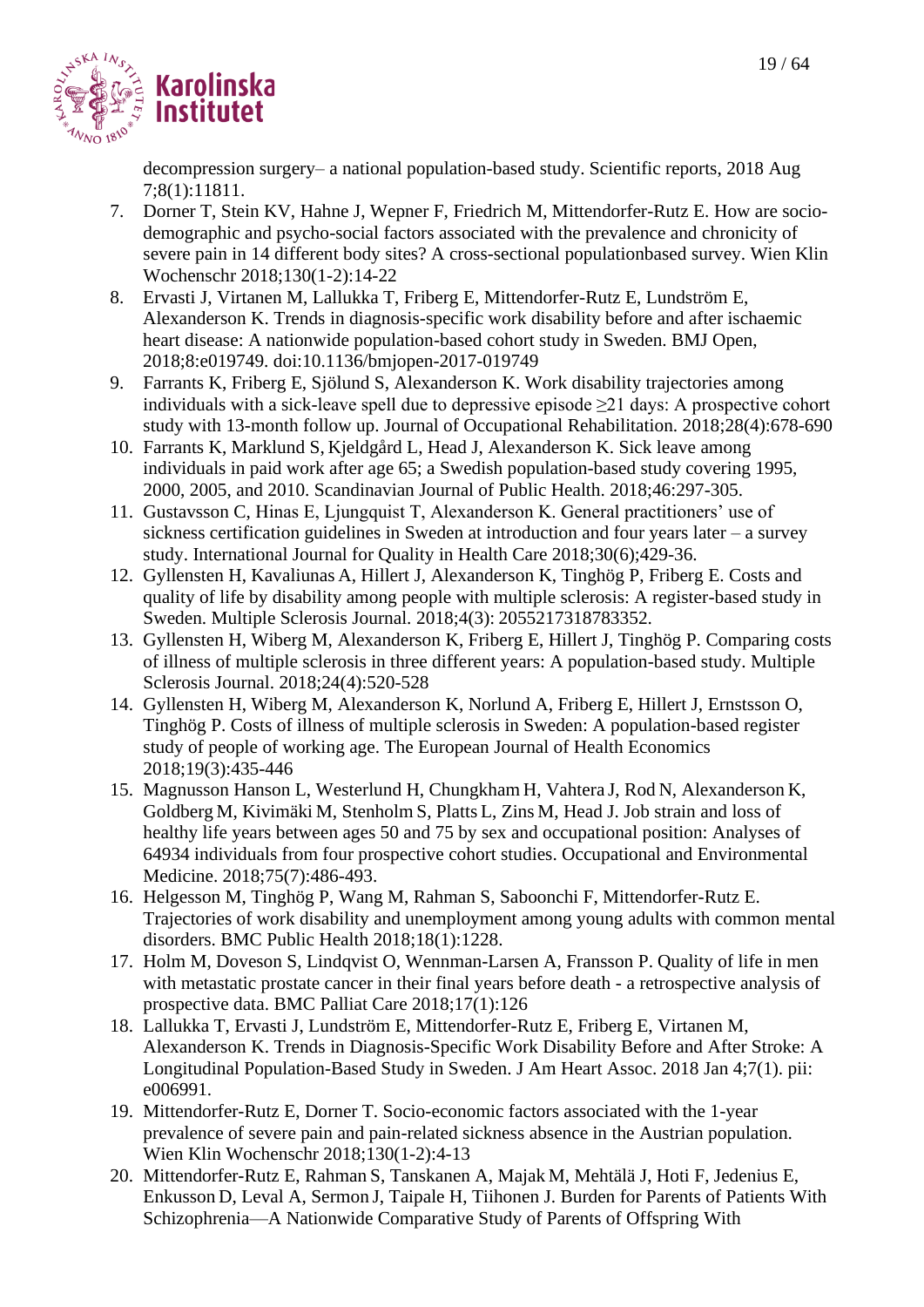decompression surgery– a national population-based study. Scientific reports, 2018 Aug 7;8(1):11811.

7. Dorner T, Stein KV, Hahne J, Wepner F, Friedrich M, Mittendorfer-Rutz E. How are socio-demographic and psycho-social factors associated with the prevalence and chronicity of severe pain in 14 different body sites? A cross-sectional populationbased survey. Wien Klin Wochenschr 2018;130(1-2):14-22
8. Ervasti J, Virtanen M, Lallukka T, Friberg E, Mittendorfer-Rutz E, Lundström E, Alexanderson K. Trends in diagnosis-specific work disability before and after ischaemic heart disease: A nationwide population-based cohort study in Sweden. BMJ Open, 2018;8:e019749. doi:10.1136/bmjopen-2017-019749
9. Farrants K, Friberg E, Sjölund S, Alexanderson K. Work disability trajectories among individuals with a sick-leave spell due to depressive episode ≥21 days: A prospective cohort study with 13-month follow up. Journal of Occupational Rehabilitation. 2018;28(4):678-690
10. Farrants K, Marklund S, Kjeldgård L, Head J, Alexanderson K. Sick leave among individuals in paid work after age 65; a Swedish population-based study covering 1995, 2000, 2005, and 2010. Scandinavian Journal of Public Health. 2018;46:297-305.
11. Gustavsson C, Hinas E, Ljungquist T, Alexanderson K. General practitioners' use of sickness certification guidelines in Sweden at introduction and four years later – a survey study. International Journal for Quality in Health Care 2018;30(6);429-36.
12. Gyllensten H, Kavaliunas A, Hillert J, Alexanderson K, Tinghög P, Friberg E. Costs and quality of life by disability among people with multiple sclerosis: A register-based study in Sweden. Multiple Sclerosis Journal. 2018;4(3): 2055217318783352.
13. Gyllensten H, Wiberg M, Alexanderson K, Friberg E, Hillert J, Tinghög P. Comparing costs of illness of multiple sclerosis in three different years: A population-based study. Multiple Sclerosis Journal. 2018;24(4):520-528
14. Gyllensten H, Wiberg M, Alexanderson K, Norlund A, Friberg E, Hillert J, Ernstsson O, Tinghög P. Costs of illness of multiple sclerosis in Sweden: A population-based register study of people of working age. The European Journal of Health Economics 2018;19(3):435-446
15. Magnusson Hanson L, Westerlund H, Chungkham H, Vahtera J, Rod N, Alexanderson K, Goldberg M, Kivimäki M, Stenholm S, Platts L, Zins M, Head J. Job strain and loss of healthy life years between ages 50 and 75 by sex and occupational position: Analyses of 64934 individuals from four prospective cohort studies. Occupational and Environmental Medicine. 2018;75(7):486-493.
16. Helgesson M, Tinghög P, Wang M, Rahman S, Saboonchi F, Mittendorfer-Rutz E. Trajectories of work disability and unemployment among young adults with common mental disorders. BMC Public Health 2018;18(1):1228.
17. Holm M, Doveson S, Lindqvist O, Wennman-Larsen A, Fransson P. Quality of life in men with metastatic prostate cancer in their final years before death - a retrospective analysis of prospective data. BMC Palliat Care 2018;17(1):126
18. Lallukka T, Ervasti J, Lundström E, Mittendorfer-Rutz E, Friberg E, Virtanen M, Alexanderson K. Trends in Diagnosis-Specific Work Disability Before and After Stroke: A Longitudinal Population-Based Study in Sweden. J Am Heart Assoc. 2018 Jan 4;7(1). pii: e006991.
19. Mittendorfer-Rutz E, Dorner T. Socio-economic factors associated with the 1-year prevalence of severe pain and pain-related sickness absence in the Austrian population. Wien Klin Wochenschr 2018;130(1-2):4-13
20. Mittendorfer-Rutz E, Rahman S, Tanskanen A, Majak M, Mehtälä J, Hoti F, Jedenius E, Enkusson D, Leval A, Sermon J, Taipale H, Tiihonen J. Burden for Parents of Patients With Schizophrenia—A Nationwide Comparative Study of Parents of Offspring With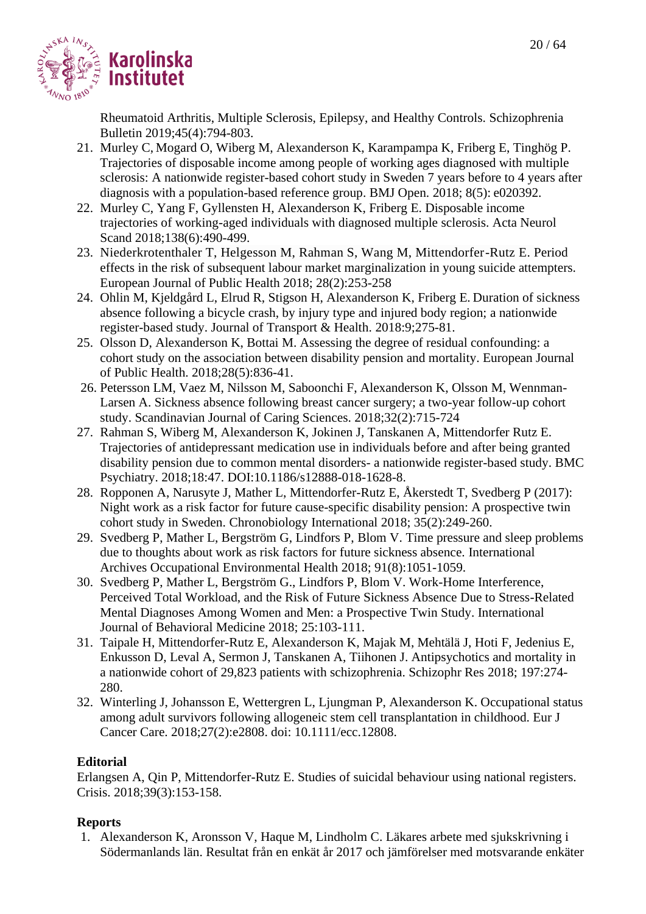Rheumatoid Arthritis, Multiple Sclerosis, Epilepsy, and Healthy Controls. Schizophrenia Bulletin 2019;45(4):794-803.

21. Murley C, Mogard O, Wiberg M, Alexanderson K, Karampampa K, Friberg E, Tinghög P. Trajectories of disposable income among people of working ages diagnosed with multiple sclerosis: A nationwide register-based cohort study in Sweden 7 years before to 4 years after diagnosis with a population-based reference group. BMJ Open. 2018; 8(5): e020392.
22. Murley C, Yang F, Gyllensten H, Alexanderson K, Friberg E. Disposable income trajectories of working-aged individuals with diagnosed multiple sclerosis. Acta Neurol Scand 2018;138(6):490-499.
23. Niederkrotenthaler T, Helgesson M, Rahman S, Wang M, Mittendorfer-Rutz E. Period effects in the risk of subsequent labour market marginalization in young suicide attempters. European Journal of Public Health 2018; 28(2):253-258
24. Ohlin M, Kjeldgård L, Elrud R, Stigson H, Alexanderson K, Friberg E. Duration of sickness absence following a bicycle crash, by injury type and injured body region; a nationwide register-based study. Journal of Transport & Health. 2018:9;275-81.
25. Olsson D, Alexanderson K, Bottai M. Assessing the degree of residual confounding: a cohort study on the association between disability pension and mortality. European Journal of Public Health. 2018;28(5):836-41.
26. Petersson LM, Vaez M, Nilsson M, Saboonchi F, Alexanderson K, Olsson M, Wennman-Larsen A. Sickness absence following breast cancer surgery; a two-year follow-up cohort study. Scandinavian Journal of Caring Sciences. 2018;32(2):715-724
27. Rahman S, Wiberg M, Alexanderson K, Jokinen J, Tanskanen A, Mittendorfer Rutz E. Trajectories of antidepressant medication use in individuals before and after being granted disability pension due to common mental disorders- a nationwide register-based study. BMC Psychiatry. 2018;18:47. DOI:10.1186/s12888-018-1628-8.
28. Ropponen A, Narusyte J, Mather L, Mittendorfer-Rutz E, Åkerstedt T, Svedberg P (2017): Night work as a risk factor for future cause-specific disability pension: A prospective twin cohort study in Sweden. Chronobiology International 2018; 35(2):249-260.
29. Svedberg P, Mather L, Bergström G, Lindfors P, Blom V. Time pressure and sleep problems due to thoughts about work as risk factors for future sickness absence. International Archives Occupational Environmental Health 2018; 91(8):1051-1059.
30. Svedberg P, Mather L, Bergström G., Lindfors P, Blom V. Work-Home Interference, Perceived Total Workload, and the Risk of Future Sickness Absence Due to Stress-Related Mental Diagnoses Among Women and Men: a Prospective Twin Study. International Journal of Behavioral Medicine 2018; 25:103-111.
31. Taipale H, Mittendorfer-Rutz E, Alexanderson K, Majak M, Mehtälä J, Hoti F, Jedenius E, Enkusson D, Leval A, Sermon J, Tanskanen A, Tiihonen J. Antipsychotics and mortality in a nationwide cohort of 29,823 patients with schizophrenia. Schizophr Res 2018; 197:274-280.
32. Winterling J, Johansson E, Wettergren L, Ljungman P, Alexanderson K. Occupational status among adult survivors following allogeneic stem cell transplantation in childhood. Eur J Cancer Care. 2018;27(2):e2808. doi: 10.1111/ecc.12808.

**Editorial**

Erlangsen A, Qin P, Mittendorfer-Rutz E. Studies of suicidal behaviour using national registers. Crisis. 2018;39(3):153-158.

**Reports**

1. Alexanderson K, Aronsson V, Haque M, Lindholm C. Läkares arbete med sjukskrivning i Södermanlands län. Resultat från en enkät år 2017 och jämförelser med motsvarande enkäter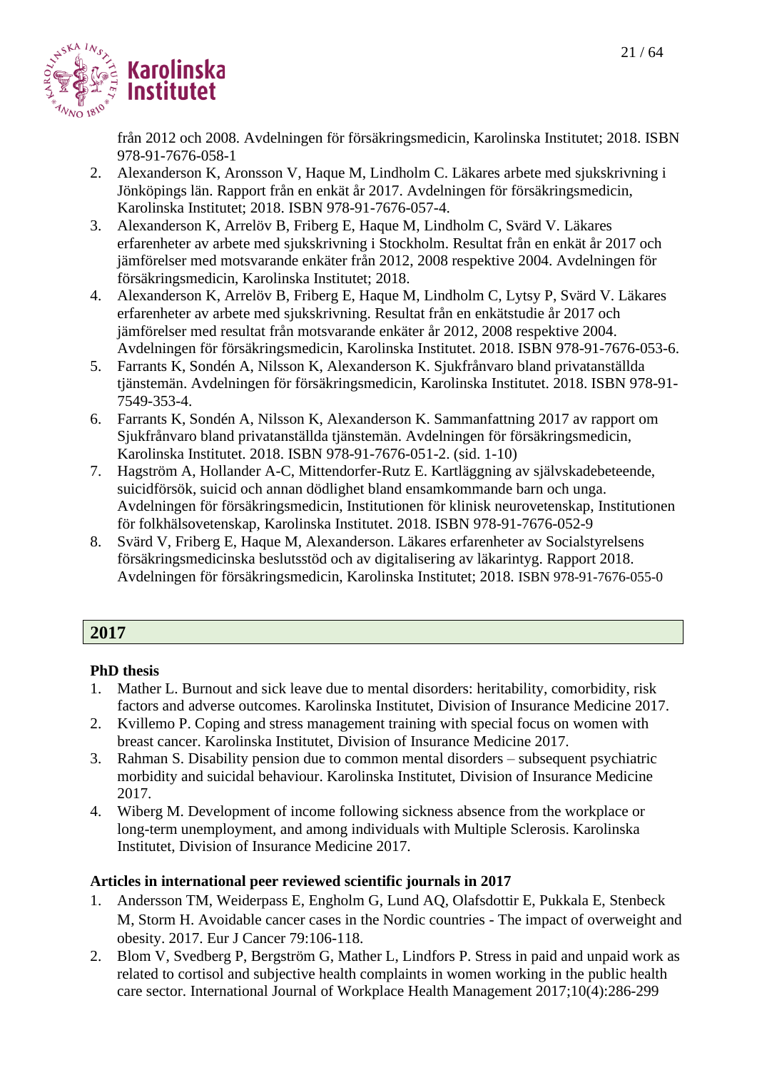från 2012 och 2008. Avdelningen för försäkringsmedicin, Karolinska Institutet; 2018. ISBN 978-91-7676-058-1

2. Alexanderson K, Aronsson V, Haque M, Lindholm C. Läkares arbete med sjukskrivning i Jönköpings län. Rapport från en enkät år 2017. Avdelningen för försäkringsmedicin, Karolinska Institutet; 2018. ISBN 978-91-7676-057-4.
3. Alexanderson K, Arrelöv B, Friberg E, Haque M, Lindholm C, Svärd V. Läkares erfarenheter av arbete med sjukskrivning i Stockholm. Resultat från en enkät år 2017 och jämförelser med motsvarande enkäter från 2012, 2008 respektive 2004. Avdelningen för försäkringsmedicin, Karolinska Institutet; 2018.
4. Alexanderson K, Arrelöv B, Friberg E, Haque M, Lindholm C, Lytsy P, Svärd V. Läkares erfarenheter av arbete med sjukskrivning. Resultat från en enkätstudie år 2017 och jämförelser med resultat från motsvarande enkäter år 2012, 2008 respektive 2004. Avdelningen för försäkringsmedicin, Karolinska Institutet. 2018. ISBN 978-91-7676-053-6.
5. Farrants K, Sondén A, Nilsson K, Alexanderson K. Sjukfrånvaro bland privatanställda tjänstemän. Avdelningen för försäkringsmedicin, Karolinska Institutet. 2018. ISBN 978-91-7549-353-4.
6. Farrants K, Sondén A, Nilsson K, Alexanderson K. Sammanfattning 2017 av rapport om Sjukfrånvaro bland privatanställda tjänstemän. Avdelningen för försäkringsmedicin, Karolinska Institutet. 2018. ISBN 978-91-7676-051-2. (sid. 1-10)
7. Hagström A, Hollander A-C, Mittendorfer-Rutz E. Kartläggning av självskadebeteende, suicidförsök, suicid och annan dödlighet bland ensamkommande barn och unga. Avdelningen för försäkringsmedicin, Institutionen för klinisk neurovetenskap, Institutionen för folkhälsovetenskap, Karolinska Institutet. 2018. ISBN 978-91-7676-052-9
8. Svärd V, Friberg E, Haque M, Alexanderson. Läkares erfarenheter av Socialstyrelsens försäkringsmedicinska beslutsstöd och av digitalisering av läkarintyg. Rapport 2018. Avdelningen för försäkringsmedicin, Karolinska Institutet; 2018. ISBN 978-91-7676-055-0

## 2017

### PhD thesis

1. Mather L. Burnout and sick leave due to mental disorders: heritability, comorbidity, risk factors and adverse outcomes. Karolinska Institutet, Division of Insurance Medicine 2017.
2. Kvillemo P. Coping and stress management training with special focus on women with breast cancer. Karolinska Institutet, Division of Insurance Medicine 2017.
3. Rahman S. Disability pension due to common mental disorders – subsequent psychiatric morbidity and suicidal behaviour. Karolinska Institutet, Division of Insurance Medicine 2017.
4. Wiberg M. Development of income following sickness absence from the workplace or long-term unemployment, and among individuals with Multiple Sclerosis. Karolinska Institutet, Division of Insurance Medicine 2017.

### Articles in international peer reviewed scientific journals in 2017

1. Andersson TM, Weiderpass E, Engholm G, Lund AQ, Olafsdottir E, Pukkala E, Stenbeck M, Storm H. Avoidable cancer cases in the Nordic countries - The impact of overweight and obesity. 2017. Eur J Cancer 79:106-118.
2. Blom V, Svedberg P, Bergström G, Mather L, Lindfors P. Stress in paid and unpaid work as related to cortisol and subjective health complaints in women working in the public health care sector. International Journal of Workplace Health Management 2017;10(4):286-299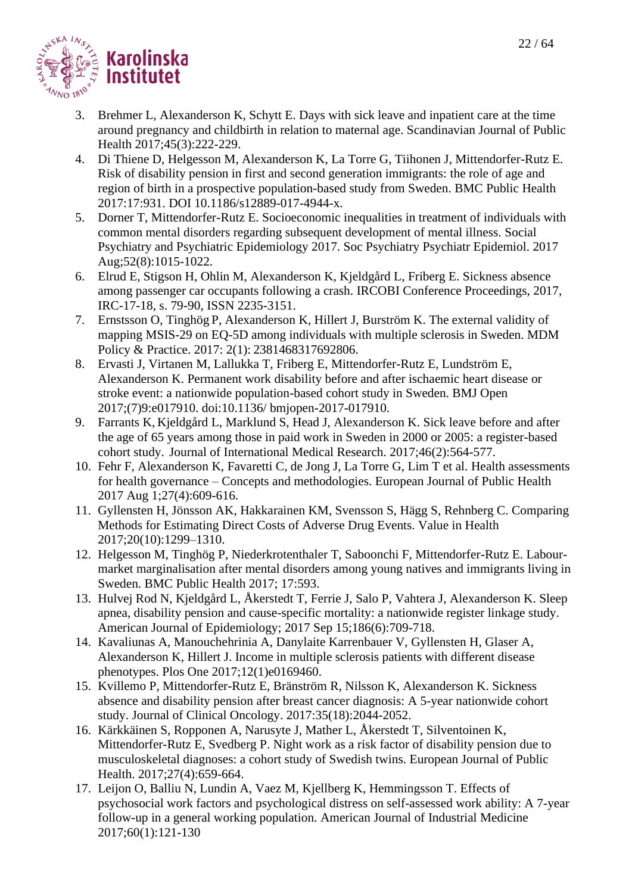3. Brehmer L, Alexanderson K, Schytt E. Days with sick leave and inpatient care at the time around pregnancy and childbirth in relation to maternal age. Scandinavian Journal of Public Health 2017;45(3):222-229.
4. Di Thiene D, Helgesson M, Alexanderson K, La Torre G, Tiihonen J, Mittendorfer-Rutz E. Risk of disability pension in first and second generation immigrants: the role of age and region of birth in a prospective population-based study from Sweden. BMC Public Health 2017:17:931. DOI 10.1186/s12889-017-4944-x.
5. Dorner T, Mittendorfer-Rutz E. Socioeconomic inequalities in treatment of individuals with common mental disorders regarding subsequent development of mental illness. Social Psychiatry and Psychiatric Epidemiology 2017. Soc Psychiatry Psychiatr Epidemiol. 2017 Aug;52(8):1015-1022.
6. Elrud E, Stigson H, Ohlin M, Alexanderson K, Kjeldgård L, Friberg E. Sickness absence among passenger car occupants following a crash. IRCOBI Conference Proceedings, 2017, IRC-17-18, s. 79-90, ISSN 2235-3151.
7. Ernstsson O, Tinghög P, Alexanderson K, Hillert J, Burström K. The external validity of mapping MSIS-29 on EQ-5D among individuals with multiple sclerosis in Sweden. MDM Policy & Practice. 2017: 2(1): 2381468317692806.
8. Ervasti J, Virtanen M, Lallukka T, Friberg E, Mittendorfer-Rutz E, Lundström E, Alexanderson K. Permanent work disability before and after ischaemic heart disease or stroke event: a nationwide population-based cohort study in Sweden. BMJ Open 2017;(7)9:e017910. doi:10.1136/ bmjopen-2017-017910.
9. Farrants K, Kjeldgård L, Marklund S, Head J, Alexanderson K. Sick leave before and after the age of 65 years among those in paid work in Sweden in 2000 or 2005: a register-based cohort study. Journal of International Medical Research. 2017;46(2):564-577.
10. Fehr F, Alexanderson K, Favaretti C, de Jong J, La Torre G, Lim T et al. Health assessments for health governance – Concepts and methodologies. European Journal of Public Health 2017 Aug 1;27(4):609-616.
11. Gyllensten H, Jönsson AK, Hakkarainen KM, Svensson S, Hägg S, Rehnberg C. Comparing Methods for Estimating Direct Costs of Adverse Drug Events. Value in Health 2017;20(10):1299–1310.
12. Helgesson M, Tinghög P, Niederkrotenthaler T, Saboonchi F, Mittendorfer-Rutz E. Labour-market marginalisation after mental disorders among young natives and immigrants living in Sweden. BMC Public Health 2017; 17:593.
13. Hulvej Rod N, Kjeldgård L, Åkerstedt T, Ferrie J, Salo P, Vahtera J, Alexanderson K. Sleep apnea, disability pension and cause-specific mortality: a nationwide register linkage study. American Journal of Epidemiology; 2017 Sep 15;186(6):709-718.
14. Kavaliunas A, Manouchehrinia A, Danylaite Karrenbauer V, Gyllensten H, Glaser A, Alexanderson K, Hillert J. Income in multiple sclerosis patients with different disease phenotypes. Plos One 2017;12(1)e0169460.
15. Kvillemo P, Mittendorfer-Rutz E, Bränström R, Nilsson K, Alexanderson K. Sickness absence and disability pension after breast cancer diagnosis: A 5-year nationwide cohort study. Journal of Clinical Oncology. 2017:35(18):2044-2052.
16. Kärkkäinen S, Ropponen A, Narusyte J, Mather L, Åkerstedt T, Silventoinen K, Mittendorfer-Rutz E, Svedberg P. Night work as a risk factor of disability pension due to musculoskeletal diagnoses: a cohort study of Swedish twins. European Journal of Public Health. 2017;27(4):659-664.
17. Leijon O, Balliu N, Lundin A, Vaez M, Kjellberg K, Hemmingsson T. Effects of psychosocial work factors and psychological distress on self-assessed work ability: A 7-year follow-up in a general working population. American Journal of Industrial Medicine 2017;60(1):121-130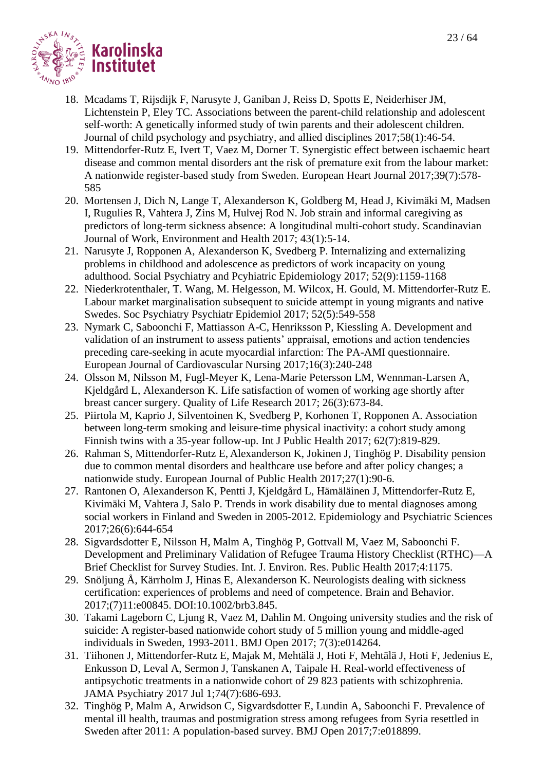18. Mcadams T, Rijsdijk F, Narusyte J, Ganiban J, Reiss D, Spotts E, Neiderhiser JM, Lichtenstein P, Eley TC. Associations between the parent-child relationship and adolescent self-worth: A genetically informed study of twin parents and their adolescent children. Journal of child psychology and psychiatry, and allied disciplines 2017;58(1):46-54.
19. Mittendorfer-Rutz E, Ivert T, Vaez M, Dorner T. Synergistic effect between ischaemic heart disease and common mental disorders ant the risk of premature exit from the labour market: A nationwide register-based study from Sweden. European Heart Journal 2017;39(7):578-585
20. Mortensen J, Dich N, Lange T, Alexanderson K, Goldberg M, Head J, Kivimäki M, Madsen I, Rugulies R, Vahtera J, Zins M, Hulvej Rod N. Job strain and informal caregiving as predictors of long-term sickness absence: A longitudinal multi-cohort study. Scandinavian Journal of Work, Environment and Health 2017; 43(1):5-14.
21. Narusyte J, Ropponen A, Alexanderson K, Svedberg P. Internalizing and externalizing problems in childhood and adolescence as predictors of work incapacity on young adulthood. Social Psychiatry and Pcyhiatric Epidemiology 2017; 52(9):1159-1168
22. Niederkrotenthaler, T. Wang, M. Helgesson, M. Wilcox, H. Gould, M. Mittendorfer-Rutz E. Labour market marginalisation subsequent to suicide attempt in young migrants and native Swedes. Soc Psychiatry Psychiatr Epidemiol 2017; 52(5):549-558
23. Nymark C, Saboonchi F, Mattiasson A-C, Henriksson P, Kiessling A. Development and validation of an instrument to assess patients' appraisal, emotions and action tendencies preceding care-seeking in acute myocardial infarction: The PA-AMI questionnaire. European Journal of Cardiovascular Nursing 2017;16(3):240-248
24. Olsson M, Nilsson M, Fugl-Meyer K, Lena-Marie Petersson LM, Wennman-Larsen A, Kjeldgård L, Alexanderson K. Life satisfaction of women of working age shortly after breast cancer surgery. Quality of Life Research 2017; 26(3):673-84.
25. Piirtola M, Kaprio J, Silventoinen K, Svedberg P, Korhonen T, Ropponen A. Association between long-term smoking and leisure-time physical inactivity: a cohort study among Finnish twins with a 35-year follow-up. Int J Public Health 2017; 62(7):819-829.
26. Rahman S, Mittendorfer-Rutz E, Alexanderson K, Jokinen J, Tinghög P. Disability pension due to common mental disorders and healthcare use before and after policy changes; a nationwide study. European Journal of Public Health 2017;27(1):90-6.
27. Rantonen O, Alexanderson K, Pentti J, Kjeldgård L, Hämäläinen J, Mittendorfer-Rutz E, Kivimäki M, Vahtera J, Salo P. Trends in work disability due to mental diagnoses among social workers in Finland and Sweden in 2005-2012. Epidemiology and Psychiatric Sciences 2017;26(6):644-654
28. Sigvardsdotter E, Nilsson H, Malm A, Tinghög P, Gottvall M, Vaez M, Saboonchi F. Development and Preliminary Validation of Refugee Trauma History Checklist (RTHC)—A Brief Checklist for Survey Studies. Int. J. Environ. Res. Public Health 2017;4:1175.
29. Snöljung Å, Kärrholm J, Hinas E, Alexanderson K. Neurologists dealing with sickness certification: experiences of problems and need of competence. Brain and Behavior. 2017;(7)11:e00845. DOI:10.1002/brb3.845.
30. Takami Lageborn C, Ljung R, Vaez M, Dahlin M. Ongoing university studies and the risk of suicide: A register-based nationwide cohort study of 5 million young and middle-aged individuals in Sweden, 1993-2011. BMJ Open 2017; 7(3):e014264.
31. Tiihonen J, Mittendorfer-Rutz E, Majak M, Mehtälä J, Hoti F, Mehtälä J, Hoti F, Jedenius E, Enkusson D, Leval A, Sermon J, Tanskanen A, Taipale H. Real-world effectiveness of antipsychotic treatments in a nationwide cohort of 29 823 patients with schizophrenia. JAMA Psychiatry 2017 Jul 1;74(7):686-693.
32. Tinghög P, Malm A, Arwidson C, Sigvardsdotter E, Lundin A, Saboonchi F. Prevalence of mental ill health, traumas and postmigration stress among refugees from Syria resettled in Sweden after 2011: A population-based survey. BMJ Open 2017;7:e018899.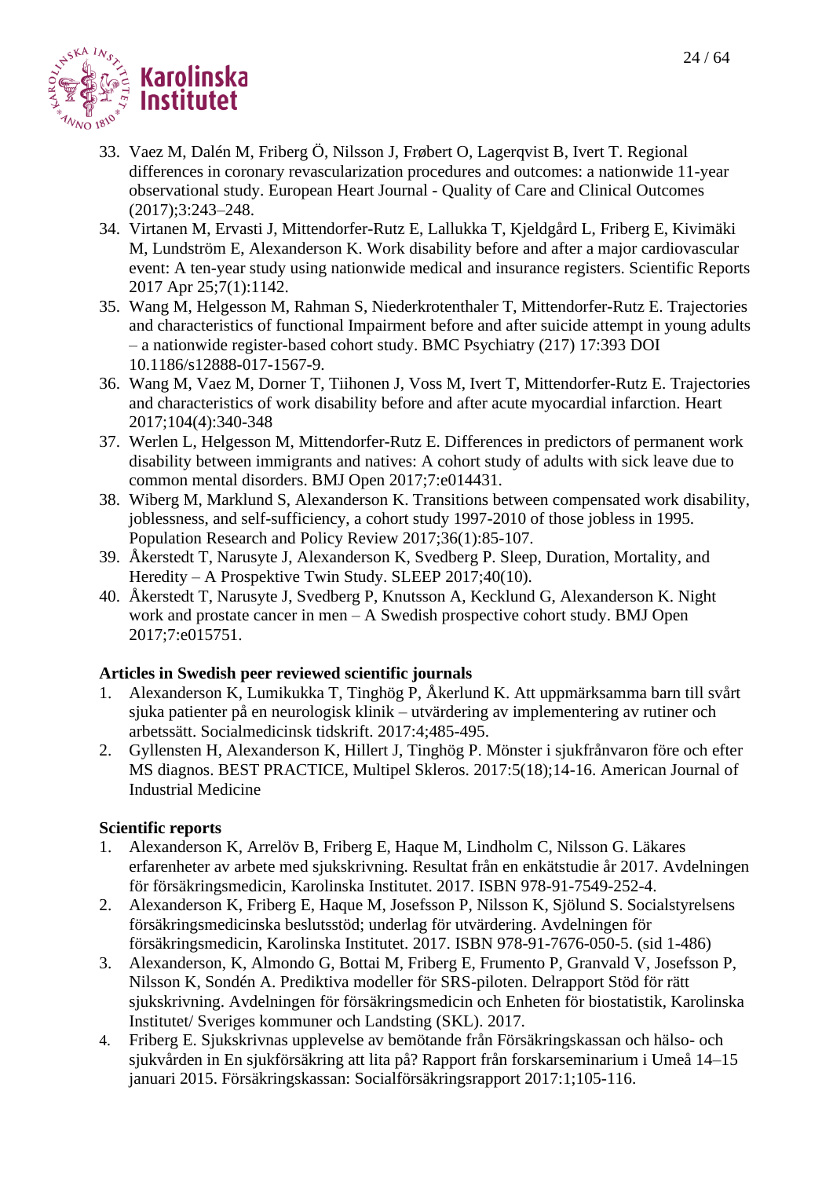33. Vaez M, Dalén M, Friberg Ö, Nilsson J, Frøbert O, Lagerqvist B, Ivert T. Regional differences in coronary revascularization procedures and outcomes: a nationwide 11-year observational study. European Heart Journal - Quality of Care and Clinical Outcomes (2017);3:243–248.
34. Virtanen M, Ervasti J, Mittendorfer-Rutz E, Lallukka T, Kjeldgård L, Friberg E, Kivimäki M, Lundström E, Alexanderson K. Work disability before and after a major cardiovascular event: A ten-year study using nationwide medical and insurance registers. Scientific Reports 2017 Apr 25;7(1):1142.
35. Wang M, Helgesson M, Rahman S, Niederkrotenthaler T, Mittendorfer-Rutz E. Trajectories and characteristics of functional Impairment before and after suicide attempt in young adults – a nationwide register-based cohort study. BMC Psychiatry (217) 17:393 DOI 10.1186/s12888-017-1567-9.
36. Wang M, Vaez M, Dorner T, Tiihonen J, Voss M, Ivert T, Mittendorfer-Rutz E. Trajectories and characteristics of work disability before and after acute myocardial infarction. Heart 2017;104(4):340-348
37. Werlen L, Helgesson M, Mittendorfer-Rutz E. Differences in predictors of permanent work disability between immigrants and natives: A cohort study of adults with sick leave due to common mental disorders. BMJ Open 2017;7:e014431.
38. Wiberg M, Marklund S, Alexanderson K. Transitions between compensated work disability, joblessness, and self-sufficiency, a cohort study 1997-2010 of those jobless in 1995. Population Research and Policy Review 2017;36(1):85-107.
39. Åkerstedt T, Narusyte J, Alexanderson K, Svedberg P. Sleep, Duration, Mortality, and Heredity – A Prospektive Twin Study. SLEEP 2017;40(10).
40. Åkerstedt T, Narusyte J, Svedberg P, Knutsson A, Kecklund G, Alexanderson K. Night work and prostate cancer in men – A Swedish prospective cohort study. BMJ Open 2017;7:e015751.

**Articles in Swedish peer reviewed scientific journals**

1. Alexanderson K, Lumikukka T, Tinghög P, Åkerlund K. Att uppmärksamma barn till svårt sjuka patienter på en neurologisk klinik – utvärdering av implementering av rutiner och arbetssätt. Socialmedicinsk tidskrift. 2017:4;485-495.
2. Gyllensten H, Alexanderson K, Hillert J, Tinghög P. Mönster i sjukfrånvaron före och efter MS diagnos. BEST PRACTICE, Multipel Skleros. 2017:5(18);14-16. American Journal of Industrial Medicine

**Scientific reports**

1. Alexanderson K, Arrelöv B, Friberg E, Haque M, Lindholm C, Nilsson G. Läkares erfarenheter av arbete med sjukskrivning. Resultat från en enkätstudie år 2017. Avdelningen för försäkringsmedicin, Karolinska Institutet. 2017. ISBN 978-91-7549-252-4.
2. Alexanderson K, Friberg E, Haque M, Josefsson P, Nilsson K, Sjölund S. Socialstyrelsens försäkringsmedicinska beslutsstöd; underlag för utvärdering. Avdelningen för försäkringsmedicin, Karolinska Institutet. 2017. ISBN 978-91-7676-050-5. (sid 1-486)
3. Alexanderson, K, Almondo G, Bottai M, Friberg E, Frumento P, Granvald V, Josefsson P, Nilsson K, Sondén A. Prediktiva modeller för SRS-piloten. Delrapport Stöd för rätt sjukskrivning. Avdelningen för försäkringsmedicin och Enheten för biostatistik, Karolinska Institutet/ Sveriges kommuner och Landsting (SKL). 2017.
4. Friberg E. Sjukskrivnas upplevelse av bemötande från Försäkringskassan och hälso- och sjukvården in En sjukförsäkring att lita på? Rapport från forskarseminarium i Umeå 14–15 januari 2015. Försäkringskassan: Socialförsäkringsrapport 2017:1;105-116.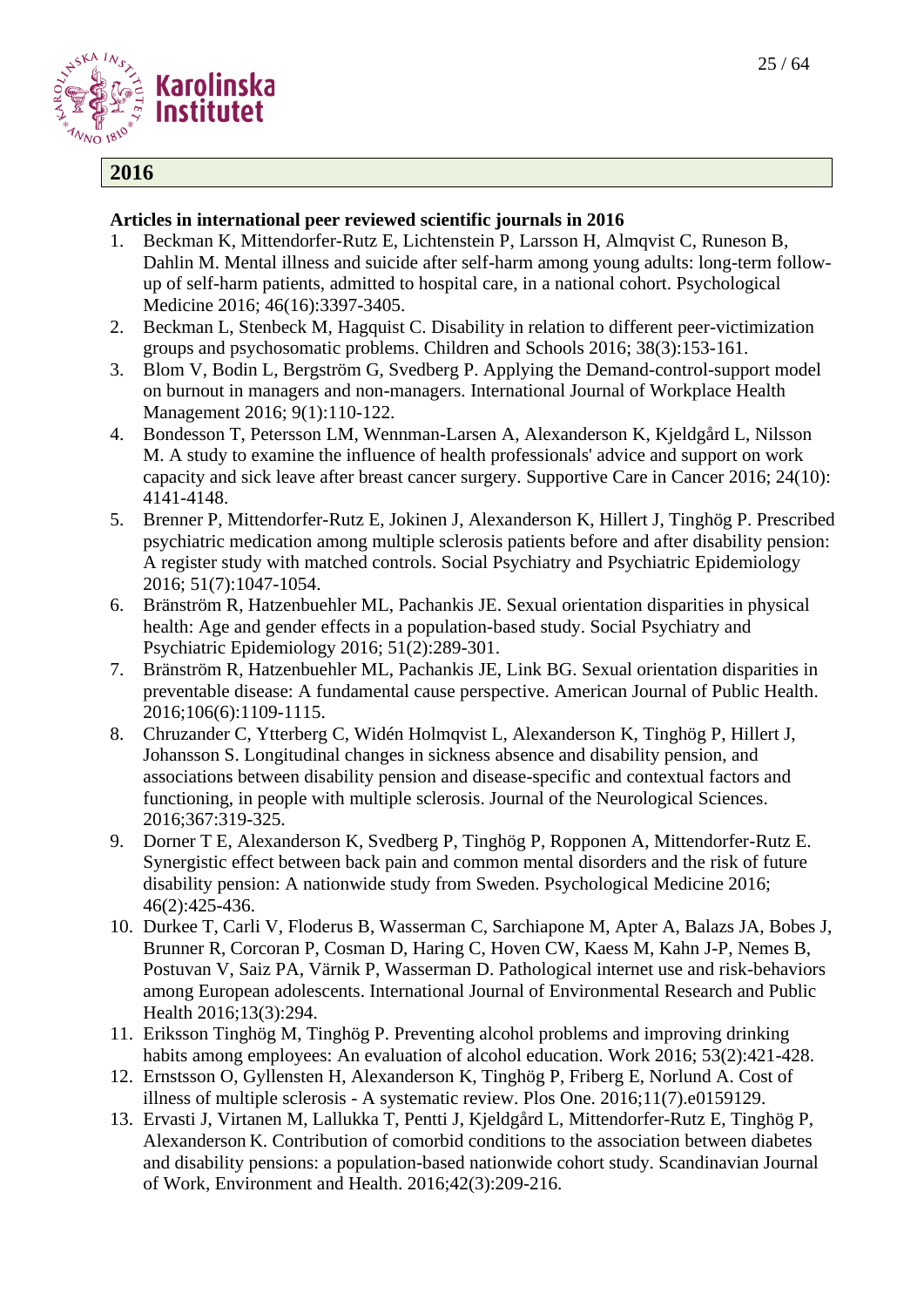## 2016

**Articles in international peer reviewed scientific journals in 2016**

1. Beckman K, Mittendorfer-Rutz E, Lichtenstein P, Larsson H, Almqvist C, Runeson B, Dahlin M. Mental illness and suicide after self-harm among young adults: long-term follow-up of self-harm patients, admitted to hospital care, in a national cohort. Psychological Medicine 2016; 46(16):3397-3405.
2. Beckman L, Stenbeck M, Hagquist C. Disability in relation to different peer-victimization groups and psychosomatic problems. Children and Schools 2016; 38(3):153-161.
3. Blom V, Bodin L, Bergström G, Svedberg P. Applying the Demand-control-support model on burnout in managers and non-managers. International Journal of Workplace Health Management 2016; 9(1):110-122.
4. Bondesson T, Petersson LM, Wennman-Larsen A, Alexanderson K, Kjeldgård L, Nilsson M. A study to examine the influence of health professionals' advice and support on work capacity and sick leave after breast cancer surgery. Supportive Care in Cancer 2016; 24(10): 4141-4148.
5. Brenner P, Mittendorfer-Rutz E, Jokinen J, Alexanderson K, Hillert J, Tinghög P. Prescribed psychiatric medication among multiple sclerosis patients before and after disability pension: A register study with matched controls. Social Psychiatry and Psychiatric Epidemiology 2016; 51(7):1047-1054.
6. Bränström R, Hatzenbuehler ML, Pachankis JE. Sexual orientation disparities in physical health: Age and gender effects in a population-based study. Social Psychiatry and Psychiatric Epidemiology 2016; 51(2):289-301.
7. Bränström R, Hatzenbuehler ML, Pachankis JE, Link BG. Sexual orientation disparities in preventable disease: A fundamental cause perspective. American Journal of Public Health. 2016;106(6):1109-1115.
8. Chruzander C, Ytterberg C, Widén Holmqvist L, Alexanderson K, Tinghög P, Hillert J, Johansson S. Longitudinal changes in sickness absence and disability pension, and associations between disability pension and disease-specific and contextual factors and functioning, in people with multiple sclerosis. Journal of the Neurological Sciences. 2016;367:319-325.
9. Dorner T E, Alexanderson K, Svedberg P, Tinghög P, Ropponen A, Mittendorfer-Rutz E. Synergistic effect between back pain and common mental disorders and the risk of future disability pension: A nationwide study from Sweden. Psychological Medicine 2016; 46(2):425-436.
10. Durkee T, Carli V, Floderus B, Wasserman C, Sarchiapone M, Apter A, Balazs JA, Bobes J, Brunner R, Corcoran P, Cosman D, Haring C, Hoven CW, Kaess M, Kahn J-P, Nemes B, Postuvan V, Saiz PA, Värnik P, Wasserman D. Pathological internet use and risk-behaviors among European adolescents. International Journal of Environmental Research and Public Health 2016;13(3):294.
11. Eriksson Tinghög M, Tinghög P. Preventing alcohol problems and improving drinking habits among employees: An evaluation of alcohol education. Work 2016; 53(2):421-428.
12. Ernstsson O, Gyllensten H, Alexanderson K, Tinghög P, Friberg E, Norlund A. Cost of illness of multiple sclerosis - A systematic review. Plos One. 2016;11(7).e0159129.
13. Ervasti J, Virtanen M, Lallukka T, Pentti J, Kjeldgård L, Mittendorfer-Rutz E, Tinghög P, Alexanderson K. Contribution of comorbid conditions to the association between diabetes and disability pensions: a population-based nationwide cohort study. Scandinavian Journal of Work, Environment and Health. 2016;42(3):209-216.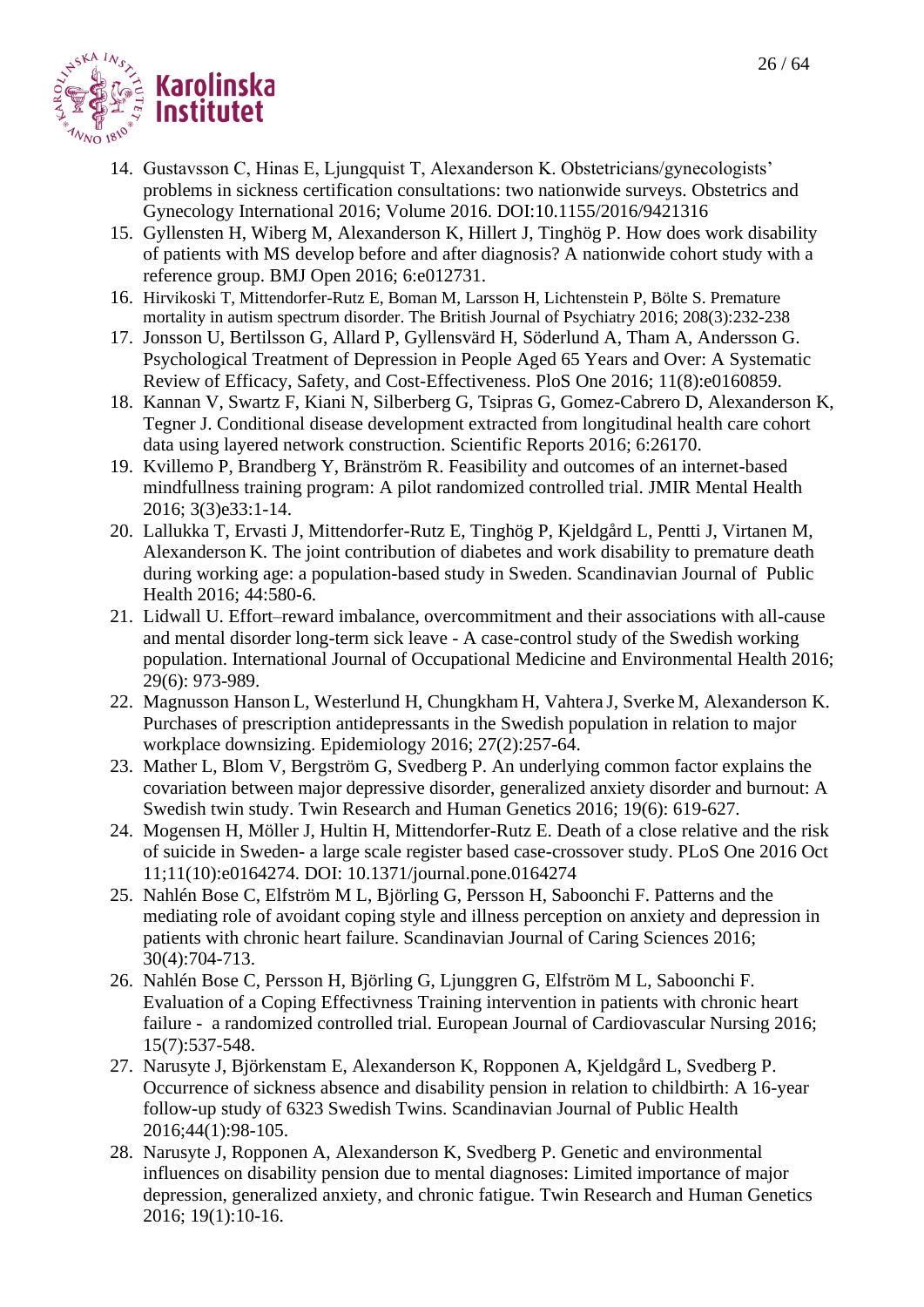14. Gustavsson C, Hinas E, Ljungquist T, Alexanderson K. Obstetricians/gynecologists' problems in sickness certification consultations: two nationwide surveys. Obstetrics and Gynecology International 2016; Volume 2016. DOI:10.1155/2016/9421316
15. Gyllensten H, Wiberg M, Alexanderson K, Hillert J, Tinghög P. How does work disability of patients with MS develop before and after diagnosis? A nationwide cohort study with a reference group. BMJ Open 2016; 6:e012731.
16. Hirvikoski T, Mittendorfer-Rutz E, Boman M, Larsson H, Lichtenstein P, Bölte S. Premature mortality in autism spectrum disorder. The British Journal of Psychiatry 2016; 208(3):232-238
17. Jonsson U, Bertilsson G, Allard P, Gyllensvärd H, Söderlund A, Tham A, Andersson G. Psychological Treatment of Depression in People Aged 65 Years and Over: A Systematic Review of Efficacy, Safety, and Cost-Effectiveness. PloS One 2016; 11(8):e0160859.
18. Kannan V, Swartz F, Kiani N, Silberberg G, Tsipras G, Gomez-Cabrero D, Alexanderson K, Tegner J. Conditional disease development extracted from longitudinal health care cohort data using layered network construction. Scientific Reports 2016; 6:26170.
19. Kvillemo P, Brandberg Y, Bränström R. Feasibility and outcomes of an internet-based mindfullness training program: A pilot randomized controlled trial. JMIR Mental Health 2016; 3(3)e33:1-14.
20. Lallukka T, Ervasti J, Mittendorfer-Rutz E, Tinghög P, Kjeldgård L, Pentti J, Virtanen M, Alexanderson K. The joint contribution of diabetes and work disability to premature death during working age: a population-based study in Sweden. Scandinavian Journal of Public Health 2016; 44:580-6.
21. Lidwall U. Effort–reward imbalance, overcommitment and their associations with all-cause and mental disorder long-term sick leave - A case-control study of the Swedish working population. International Journal of Occupational Medicine and Environmental Health 2016; 29(6): 973-989.
22. Magnusson Hanson L, Westerlund H, Chungkham H, Vahtera J, Sverke M, Alexanderson K. Purchases of prescription antidepressants in the Swedish population in relation to major workplace downsizing. Epidemiology 2016; 27(2):257-64.
23. Mather L, Blom V, Bergström G, Svedberg P. An underlying common factor explains the covariation between major depressive disorder, generalized anxiety disorder and burnout: A Swedish twin study. Twin Research and Human Genetics 2016; 19(6): 619-627.
24. Mogensen H, Möller J, Hultin H, Mittendorfer-Rutz E. Death of a close relative and the risk of suicide in Sweden- a large scale register based case-crossover study. PLoS One 2016 Oct 11;11(10):e0164274. DOI: 10.1371/journal.pone.0164274
25. Nahlén Bose C, Elfström M L, Björling G, Persson H, Saboonchi F. Patterns and the mediating role of avoidant coping style and illness perception on anxiety and depression in patients with chronic heart failure. Scandinavian Journal of Caring Sciences 2016; 30(4):704-713.
26. Nahlén Bose C, Persson H, Björling G, Ljunggren G, Elfström M L, Saboonchi F. Evaluation of a Coping Effectivness Training intervention in patients with chronic heart failure - a randomized controlled trial. European Journal of Cardiovascular Nursing 2016; 15(7):537-548.
27. Narusyte J, Björkenstam E, Alexanderson K, Ropponen A, Kjeldgård L, Svedberg P. Occurrence of sickness absence and disability pension in relation to childbirth: A 16-year follow-up study of 6323 Swedish Twins. Scandinavian Journal of Public Health 2016;44(1):98-105.
28. Narusyte J, Ropponen A, Alexanderson K, Svedberg P. Genetic and environmental influences on disability pension due to mental diagnoses: Limited importance of major depression, generalized anxiety, and chronic fatigue. Twin Research and Human Genetics 2016; 19(1):10-16.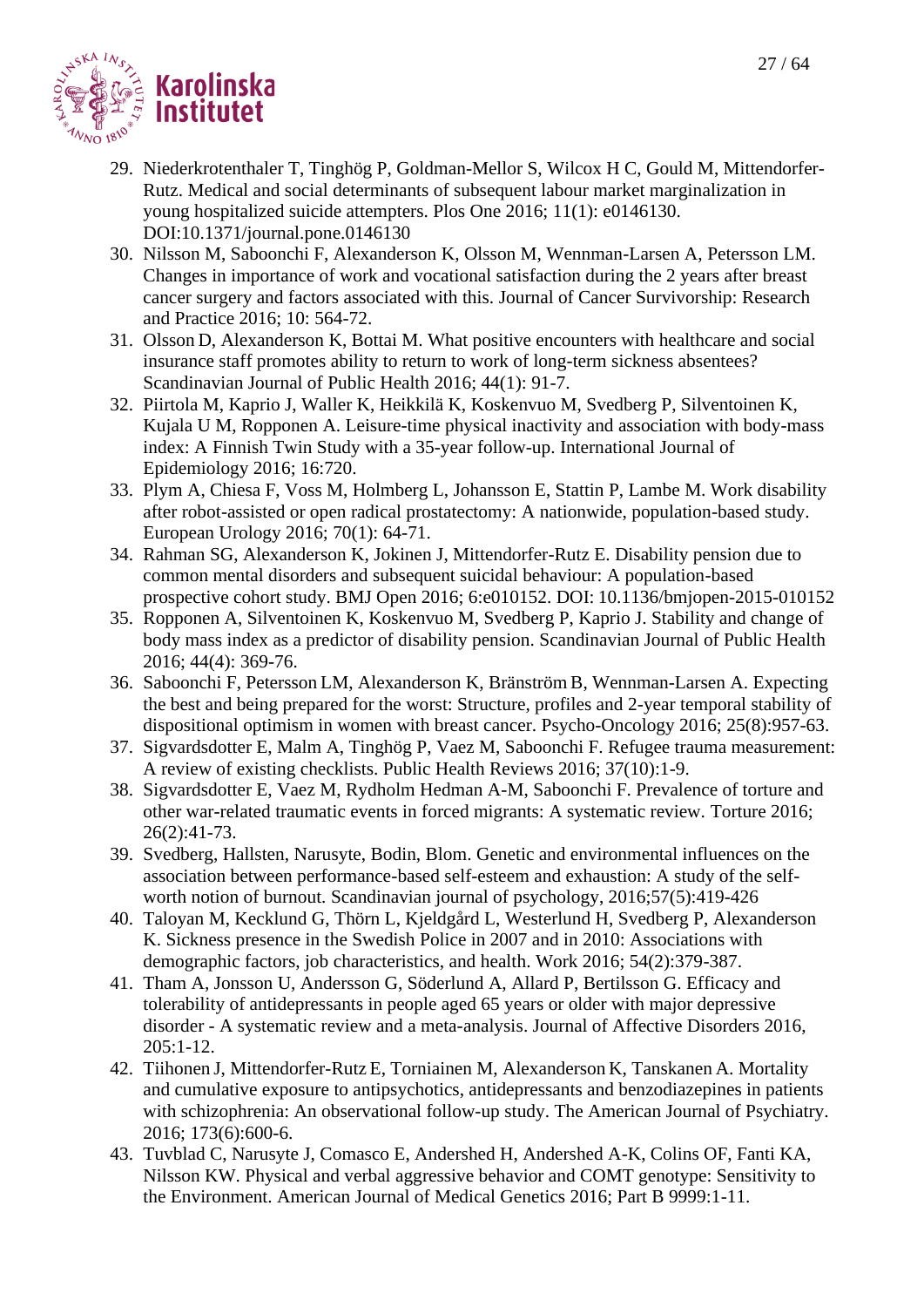29. Niederkrotenthaler T, Tinghög P, Goldman-Mellor S, Wilcox H C, Gould M, Mittendorfer-Rutz. Medical and social determinants of subsequent labour market marginalization in young hospitalized suicide attempters. Plos One 2016; 11(1): e0146130. DOI:10.1371/journal.pone.0146130
30. Nilsson M, Saboonchi F, Alexanderson K, Olsson M, Wennman-Larsen A, Petersson LM. Changes in importance of work and vocational satisfaction during the 2 years after breast cancer surgery and factors associated with this. Journal of Cancer Survivorship: Research and Practice 2016; 10: 564-72.
31. Olsson D, Alexanderson K, Bottai M. What positive encounters with healthcare and social insurance staff promotes ability to return to work of long-term sickness absentees? Scandinavian Journal of Public Health 2016; 44(1): 91-7.
32. Piirtola M, Kaprio J, Waller K, Heikkilä K, Koskenvuo M, Svedberg P, Silventoinen K, Kujala U M, Ropponen A. Leisure-time physical inactivity and association with body-mass index: A Finnish Twin Study with a 35-year follow-up. International Journal of Epidemiology 2016; 16:720.
33. Plym A, Chiesa F, Voss M, Holmberg L, Johansson E, Stattin P, Lambe M. Work disability after robot-assisted or open radical prostatectomy: A nationwide, population-based study. European Urology 2016; 70(1): 64-71.
34. Rahman SG, Alexanderson K, Jokinen J, Mittendorfer-Rutz E. Disability pension due to common mental disorders and subsequent suicidal behaviour: A population-based prospective cohort study. BMJ Open 2016; 6:e010152. DOI: 10.1136/bmjopen-2015-010152
35. Ropponen A, Silventoinen K, Koskenvuo M, Svedberg P, Kaprio J. Stability and change of body mass index as a predictor of disability pension. Scandinavian Journal of Public Health 2016; 44(4): 369-76.
36. Saboonchi F, Petersson LM, Alexanderson K, Bränström B, Wennman-Larsen A. Expecting the best and being prepared for the worst: Structure, profiles and 2-year temporal stability of dispositional optimism in women with breast cancer. Psycho-Oncology 2016; 25(8):957-63.
37. Sigvardsdotter E, Malm A, Tinghög P, Vaez M, Saboonchi F. Refugee trauma measurement: A review of existing checklists. Public Health Reviews 2016; 37(10):1-9.
38. Sigvardsdotter E, Vaez M, Rydholm Hedman A-M, Saboonchi F. Prevalence of torture and other war-related traumatic events in forced migrants: A systematic review. Torture 2016; 26(2):41-73.
39. Svedberg, Hallsten, Narusyte, Bodin, Blom. Genetic and environmental influences on the association between performance-based self-esteem and exhaustion: A study of the self-worth notion of burnout. Scandinavian journal of psychology, 2016;57(5):419-426
40. Taloyan M, Kecklund G, Thörn L, Kjeldgård L, Westerlund H, Svedberg P, Alexanderson K. Sickness presence in the Swedish Police in 2007 and in 2010: Associations with demographic factors, job characteristics, and health. Work 2016; 54(2):379-387.
41. Tham A, Jonsson U, Andersson G, Söderlund A, Allard P, Bertilsson G. Efficacy and tolerability of antidepressants in people aged 65 years or older with major depressive disorder - A systematic review and a meta-analysis. Journal of Affective Disorders 2016, 205:1-12.
42. Tiihonen J, Mittendorfer-Rutz E, Torniainen M, Alexanderson K, Tanskanen A. Mortality and cumulative exposure to antipsychotics, antidepressants and benzodiazepines in patients with schizophrenia: An observational follow-up study. The American Journal of Psychiatry. 2016; 173(6):600-6.
43. Tuvblad C, Narusyte J, Comasco E, Andershed H, Andershed A-K, Colins OF, Fanti KA, Nilsson KW. Physical and verbal aggressive behavior and COMT genotype: Sensitivity to the Environment. American Journal of Medical Genetics 2016; Part B 9999:1-11.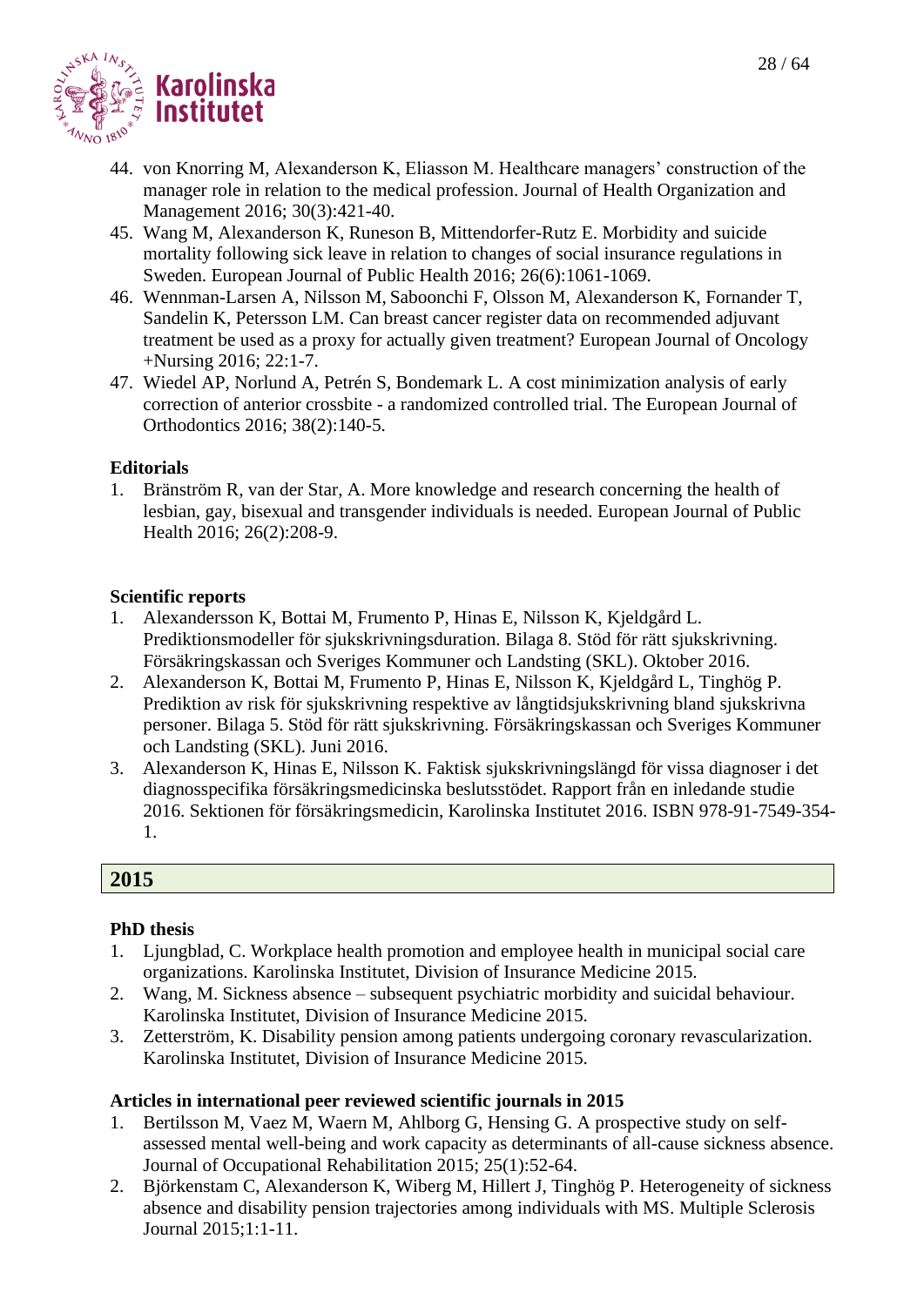44. von Knorring M, Alexanderson K, Eliasson M. Healthcare managers' construction of the manager role in relation to the medical profession. Journal of Health Organization and Management 2016; 30(3):421-40.
45. Wang M, Alexanderson K, Runeson B, Mittendorfer-Rutz E. Morbidity and suicide mortality following sick leave in relation to changes of social insurance regulations in Sweden. European Journal of Public Health 2016; 26(6):1061-1069.
46. Wennman-Larsen A, Nilsson M, Saboonchi F, Olsson M, Alexanderson K, Fornander T, Sandelin K, Petersson LM. Can breast cancer register data on recommended adjuvant treatment be used as a proxy for actually given treatment? European Journal of Oncology +Nursing 2016; 22:1-7.
47. Wiedel AP, Norlund A, Petrén S, Bondemark L. A cost minimization analysis of early correction of anterior crossbite - a randomized controlled trial. The European Journal of Orthodontics 2016; 38(2):140-5.

**Editorials**

1. Bränström R, van der Star, A. More knowledge and research concerning the health of lesbian, gay, bisexual and transgender individuals is needed. European Journal of Public Health 2016; 26(2):208-9.

**Scientific reports**

1. Alexandersson K, Bottai M, Frumento P, Hinas E, Nilsson K, Kjeldgård L. Prediktionsmodeller för sjukskrivningsduration. Bilaga 8. Stöd för rätt sjukskrivning. Försäkringskassan och Sveriges Kommuner och Landsting (SKL). Oktober 2016.
2. Alexanderson K, Bottai M, Frumento P, Hinas E, Nilsson K, Kjeldgård L, Tinghög P. Prediktion av risk för sjukskrivning respektive av långtidsjukskrivning bland sjukskrivna personer. Bilaga 5. Stöd för rätt sjukskrivning. Försäkringskassan och Sveriges Kommuner och Landsting (SKL). Juni 2016.
3. Alexanderson K, Hinas E, Nilsson K. Faktisk sjukskrivningslängd för vissa diagnoser i det diagnosspecifika försäkringsmedicinska beslutsstödet. Rapport från en inledande studie 2016. Sektionen för försäkringsmedicin, Karolinska Institutet 2016. ISBN 978-91-7549-354-1.

## 2015

**PhD thesis**

1. Ljungblad, C. Workplace health promotion and employee health in municipal social care organizations. Karolinska Institutet, Division of Insurance Medicine 2015.
2. Wang, M. Sickness absence – subsequent psychiatric morbidity and suicidal behaviour. Karolinska Institutet, Division of Insurance Medicine 2015.
3. Zetterström, K. Disability pension among patients undergoing coronary revascularization. Karolinska Institutet, Division of Insurance Medicine 2015.

**Articles in international peer reviewed scientific journals in 2015**

1. Bertilsson M, Vaez M, Waern M, Ahlborg G, Hensing G. A prospective study on self-assessed mental well-being and work capacity as determinants of all-cause sickness absence. Journal of Occupational Rehabilitation 2015; 25(1):52-64.
2. Björkenstam C, Alexanderson K, Wiberg M, Hillert J, Tinghög P. Heterogeneity of sickness absence and disability pension trajectories among individuals with MS. Multiple Sclerosis Journal 2015;1:1-11.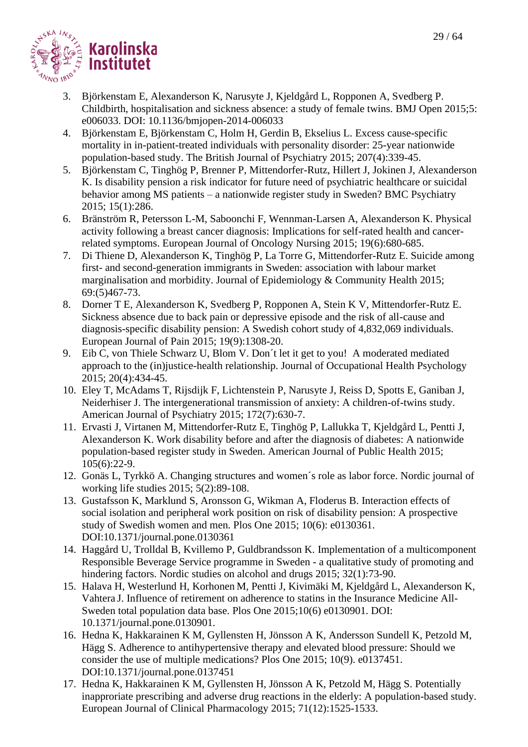3. Björkenstam E, Alexanderson K, Narusyte J, Kjeldgård L, Ropponen A, Svedberg P. Childbirth, hospitalisation and sickness absence: a study of female twins. BMJ Open 2015;5: e006033. DOI: 10.1136/bmjopen-2014-006033
4. Björkenstam E, Björkenstam C, Holm H, Gerdin B, Ekselius L. Excess cause-specific mortality in in-patient-treated individuals with personality disorder: 25-year nationwide population-based study. The British Journal of Psychiatry 2015; 207(4):339-45.
5. Björkenstam C, Tinghög P, Brenner P, Mittendorfer-Rutz, Hillert J, Jokinen J, Alexanderson K. Is disability pension a risk indicator for future need of psychiatric healthcare or suicidal behavior among MS patients – a nationwide register study in Sweden? BMC Psychiatry 2015; 15(1):286.
6. Bränström R, Petersson L-M, Saboonchi F, Wennman-Larsen A, Alexanderson K. Physical activity following a breast cancer diagnosis: Implications for self-rated health and cancer-related symptoms. European Journal of Oncology Nursing 2015; 19(6):680-685.
7. Di Thiene D, Alexanderson K, Tinghög P, La Torre G, Mittendorfer-Rutz E. Suicide among first- and second-generation immigrants in Sweden: association with labour market marginalisation and morbidity. Journal of Epidemiology & Community Health 2015; 69:(5)467-73.
8. Dorner T E, Alexanderson K, Svedberg P, Ropponen A, Stein K V, Mittendorfer-Rutz E. Sickness absence due to back pain or depressive episode and the risk of all-cause and diagnosis-specific disability pension: A Swedish cohort study of 4,832,069 individuals. European Journal of Pain 2015; 19(9):1308-20.
9. Eib C, von Thiele Schwarz U, Blom V. Don´t let it get to you! A moderated mediated approach to the (in)justice-health relationship. Journal of Occupational Health Psychology 2015; 20(4):434-45.
10. Eley T, McAdams T, Rijsdijk F, Lichtenstein P, Narusyte J, Reiss D, Spotts E, Ganiban J, Neiderhiser J. The intergenerational transmission of anxiety: A children-of-twins study. American Journal of Psychiatry 2015; 172(7):630-7.
11. Ervasti J, Virtanen M, Mittendorfer-Rutz E, Tinghög P, Lallukka T, Kjeldgård L, Pentti J, Alexanderson K. Work disability before and after the diagnosis of diabetes: A nationwide population-based register study in Sweden. American Journal of Public Health 2015; 105(6):22-9.
12. Gonäs L, Tyrkkö A. Changing structures and women´s role as labor force. Nordic journal of working life studies 2015; 5(2):89-108.
13. Gustafsson K, Marklund S, Aronsson G, Wikman A, Floderus B. Interaction effects of social isolation and peripheral work position on risk of disability pension: A prospective study of Swedish women and men. Plos One 2015; 10(6): e0130361. DOI:10.1371/journal.pone.0130361
14. Haggård U, Trolldal B, Kvillemo P, Guldbrandsson K. Implementation of a multicomponent Responsible Beverage Service programme in Sweden - a qualitative study of promoting and hindering factors. Nordic studies on alcohol and drugs 2015; 32(1):73-90.
15. Halava H, Westerlund H, Korhonen M, Pentti J, Kivimäki M, Kjeldgård L, Alexanderson K, Vahtera J. Influence of retirement on adherence to statins in the Insurance Medicine All-Sweden total population data base. Plos One 2015;10(6) e0130901. DOI: 10.1371/journal.pone.0130901.
16. Hedna K, Hakkarainen K M, Gyllensten H, Jönsson A K, Andersson Sundell K, Petzold M, Hägg S. Adherence to antihypertensive therapy and elevated blood pressure: Should we consider the use of multiple medications? Plos One 2015; 10(9). e0137451. DOI:10.1371/journal.pone.0137451
17. Hedna K, Hakkarainen K M, Gyllensten H, Jönsson A K, Petzold M, Hägg S. Potentially inapproriate prescribing and adverse drug reactions in the elderly: A population-based study. European Journal of Clinical Pharmacology 2015; 71(12):1525-1533.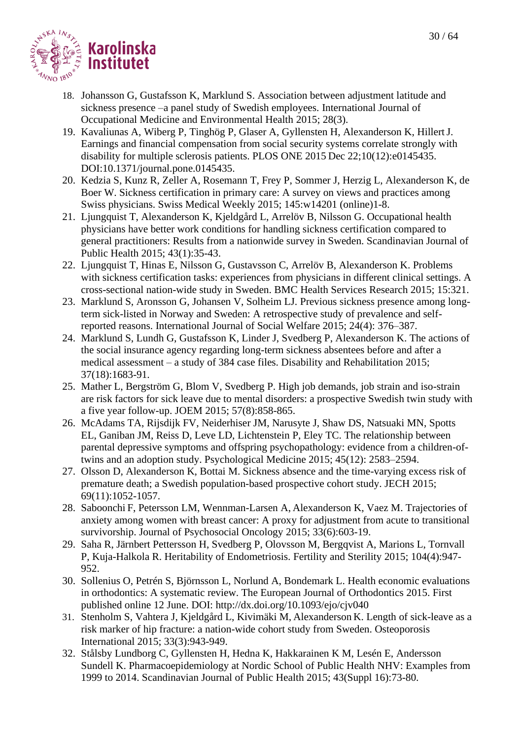18. Johansson G, Gustafsson K, Marklund S. Association between adjustment latitude and sickness presence –a panel study of Swedish employees. International Journal of Occupational Medicine and Environmental Health 2015; 28(3).
19. Kavaliunas A, Wiberg P, Tinghög P, Glaser A, Gyllensten H, Alexanderson K, Hillert J. Earnings and financial compensation from social security systems correlate strongly with disability for multiple sclerosis patients. PLOS ONE 2015 Dec 22;10(12):e0145435. DOI:10.1371/journal.pone.0145435.
20. Kedzia S, Kunz R, Zeller A, Rosemann T, Frey P, Sommer J, Herzig L, Alexanderson K, de Boer W. Sickness certification in primary care: A survey on views and practices among Swiss physicians. Swiss Medical Weekly 2015; 145:w14201 (online)1-8.
21. Ljungquist T, Alexanderson K, Kjeldgård L, Arrelöv B, Nilsson G. Occupational health physicians have better work conditions for handling sickness certification compared to general practitioners: Results from a nationwide survey in Sweden. Scandinavian Journal of Public Health 2015; 43(1):35-43.
22. Ljungquist T, Hinas E, Nilsson G, Gustavsson C, Arrelöv B, Alexanderson K. Problems with sickness certification tasks: experiences from physicians in different clinical settings. A cross-sectional nation-wide study in Sweden. BMC Health Services Research 2015; 15:321.
23. Marklund S, Aronsson G, Johansen V, Solheim LJ. Previous sickness presence among long-term sick-listed in Norway and Sweden: A retrospective study of prevalence and self-reported reasons. International Journal of Social Welfare 2015; 24(4): 376–387.
24. Marklund S, Lundh G, Gustafsson K, Linder J, Svedberg P, Alexanderson K. The actions of the social insurance agency regarding long-term sickness absentees before and after a medical assessment – a study of 384 case files. Disability and Rehabilitation 2015; 37(18):1683-91.
25. Mather L, Bergström G, Blom V, Svedberg P. High job demands, job strain and iso-strain are risk factors for sick leave due to mental disorders: a prospective Swedish twin study with a five year follow-up. JOEM 2015; 57(8):858-865.
26. McAdams TA, Rijsdijk FV, Neiderhiser JM, Narusyte J, Shaw DS, Natsuaki MN, Spotts EL, Ganiban JM, Reiss D, Leve LD, Lichtenstein P, Eley TC. The relationship between parental depressive symptoms and offspring psychopathology: evidence from a children-of-twins and an adoption study. Psychological Medicine 2015; 45(12): 2583–2594.
27. Olsson D, Alexanderson K, Bottai M. Sickness absence and the time-varying excess risk of premature death; a Swedish population-based prospective cohort study. JECH 2015; 69(11):1052-1057.
28. Saboonchi F, Petersson LM, Wennman-Larsen A, Alexanderson K, Vaez M. Trajectories of anxiety among women with breast cancer: A proxy for adjustment from acute to transitional survivorship. Journal of Psychosocial Oncology 2015; 33(6):603-19.
29. Saha R, Järnbert Pettersson H, Svedberg P, Olovsson M, Bergqvist A, Marions L, Tornvall P, Kuja-Halkola R. Heritability of Endometriosis. Fertility and Sterility 2015; 104(4):947-952.
30. Sollenius O, Petrén S, Björnsson L, Norlund A, Bondemark L. Health economic evaluations in orthodontics: A systematic review. The European Journal of Orthodontics 2015. First published online 12 June. DOI: http://dx.doi.org/10.1093/ejo/cjv040
31. Stenholm S, Vahtera J, Kjeldgård L, Kivimäki M, Alexanderson K. Length of sick-leave as a risk marker of hip fracture: a nation-wide cohort study from Sweden. Osteoporosis International 2015; 33(3):943-949.
32. Stålsby Lundborg C, Gyllensten H, Hedna K, Hakkarainen K M, Lesén E, Andersson Sundell K. Pharmacoepidemiology at Nordic School of Public Health NHV: Examples from 1999 to 2014. Scandinavian Journal of Public Health 2015; 43(Suppl 16):73-80.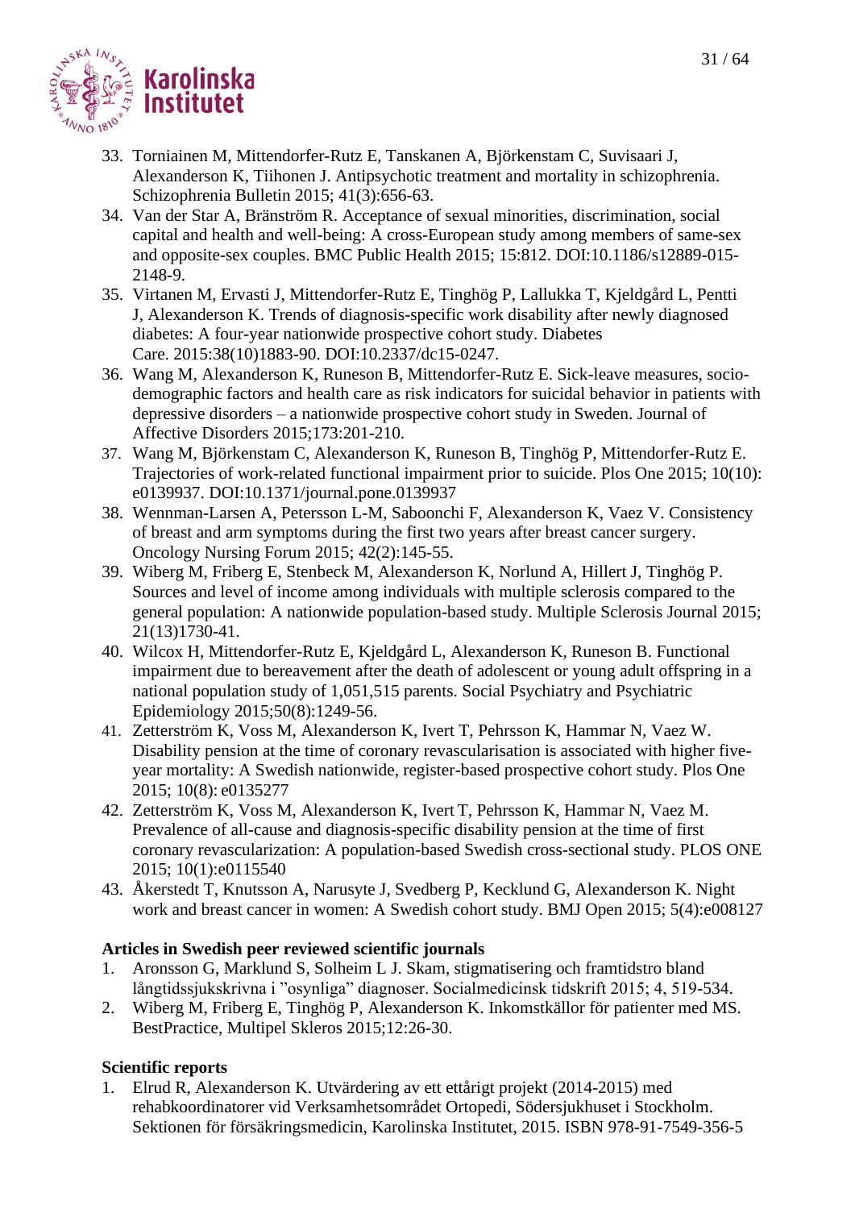33. Torniainen M, Mittendorfer-Rutz E, Tanskanen A, Björkenstam C, Suvisaari J, Alexanderson K, Tiihonen J. Antipsychotic treatment and mortality in schizophrenia. Schizophrenia Bulletin 2015; 41(3):656-63.
34. Van der Star A, Bränström R. Acceptance of sexual minorities, discrimination, social capital and health and well-being: A cross-European study among members of same-sex and opposite-sex couples. BMC Public Health 2015; 15:812. DOI:10.1186/s12889-015-2148-9.
35. Virtanen M, Ervasti J, Mittendorfer-Rutz E, Tinghög P, Lallukka T, Kjeldgård L, Pentti J, Alexanderson K. Trends of diagnosis-specific work disability after newly diagnosed diabetes: A four-year nationwide prospective cohort study. Diabetes Care. 2015:38(10)1883-90. DOI:10.2337/dc15-0247.
36. Wang M, Alexanderson K, Runeson B, Mittendorfer-Rutz E. Sick-leave measures, socio-demographic factors and health care as risk indicators for suicidal behavior in patients with depressive disorders – a nationwide prospective cohort study in Sweden. Journal of Affective Disorders 2015;173:201-210.
37. Wang M, Björkenstam C, Alexanderson K, Runeson B, Tinghög P, Mittendorfer-Rutz E. Trajectories of work-related functional impairment prior to suicide. Plos One 2015; 10(10): e0139937. DOI:10.1371/journal.pone.0139937
38. Wennman-Larsen A, Petersson L-M, Saboonchi F, Alexanderson K, Vaez V. Consistency of breast and arm symptoms during the first two years after breast cancer surgery. Oncology Nursing Forum 2015; 42(2):145-55.
39. Wiberg M, Friberg E, Stenbeck M, Alexanderson K, Norlund A, Hillert J, Tinghög P. Sources and level of income among individuals with multiple sclerosis compared to the general population: A nationwide population-based study. Multiple Sclerosis Journal 2015; 21(13)1730-41.
40. Wilcox H, Mittendorfer-Rutz E, Kjeldgård L, Alexanderson K, Runeson B. Functional impairment due to bereavement after the death of adolescent or young adult offspring in a national population study of 1,051,515 parents. Social Psychiatry and Psychiatric Epidemiology 2015;50(8):1249-56.
41. Zetterström K, Voss M, Alexanderson K, Ivert T, Pehrsson K, Hammar N, Vaez W. Disability pension at the time of coronary revascularisation is associated with higher five-year mortality: A Swedish nationwide, register-based prospective cohort study. Plos One 2015; 10(8): e0135277
42. Zetterström K, Voss M, Alexanderson K, Ivert T, Pehrsson K, Hammar N, Vaez M. Prevalence of all-cause and diagnosis-specific disability pension at the time of first coronary revascularization: A population-based Swedish cross-sectional study. PLOS ONE 2015; 10(1):e0115540
43. Åkerstedt T, Knutsson A, Narusyte J, Svedberg P, Kecklund G, Alexanderson K. Night work and breast cancer in women: A Swedish cohort study. BMJ Open 2015; 5(4):e008127

**Articles in Swedish peer reviewed scientific journals**

1. Aronsson G, Marklund S, Solheim L J. Skam, stigmatisering och framtidstro bland långtidssjukskrivna i "osynliga" diagnoser. Socialmedicinsk tidskrift 2015; 4, 519-534.
2. Wiberg M, Friberg E, Tinghög P, Alexanderson K. Inkomstkällor för patienter med MS. BestPractice, Multipel Skleros 2015;12:26-30.

**Scientific reports**

1. Elrud R, Alexanderson K. Utvärdering av ett ettårigt projekt (2014-2015) med rehabkoordinatorer vid Verksamhetsområdet Ortopedi, Södersjukhuset i Stockholm. Sektionen för försäkringsmedicin, Karolinska Institutet, 2015. ISBN 978-91-7549-356-5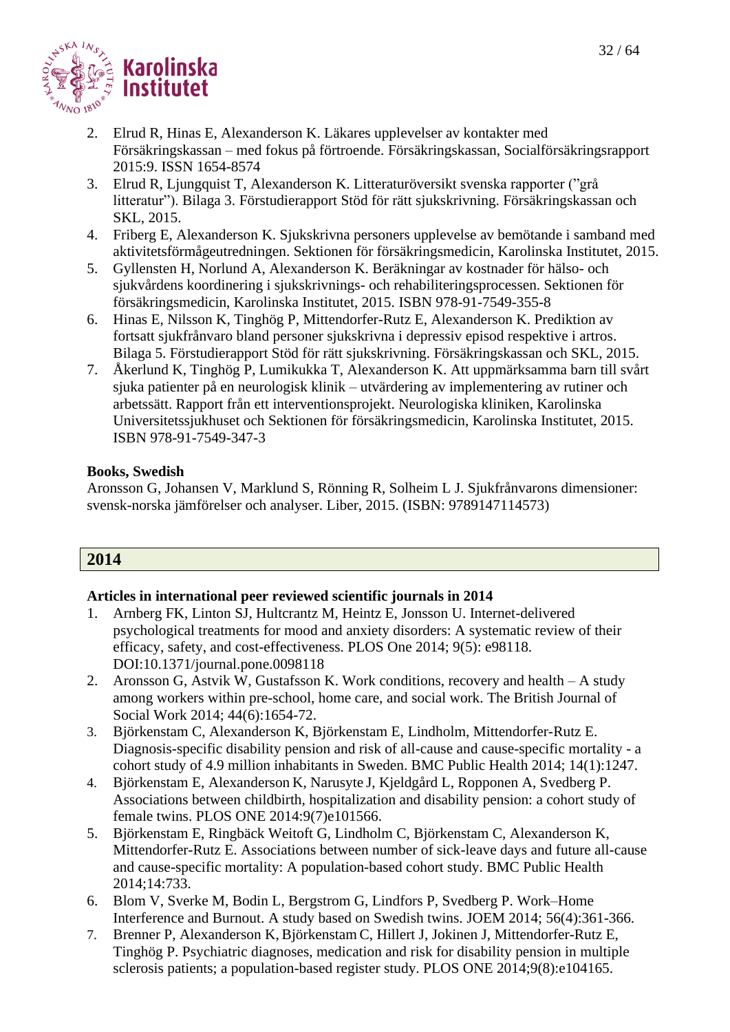2. Elrud R, Hinas E, Alexanderson K. Läkares upplevelser av kontakter med Försäkringskassan – med fokus på förtroende. Försäkringskassan, Socialförsäkringsrapport 2015:9. ISSN 1654-8574
3. Elrud R, Ljungquist T, Alexanderson K. Litteraturöversikt svenska rapporter ("grå litteratur"). Bilaga 3. Förstudierapport Stöd för rätt sjukskrivning. Försäkringskassan och SKL, 2015.
4. Friberg E, Alexanderson K. Sjukskrivna personers upplevelse av bemötande i samband med aktivitetsförmågeutredningen. Sektionen för försäkringsmedicin, Karolinska Institutet, 2015.
5. Gyllensten H, Norlund A, Alexanderson K. Beräkningar av kostnader för hälso- och sjukvårdens koordinering i sjukskrivnings- och rehabiliteringsprocessen. Sektionen för försäkringsmedicin, Karolinska Institutet, 2015. ISBN 978-91-7549-355-8
6. Hinas E, Nilsson K, Tinghög P, Mittendorfer-Rutz E, Alexanderson K. Prediktion av fortsatt sjukfrånvaro bland personer sjukskrivna i depressiv episod respektive i artros. Bilaga 5. Förstudierapport Stöd för rätt sjukskrivning. Försäkringskassan och SKL, 2015.
7. Åkerlund K, Tinghög P, Lumikukka T, Alexanderson K. Att uppmärksamma barn till svårt sjuka patienter på en neurologisk klinik – utvärdering av implementering av rutiner och arbetssätt. Rapport från ett interventionsprojekt. Neurologiska kliniken, Karolinska Universitetssjukhuset och Sektionen för försäkringsmedicin, Karolinska Institutet, 2015. ISBN 978-91-7549-347-3

**Books, Swedish**

Aronsson G, Johansen V, Marklund S, Rönning R, Solheim L J. Sjukfrånvarons dimensioner: svensk-norska jämförelser och analyser. Liber, 2015. (ISBN: 9789147114573)

## 2014

**Articles in international peer reviewed scientific journals in 2014**

1. Arnberg FK, Linton SJ, Hultcrantz M, Heintz E, Jonsson U. Internet-delivered psychological treatments for mood and anxiety disorders: A systematic review of their efficacy, safety, and cost-effectiveness. PLOS One 2014; 9(5): e98118. DOI:10.1371/journal.pone.0098118
2. Aronsson G, Astvik W, Gustafsson K. Work conditions, recovery and health – A study among workers within pre-school, home care, and social work. The British Journal of Social Work 2014; 44(6):1654-72.
3. Björkenstam C, Alexanderson K, Björkenstam E, Lindholm, Mittendorfer-Rutz E. Diagnosis-specific disability pension and risk of all-cause and cause-specific mortality - a cohort study of 4.9 million inhabitants in Sweden. BMC Public Health 2014; 14(1):1247.
4. Björkenstam E, Alexanderson K, Narusyte J, Kjeldgård L, Ropponen A, Svedberg P. Associations between childbirth, hospitalization and disability pension: a cohort study of female twins. PLOS ONE 2014:9(7)e101566.
5. Björkenstam E, Ringbäck Weitoft G, Lindholm C, Björkenstam C, Alexanderson K, Mittendorfer-Rutz E. Associations between number of sick-leave days and future all-cause and cause-specific mortality: A population-based cohort study. BMC Public Health 2014;14:733.
6. Blom V, Sverke M, Bodin L, Bergstrom G, Lindfors P, Svedberg P. Work–Home Interference and Burnout. A study based on Swedish twins. JOEM 2014; 56(4):361-366.
7. Brenner P, Alexanderson K, Björkenstam C, Hillert J, Jokinen J, Mittendorfer-Rutz E, Tinghög P. Psychiatric diagnoses, medication and risk for disability pension in multiple sclerosis patients; a population-based register study. PLOS ONE 2014;9(8):e104165.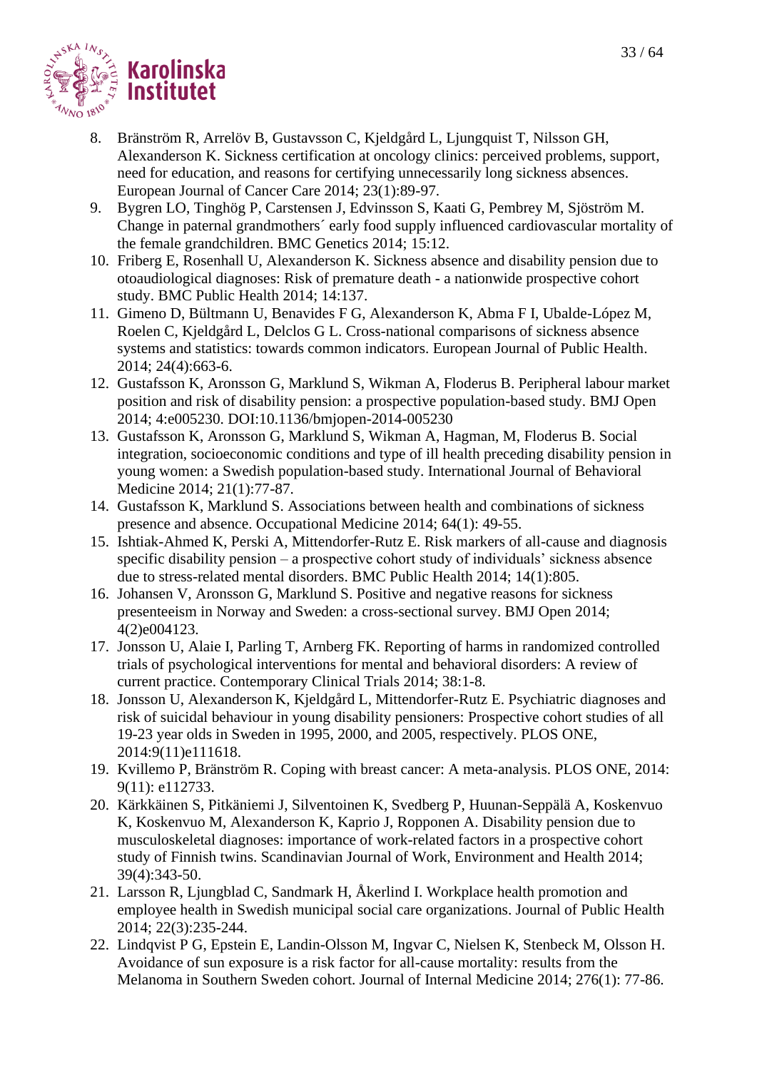8. Bränström R, Arrelöv B, Gustavsson C, Kjeldgård L, Ljungquist T, Nilsson GH, Alexanderson K. Sickness certification at oncology clinics: perceived problems, support, need for education, and reasons for certifying unnecessarily long sickness absences. European Journal of Cancer Care 2014; 23(1):89-97.
9. Bygren LO, Tinghög P, Carstensen J, Edvinsson S, Kaati G, Pembrey M, Sjöström M. Change in paternal grandmothers´ early food supply influenced cardiovascular mortality of the female grandchildren. BMC Genetics 2014; 15:12.
10. Friberg E, Rosenhall U, Alexanderson K. Sickness absence and disability pension due to otoaudiological diagnoses: Risk of premature death - a nationwide prospective cohort study. BMC Public Health 2014; 14:137.
11. Gimeno D, Bültmann U, Benavides F G, Alexanderson K, Abma F I, Ubalde-López M, Roelen C, Kjeldgård L, Delclos G L. Cross-national comparisons of sickness absence systems and statistics: towards common indicators. European Journal of Public Health. 2014; 24(4):663-6.
12. Gustafsson K, Aronsson G, Marklund S, Wikman A, Floderus B. Peripheral labour market position and risk of disability pension: a prospective population-based study. BMJ Open 2014; 4:e005230. DOI:10.1136/bmjopen-2014-005230
13. Gustafsson K, Aronsson G, Marklund S, Wikman A, Hagman, M, Floderus B. Social integration, socioeconomic conditions and type of ill health preceding disability pension in young women: a Swedish population-based study. International Journal of Behavioral Medicine 2014; 21(1):77-87.
14. Gustafsson K, Marklund S. Associations between health and combinations of sickness presence and absence. Occupational Medicine 2014; 64(1): 49-55.
15. Ishtiak-Ahmed K, Perski A, Mittendorfer-Rutz E. Risk markers of all-cause and diagnosis specific disability pension – a prospective cohort study of individuals' sickness absence due to stress-related mental disorders. BMC Public Health 2014; 14(1):805.
16. Johansen V, Aronsson G, Marklund S. Positive and negative reasons for sickness presenteeism in Norway and Sweden: a cross-sectional survey. BMJ Open 2014; 4(2)e004123.
17. Jonsson U, Alaie I, Parling T, Arnberg FK. Reporting of harms in randomized controlled trials of psychological interventions for mental and behavioral disorders: A review of current practice. Contemporary Clinical Trials 2014; 38:1-8.
18. Jonsson U, Alexanderson K, Kjeldgård L, Mittendorfer-Rutz E. Psychiatric diagnoses and risk of suicidal behaviour in young disability pensioners: Prospective cohort studies of all 19-23 year olds in Sweden in 1995, 2000, and 2005, respectively. PLOS ONE, 2014:9(11)e111618.
19. Kvillemo P, Bränström R. Coping with breast cancer: A meta-analysis. PLOS ONE, 2014: 9(11): e112733.
20. Kärkkäinen S, Pitkäniemi J, Silventoinen K, Svedberg P, Huunan-Seppälä A, Koskenvuo K, Koskenvuo M, Alexanderson K, Kaprio J, Ropponen A. Disability pension due to musculoskeletal diagnoses: importance of work-related factors in a prospective cohort study of Finnish twins. Scandinavian Journal of Work, Environment and Health 2014; 39(4):343-50.
21. Larsson R, Ljungblad C, Sandmark H, Åkerlind I. Workplace health promotion and employee health in Swedish municipal social care organizations. Journal of Public Health 2014; 22(3):235-244.
22. Lindqvist P G, Epstein E, Landin-Olsson M, Ingvar C, Nielsen K, Stenbeck M, Olsson H. Avoidance of sun exposure is a risk factor for all-cause mortality: results from the Melanoma in Southern Sweden cohort. Journal of Internal Medicine 2014; 276(1): 77-86.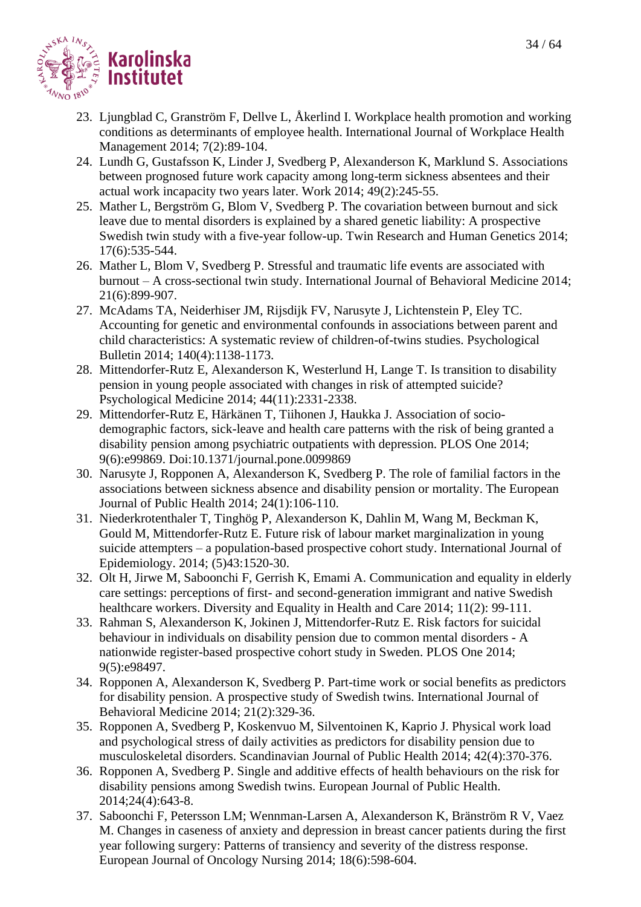23. Ljungblad C, Granström F, Dellve L, Åkerlind I. Workplace health promotion and working conditions as determinants of employee health. International Journal of Workplace Health Management 2014; 7(2):89-104.
24. Lundh G, Gustafsson K, Linder J, Svedberg P, Alexanderson K, Marklund S. Associations between prognosed future work capacity among long-term sickness absentees and their actual work incapacity two years later. Work 2014; 49(2):245-55.
25. Mather L, Bergström G, Blom V, Svedberg P. The covariation between burnout and sick leave due to mental disorders is explained by a shared genetic liability: A prospective Swedish twin study with a five-year follow-up. Twin Research and Human Genetics 2014; 17(6):535-544.
26. Mather L, Blom V, Svedberg P. Stressful and traumatic life events are associated with burnout – A cross-sectional twin study. International Journal of Behavioral Medicine 2014; 21(6):899-907.
27. McAdams TA, Neiderhiser JM, Rijsdijk FV, Narusyte J, Lichtenstein P, Eley TC. Accounting for genetic and environmental confounds in associations between parent and child characteristics: A systematic review of children-of-twins studies. Psychological Bulletin 2014; 140(4):1138-1173.
28. Mittendorfer-Rutz E, Alexanderson K, Westerlund H, Lange T. Is transition to disability pension in young people associated with changes in risk of attempted suicide? Psychological Medicine 2014; 44(11):2331-2338.
29. Mittendorfer-Rutz E, Härkänen T, Tiihonen J, Haukka J. Association of socio-demographic factors, sick-leave and health care patterns with the risk of being granted a disability pension among psychiatric outpatients with depression. PLOS One 2014; 9(6):e99869. Doi:10.1371/journal.pone.0099869
30. Narusyte J, Ropponen A, Alexanderson K, Svedberg P. The role of familial factors in the associations between sickness absence and disability pension or mortality. The European Journal of Public Health 2014; 24(1):106-110.
31. Niederkrotenthaler T, Tinghög P, Alexanderson K, Dahlin M, Wang M, Beckman K, Gould M, Mittendorfer-Rutz E. Future risk of labour market marginalization in young suicide attempters – a population-based prospective cohort study. International Journal of Epidemiology. 2014; (5)43:1520-30.
32. Olt H, Jirwe M, Saboonchi F, Gerrish K, Emami A. Communication and equality in elderly care settings: perceptions of first- and second-generation immigrant and native Swedish healthcare workers. Diversity and Equality in Health and Care 2014; 11(2): 99-111.
33. Rahman S, Alexanderson K, Jokinen J, Mittendorfer-Rutz E. Risk factors for suicidal behaviour in individuals on disability pension due to common mental disorders - A nationwide register-based prospective cohort study in Sweden. PLOS One 2014; 9(5):e98497.
34. Ropponen A, Alexanderson K, Svedberg P. Part-time work or social benefits as predictors for disability pension. A prospective study of Swedish twins. International Journal of Behavioral Medicine 2014; 21(2):329-36.
35. Ropponen A, Svedberg P, Koskenvuo M, Silventoinen K, Kaprio J. Physical work load and psychological stress of daily activities as predictors for disability pension due to musculoskeletal disorders. Scandinavian Journal of Public Health 2014; 42(4):370-376.
36. Ropponen A, Svedberg P. Single and additive effects of health behaviours on the risk for disability pensions among Swedish twins. European Journal of Public Health. 2014;24(4):643-8.
37. Saboonchi F, Petersson LM; Wennman-Larsen A, Alexanderson K, Bränström R V, Vaez M. Changes in caseness of anxiety and depression in breast cancer patients during the first year following surgery: Patterns of transiency and severity of the distress response. European Journal of Oncology Nursing 2014; 18(6):598-604.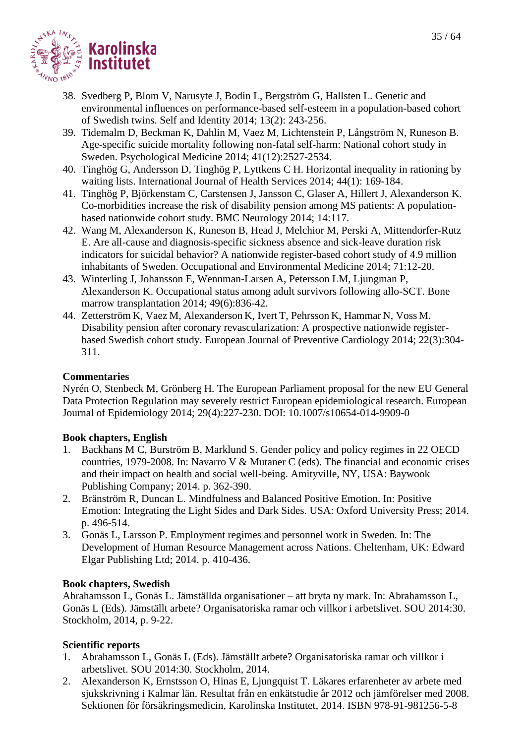38. Svedberg P, Blom V, Narusyte J, Bodin L, Bergström G, Hallsten L. Genetic and environmental influences on performance-based self-esteem in a population-based cohort of Swedish twins. Self and Identity 2014; 13(2): 243-256.
39. Tidemalm D, Beckman K, Dahlin M, Vaez M, Lichtenstein P, Långström N, Runeson B. Age-specific suicide mortality following non-fatal self-harm: National cohort study in Sweden. Psychological Medicine 2014; 41(12):2527-2534.
40. Tinghög G, Andersson D, Tinghög P, Lyttkens C H. Horizontal inequality in rationing by waiting lists. International Journal of Health Services 2014; 44(1): 169-184.
41. Tinghög P, Björkenstam C, Carstensen J, Jansson C, Glaser A, Hillert J, Alexanderson K. Co-morbidities increase the risk of disability pension among MS patients: A population-based nationwide cohort study. BMC Neurology 2014; 14:117.
42. Wang M, Alexanderson K, Runeson B, Head J, Melchior M, Perski A, Mittendorfer-Rutz E. Are all-cause and diagnosis-specific sickness absence and sick-leave duration risk indicators for suicidal behavior? A nationwide register-based cohort study of 4.9 million inhabitants of Sweden. Occupational and Environmental Medicine 2014; 71:12-20.
43. Winterling J, Johansson E, Wennman-Larsen A, Petersson LM, Ljungman P, Alexanderson K. Occupational status among adult survivors following allo-SCT. Bone marrow transplantation 2014; 49(6):836-42.
44. Zetterström K, Vaez M, Alexanderson K, Ivert T, Pehrsson K, Hammar N, Voss M. Disability pension after coronary revascularization: A prospective nationwide register-based Swedish cohort study. European Journal of Preventive Cardiology 2014; 22(3):304-311.

**Commentaries**

Nyrén O, Stenbeck M, Grönberg H. The European Parliament proposal for the new EU General Data Protection Regulation may severely restrict European epidemiological research. European Journal of Epidemiology 2014; 29(4):227-230. DOI: 10.1007/s10654-014-9909-0

**Book chapters, English**

1. Backhans M C, Burström B, Marklund S. Gender policy and policy regimes in 22 OECD countries, 1979-2008. In: Navarro V & Mutaner C (eds). The financial and economic crises and their impact on health and social well-being. Amityville, NY, USA: Baywook Publishing Company; 2014. p. 362-390.
2. Bränström R, Duncan L. Mindfulness and Balanced Positive Emotion. In: Positive Emotion: Integrating the Light Sides and Dark Sides. USA: Oxford University Press; 2014. p. 496-514.
3. Gonäs L, Larsson P. Employment regimes and personnel work in Sweden. In: The Development of Human Resource Management across Nations. Cheltenham, UK: Edward Elgar Publishing Ltd; 2014. p. 410-436.

**Book chapters, Swedish**

Abrahamsson L, Gonäs L. Jämställda organisationer – att bryta ny mark. In: Abrahamsson L, Gonäs L (Eds). Jämställt arbete? Organisatoriska ramar och villkor i arbetslivet. SOU 2014:30. Stockholm, 2014, p. 9-22.

**Scientific reports**

1. Abrahamsson L, Gonäs L (Eds). Jämställt arbete? Organisatoriska ramar och villkor i arbetslivet. SOU 2014:30. Stockholm, 2014.
2. Alexanderson K, Ernstsson O, Hinas E, Ljungquist T. Läkares erfarenheter av arbete med sjukskrivning i Kalmar län. Resultat från en enkätstudie år 2012 och jämförelser med 2008. Sektionen för försäkringsmedicin, Karolinska Institutet, 2014. ISBN 978-91-981256-5-8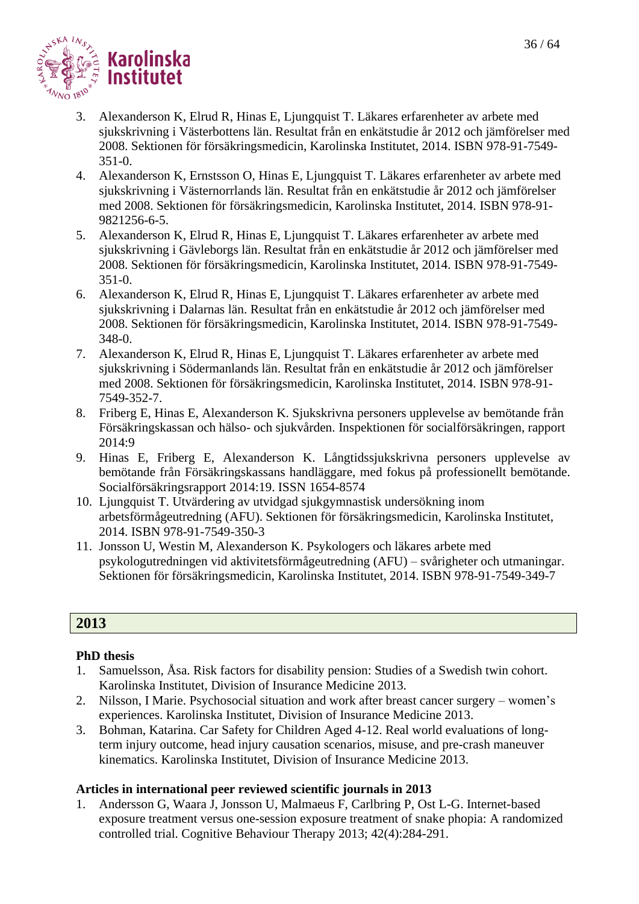3. Alexanderson K, Elrud R, Hinas E, Ljungquist T. Läkares erfarenheter av arbete med sjukskrivning i Västerbottens län. Resultat från en enkätstudie år 2012 och jämförelser med 2008. Sektionen för försäkringsmedicin, Karolinska Institutet, 2014. ISBN 978-91-7549-351-0.
4. Alexanderson K, Ernstsson O, Hinas E, Ljungquist T. Läkares erfarenheter av arbete med sjukskrivning i Västernorrlands län. Resultat från en enkätstudie år 2012 och jämförelser med 2008. Sektionen för försäkringsmedicin, Karolinska Institutet, 2014. ISBN 978-91-9821256-6-5.
5. Alexanderson K, Elrud R, Hinas E, Ljungquist T. Läkares erfarenheter av arbete med sjukskrivning i Gävleborgs län. Resultat från en enkätstudie år 2012 och jämförelser med 2008. Sektionen för försäkringsmedicin, Karolinska Institutet, 2014. ISBN 978-91-7549-351-0.
6. Alexanderson K, Elrud R, Hinas E, Ljungquist T. Läkares erfarenheter av arbete med sjukskrivning i Dalarnas län. Resultat från en enkätstudie år 2012 och jämförelser med 2008. Sektionen för försäkringsmedicin, Karolinska Institutet, 2014. ISBN 978-91-7549-348-0.
7. Alexanderson K, Elrud R, Hinas E, Ljungquist T. Läkares erfarenheter av arbete med sjukskrivning i Södermanlands län. Resultat från en enkätstudie år 2012 och jämförelser med 2008. Sektionen för försäkringsmedicin, Karolinska Institutet, 2014. ISBN 978-91-7549-352-7.
8. Friberg E, Hinas E, Alexanderson K. Sjukskrivna personers upplevelse av bemötande från Försäkringskassan och hälso- och sjukvården. Inspektionen för socialförsäkringen, rapport 2014:9
9. Hinas E, Friberg E, Alexanderson K. Långtidssjukskrivna personers upplevelse av bemötande från Försäkringskassans handläggare, med fokus på professionellt bemötande. Socialförsäkringsrapport 2014:19. ISSN 1654-8574
10. Ljungquist T. Utvärdering av utvidgad sjukgymnastisk undersökning inom arbetsförmågeutredning (AFU). Sektionen för försäkringsmedicin, Karolinska Institutet, 2014. ISBN 978-91-7549-350-3
11. Jonsson U, Westin M, Alexanderson K. Psykologers och läkares arbete med psykologutredningen vid aktivitetsförmågeutredning (AFU) – svårigheter och utmaningar. Sektionen för försäkringsmedicin, Karolinska Institutet, 2014. ISBN 978-91-7549-349-7

## 2013

**PhD thesis**

1. Samuelsson, Åsa. Risk factors for disability pension: Studies of a Swedish twin cohort. Karolinska Institutet, Division of Insurance Medicine 2013.
2. Nilsson, I Marie. Psychosocial situation and work after breast cancer surgery – women's experiences. Karolinska Institutet, Division of Insurance Medicine 2013.
3. Bohman, Katarina. Car Safety for Children Aged 4-12. Real world evaluations of long-term injury outcome, head injury causation scenarios, misuse, and pre-crash maneuver kinematics. Karolinska Institutet, Division of Insurance Medicine 2013.

**Articles in international peer reviewed scientific journals in 2013**

1. Andersson G, Waara J, Jonsson U, Malmaeus F, Carlbring P, Ost L-G. Internet-based exposure treatment versus one-session exposure treatment of snake phopia: A randomized controlled trial. Cognitive Behaviour Therapy 2013; 42(4):284-291.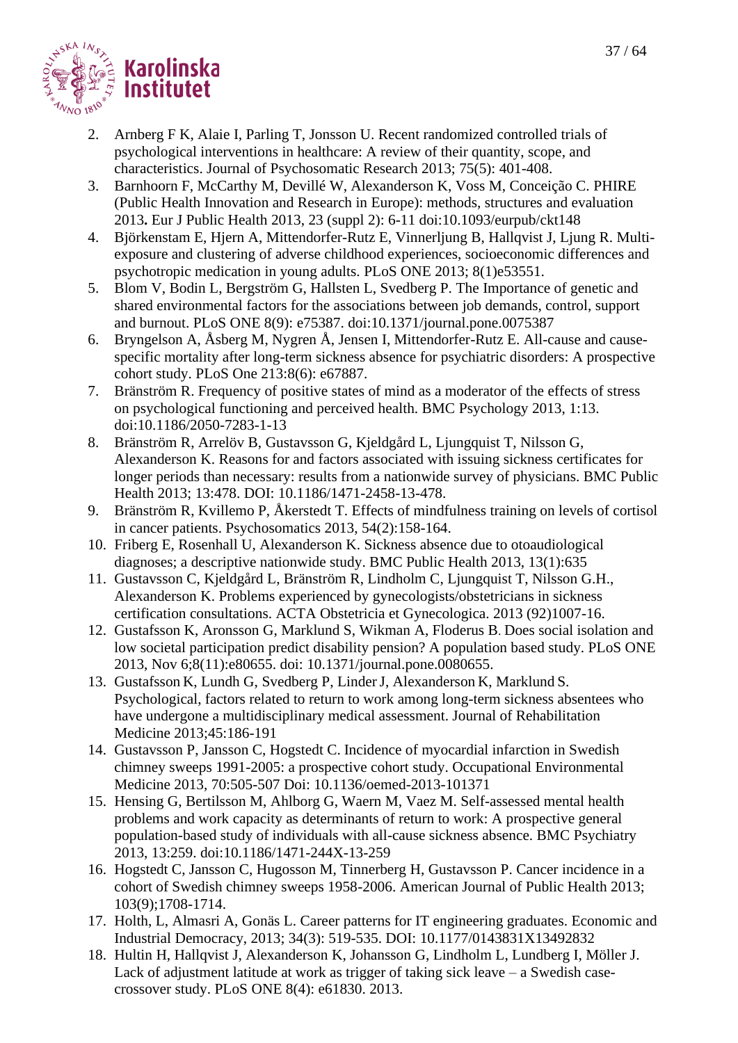2. Arnberg F K, Alaie I, Parling T, Jonsson U. Recent randomized controlled trials of psychological interventions in healthcare: A review of their quantity, scope, and characteristics. Journal of Psychosomatic Research 2013; 75(5): 401-408.
3. Barnhoorn F, McCarthy M, Devillé W, Alexanderson K, Voss M, Conceição C. PHIRE (Public Health Innovation and Research in Europe): methods, structures and evaluation 2013**.** Eur J Public Health 2013, 23 (suppl 2): 6-11 doi:10.1093/eurpub/ckt148
4. Björkenstam E, Hjern A, Mittendorfer-Rutz E, Vinnerljung B, Hallqvist J, Ljung R. Multi-exposure and clustering of adverse childhood experiences, socioeconomic differences and psychotropic medication in young adults. PLoS ONE 2013; 8(1)e53551.
5. Blom V, Bodin L, Bergström G, Hallsten L, Svedberg P. The Importance of genetic and shared environmental factors for the associations between job demands, control, support and burnout. PLoS ONE 8(9): e75387. doi:10.1371/journal.pone.0075387
6. Bryngelson A, Åsberg M, Nygren Å, Jensen I, Mittendorfer-Rutz E. All-cause and cause-specific mortality after long-term sickness absence for psychiatric disorders: A prospective cohort study. PLoS One 213:8(6): e67887.
7. Bränström R. Frequency of positive states of mind as a moderator of the effects of stress on psychological functioning and perceived health. BMC Psychology 2013, 1:13. doi:10.1186/2050-7283-1-13
8. Bränström R, Arrelöv B, Gustavsson G, Kjeldgård L, Ljungquist T, Nilsson G, Alexanderson K. Reasons for and factors associated with issuing sickness certificates for longer periods than necessary: results from a nationwide survey of physicians. BMC Public Health 2013; 13:478. DOI: 10.1186/1471-2458-13-478.
9. Bränström R, Kvillemo P, Åkerstedt T. Effects of mindfulness training on levels of cortisol in cancer patients. Psychosomatics 2013, 54(2):158-164.
10. Friberg E, Rosenhall U, Alexanderson K. Sickness absence due to otoaudiological diagnoses; a descriptive nationwide study. BMC Public Health 2013, 13(1):635
11. Gustavsson C, Kjeldgård L, Bränström R, Lindholm C, Ljungquist T, Nilsson G.H., Alexanderson K. Problems experienced by gynecologists/obstetricians in sickness certification consultations. ACTA Obstetricia et Gynecologica. 2013 (92)1007-16.
12. Gustafsson K, Aronsson G, Marklund S, Wikman A, Floderus B. Does social isolation and low societal participation predict disability pension? A population based study. PLoS ONE 2013, Nov 6;8(11):e80655. doi: 10.1371/journal.pone.0080655.
13. Gustafsson K, Lundh G, Svedberg P, Linder J, Alexanderson K, Marklund S. Psychological, factors related to return to work among long-term sickness absentees who have undergone a multidisciplinary medical assessment. Journal of Rehabilitation Medicine 2013;45:186-191
14. Gustavsson P, Jansson C, Hogstedt C. Incidence of myocardial infarction in Swedish chimney sweeps 1991-2005: a prospective cohort study. Occupational Environmental Medicine 2013, 70:505-507 Doi: 10.1136/oemed-2013-101371
15. Hensing G, Bertilsson M, Ahlborg G, Waern M, Vaez M. Self-assessed mental health problems and work capacity as determinants of return to work: A prospective general population-based study of individuals with all-cause sickness absence. BMC Psychiatry 2013, 13:259. doi:10.1186/1471-244X-13-259
16. Hogstedt C, Jansson C, Hugosson M, Tinnerberg H, Gustavsson P. Cancer incidence in a cohort of Swedish chimney sweeps 1958-2006. American Journal of Public Health 2013; 103(9);1708-1714.
17. Holth, L, Almasri A, Gonäs L. Career patterns for IT engineering graduates. Economic and Industrial Democracy, 2013; 34(3): 519-535. DOI: 10.1177/0143831X13492832
18. Hultin H, Hallqvist J, Alexanderson K, Johansson G, Lindholm L, Lundberg I, Möller J. Lack of adjustment latitude at work as trigger of taking sick leave – a Swedish case-crossover study. PLoS ONE 8(4): e61830. 2013.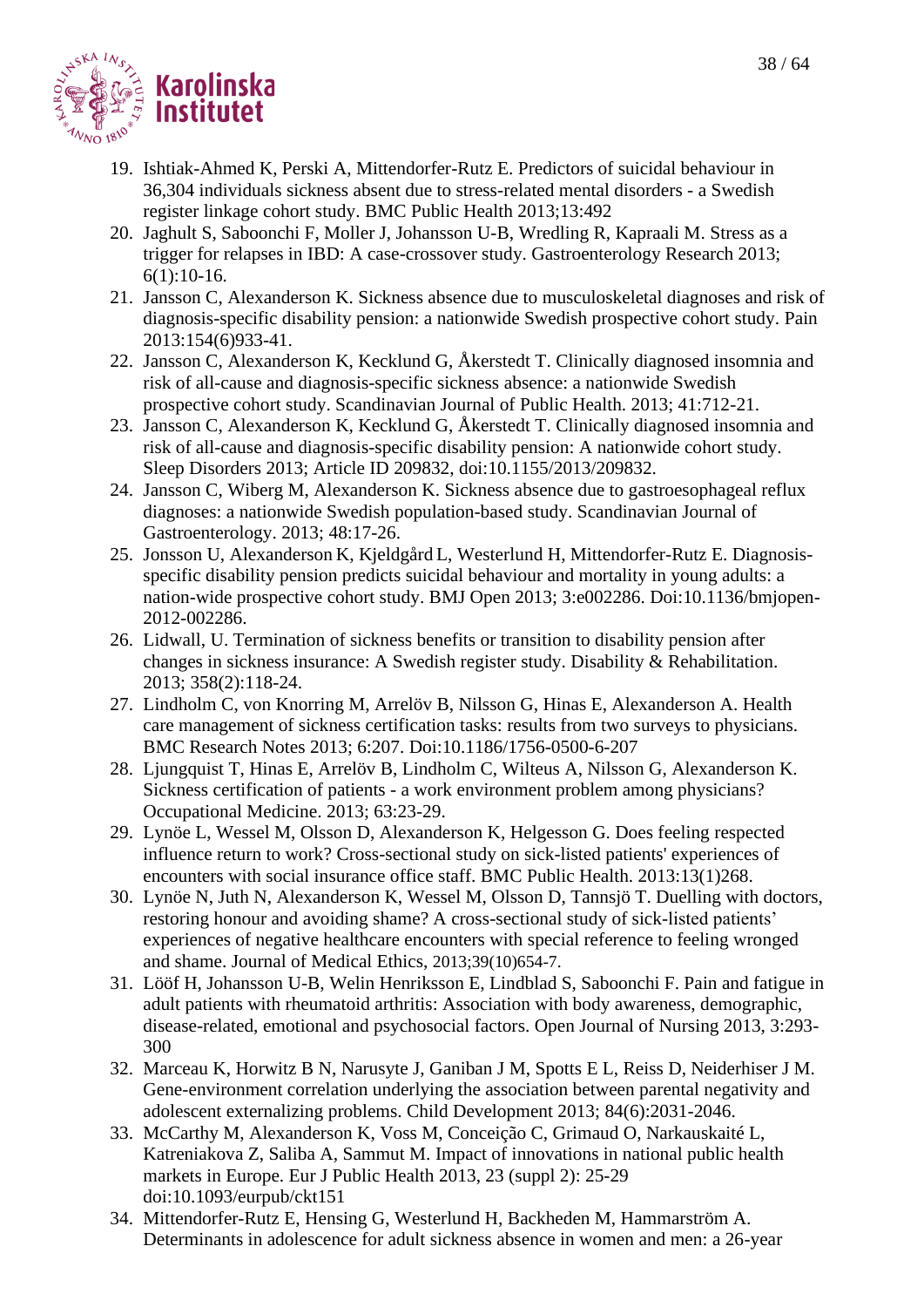19. Ishtiak-Ahmed K, Perski A, Mittendorfer-Rutz E. Predictors of suicidal behaviour in 36,304 individuals sickness absent due to stress-related mental disorders - a Swedish register linkage cohort study. BMC Public Health 2013;13:492
20. Jaghult S, Saboonchi F, Moller J, Johansson U-B, Wredling R, Kapraali M. Stress as a trigger for relapses in IBD: A case-crossover study. Gastroenterology Research 2013; 6(1):10-16.
21. Jansson C, Alexanderson K. Sickness absence due to musculoskeletal diagnoses and risk of diagnosis-specific disability pension: a nationwide Swedish prospective cohort study. Pain 2013:154(6)933-41.
22. Jansson C, Alexanderson K, Kecklund G, Åkerstedt T. Clinically diagnosed insomnia and risk of all-cause and diagnosis-specific sickness absence: a nationwide Swedish prospective cohort study. Scandinavian Journal of Public Health. 2013; 41:712-21.
23. Jansson C, Alexanderson K, Kecklund G, Åkerstedt T. Clinically diagnosed insomnia and risk of all-cause and diagnosis-specific disability pension: A nationwide cohort study. Sleep Disorders 2013; Article ID 209832, doi:10.1155/2013/209832.
24. Jansson C, Wiberg M, Alexanderson K. Sickness absence due to gastroesophageal reflux diagnoses: a nationwide Swedish population-based study. Scandinavian Journal of Gastroenterology. 2013; 48:17-26.
25. Jonsson U, Alexanderson K, Kjeldgård L, Westerlund H, Mittendorfer-Rutz E. Diagnosis-specific disability pension predicts suicidal behaviour and mortality in young adults: a nation-wide prospective cohort study. BMJ Open 2013; 3:e002286. Doi:10.1136/bmjopen-2012-002286.
26. Lidwall, U. Termination of sickness benefits or transition to disability pension after changes in sickness insurance: A Swedish register study. Disability & Rehabilitation. 2013; 358(2):118-24.
27. Lindholm C, von Knorring M, Arrelöv B, Nilsson G, Hinas E, Alexanderson A. Health care management of sickness certification tasks: results from two surveys to physicians. BMC Research Notes 2013; 6:207. Doi:10.1186/1756-0500-6-207
28. Ljungquist T, Hinas E, Arrelöv B, Lindholm C, Wilteus A, Nilsson G, Alexanderson K. Sickness certification of patients - a work environment problem among physicians? Occupational Medicine. 2013; 63:23-29.
29. Lynöe L, Wessel M, Olsson D, Alexanderson K, Helgesson G. Does feeling respected influence return to work? Cross-sectional study on sick-listed patients' experiences of encounters with social insurance office staff. BMC Public Health. 2013:13(1)268.
30. Lynöe N, Juth N, Alexanderson K, Wessel M, Olsson D, Tannsjö T. Duelling with doctors, restoring honour and avoiding shame? A cross-sectional study of sick-listed patients' experiences of negative healthcare encounters with special reference to feeling wronged and shame. Journal of Medical Ethics, 2013;39(10)654-7.
31. Lööf H, Johansson U-B, Welin Henriksson E, Lindblad S, Saboonchi F. Pain and fatigue in adult patients with rheumatoid arthritis: Association with body awareness, demographic, disease-related, emotional and psychosocial factors. Open Journal of Nursing 2013, 3:293-300
32. Marceau K, Horwitz B N, Narusyte J, Ganiban J M, Spotts E L, Reiss D, Neiderhiser J M. Gene-environment correlation underlying the association between parental negativity and adolescent externalizing problems. Child Development 2013; 84(6):2031-2046.
33. McCarthy M, Alexanderson K, Voss M, Conceição C, Grimaud O, Narkauskaité L, Katreniakova Z, Saliba A, Sammut M. Impact of innovations in national public health markets in Europe. Eur J Public Health 2013, 23 (suppl 2): 25-29 doi:10.1093/eurpub/ckt151
34. Mittendorfer-Rutz E, Hensing G, Westerlund H, Backheden M, Hammarström A. Determinants in adolescence for adult sickness absence in women and men: a 26-year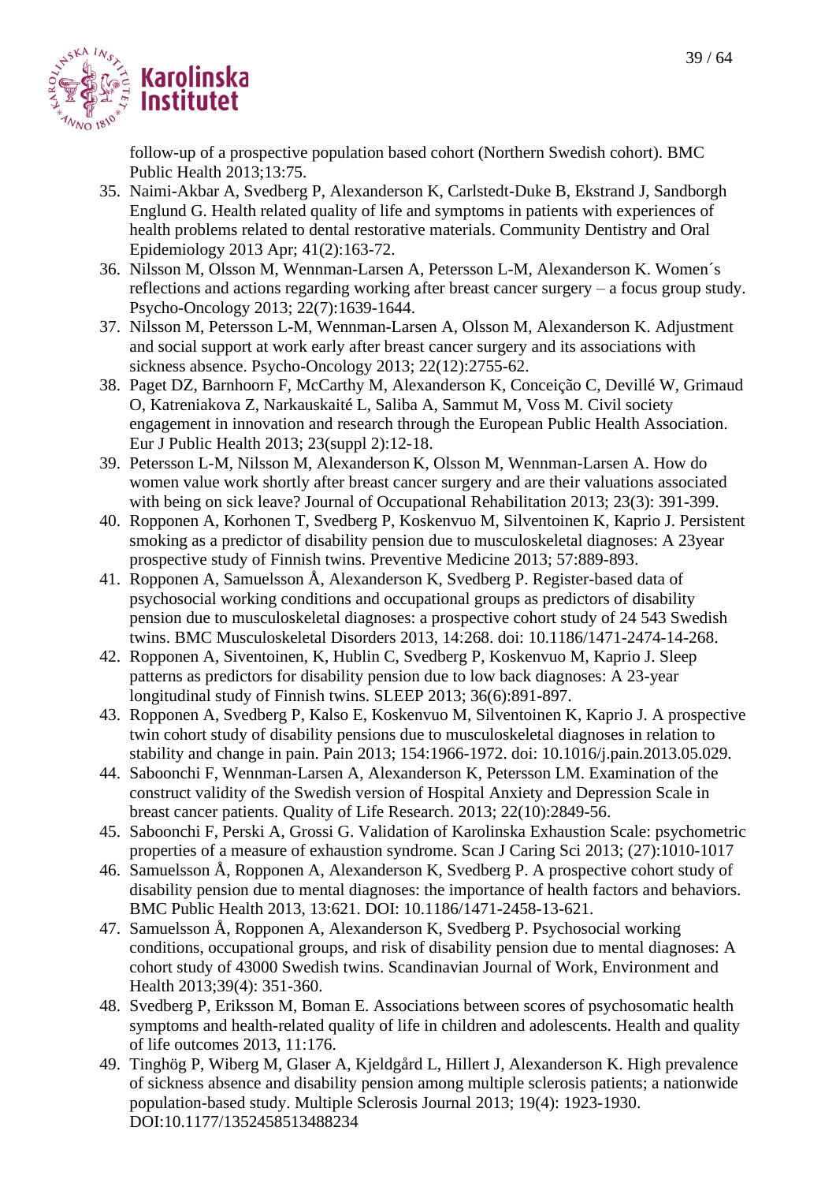follow-up of a prospective population based cohort (Northern Swedish cohort). BMC Public Health 2013;13:75.

35. Naimi-Akbar A, Svedberg P, Alexanderson K, Carlstedt-Duke B, Ekstrand J, Sandborgh Englund G. Health related quality of life and symptoms in patients with experiences of health problems related to dental restorative materials. Community Dentistry and Oral Epidemiology 2013 Apr; 41(2):163-72.
36. Nilsson M, Olsson M, Wennman-Larsen A, Petersson L-M, Alexanderson K. Women´s reflections and actions regarding working after breast cancer surgery – a focus group study. Psycho-Oncology 2013; 22(7):1639-1644.
37. Nilsson M, Petersson L-M, Wennman-Larsen A, Olsson M, Alexanderson K. Adjustment and social support at work early after breast cancer surgery and its associations with sickness absence. Psycho-Oncology 2013; 22(12):2755-62.
38. Paget DZ, Barnhoorn F, McCarthy M, Alexanderson K, Conceição C, Devillé W, Grimaud O, Katreniakova Z, Narkauskaité L, Saliba A, Sammut M, Voss M. Civil society engagement in innovation and research through the European Public Health Association. Eur J Public Health 2013; 23(suppl 2):12-18.
39. Petersson L-M, Nilsson M, Alexanderson K, Olsson M, Wennman-Larsen A. How do women value work shortly after breast cancer surgery and are their valuations associated with being on sick leave? Journal of Occupational Rehabilitation 2013; 23(3): 391-399.
40. Ropponen A, Korhonen T, Svedberg P, Koskenvuo M, Silventoinen K, Kaprio J. Persistent smoking as a predictor of disability pension due to musculoskeletal diagnoses: A 23year prospective study of Finnish twins. Preventive Medicine 2013; 57:889-893.
41. Ropponen A, Samuelsson Å, Alexanderson K, Svedberg P. Register-based data of psychosocial working conditions and occupational groups as predictors of disability pension due to musculoskeletal diagnoses: a prospective cohort study of 24 543 Swedish twins. BMC Musculoskeletal Disorders 2013, 14:268. doi: 10.1186/1471-2474-14-268.
42. Ropponen A, Siventoinen, K, Hublin C, Svedberg P, Koskenvuo M, Kaprio J. Sleep patterns as predictors for disability pension due to low back diagnoses: A 23-year longitudinal study of Finnish twins. SLEEP 2013; 36(6):891-897.
43. Ropponen A, Svedberg P, Kalso E, Koskenvuo M, Silventoinen K, Kaprio J. A prospective twin cohort study of disability pensions due to musculoskeletal diagnoses in relation to stability and change in pain. Pain 2013; 154:1966-1972. doi: 10.1016/j.pain.2013.05.029.
44. Saboonchi F, Wennman-Larsen A, Alexanderson K, Petersson LM. Examination of the construct validity of the Swedish version of Hospital Anxiety and Depression Scale in breast cancer patients. Quality of Life Research. 2013; 22(10):2849-56.
45. Saboonchi F, Perski A, Grossi G. Validation of Karolinska Exhaustion Scale: psychometric properties of a measure of exhaustion syndrome. Scan J Caring Sci 2013; (27):1010-1017
46. Samuelsson Å, Ropponen A, Alexanderson K, Svedberg P. A prospective cohort study of disability pension due to mental diagnoses: the importance of health factors and behaviors. BMC Public Health 2013, 13:621. DOI: 10.1186/1471-2458-13-621.
47. Samuelsson Å, Ropponen A, Alexanderson K, Svedberg P. Psychosocial working conditions, occupational groups, and risk of disability pension due to mental diagnoses: A cohort study of 43000 Swedish twins. Scandinavian Journal of Work, Environment and Health 2013;39(4): 351-360.
48. Svedberg P, Eriksson M, Boman E. Associations between scores of psychosomatic health symptoms and health-related quality of life in children and adolescents. Health and quality of life outcomes 2013, 11:176.
49. Tinghög P, Wiberg M, Glaser A, Kjeldgård L, Hillert J, Alexanderson K. High prevalence of sickness absence and disability pension among multiple sclerosis patients; a nationwide population-based study. Multiple Sclerosis Journal 2013; 19(4): 1923-1930. DOI:10.1177/1352458513488234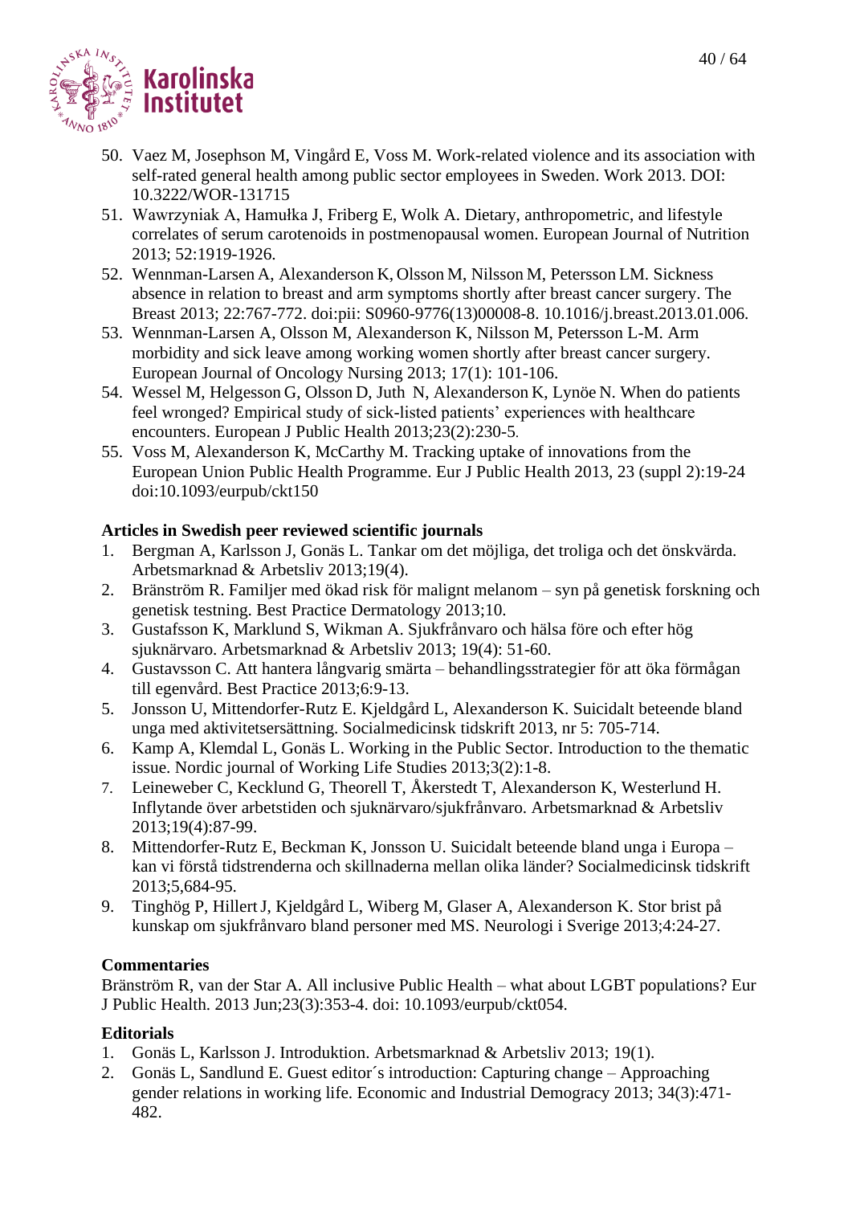50. Vaez M, Josephson M, Vingård E, Voss M. Work-related violence and its association with self-rated general health among public sector employees in Sweden. Work 2013. DOI: 10.3222/WOR-131715
51. Wawrzyniak A, Hamułka J, Friberg E, Wolk A. Dietary, anthropometric, and lifestyle correlates of serum carotenoids in postmenopausal women. European Journal of Nutrition 2013; 52:1919-1926.
52. Wennman-Larsen A, Alexanderson K, Olsson M, Nilsson M, Petersson LM. Sickness absence in relation to breast and arm symptoms shortly after breast cancer surgery. The Breast 2013; 22:767-772. doi:pii: S0960-9776(13)00008-8. 10.1016/j.breast.2013.01.006.
53. Wennman-Larsen A, Olsson M, Alexanderson K, Nilsson M, Petersson L-M. Arm morbidity and sick leave among working women shortly after breast cancer surgery. European Journal of Oncology Nursing 2013; 17(1): 101-106.
54. Wessel M, Helgesson G, Olsson D, Juth N, Alexanderson K, Lynöe N. When do patients feel wronged? Empirical study of sick-listed patients' experiences with healthcare encounters. European J Public Health 2013;23(2):230-5.
55. Voss M, Alexanderson K, McCarthy M. Tracking uptake of innovations from the European Union Public Health Programme. Eur J Public Health 2013, 23 (suppl 2):19-24 doi:10.1093/eurpub/ckt150

**Articles in Swedish peer reviewed scientific journals**

1. Bergman A, Karlsson J, Gonäs L. Tankar om det möjliga, det troliga och det önskvärda. Arbetsmarknad & Arbetsliv 2013;19(4).
2. Bränström R. Familjer med ökad risk för malignt melanom – syn på genetisk forskning och genetisk testning. Best Practice Dermatology 2013;10.
3. Gustafsson K, Marklund S, Wikman A. Sjukfrånvaro och hälsa före och efter hög sjuknärvaro. Arbetsmarknad & Arbetsliv 2013; 19(4): 51-60.
4. Gustavsson C. Att hantera långvarig smärta – behandlingsstrategier för att öka förmågan till egenvård. Best Practice 2013;6:9-13.
5. Jonsson U, Mittendorfer-Rutz E. Kjeldgård L, Alexanderson K. Suicidalt beteende bland unga med aktivitetsersättning. Socialmedicinsk tidskrift 2013, nr 5: 705-714.
6. Kamp A, Klemdal L, Gonäs L. Working in the Public Sector. Introduction to the thematic issue. Nordic journal of Working Life Studies 2013;3(2):1-8.
7. Leineweber C, Kecklund G, Theorell T, Åkerstedt T, Alexanderson K, Westerlund H. Inflytande över arbetstiden och sjuknärvaro/sjukfrånvaro. Arbetsmarknad & Arbetsliv 2013;19(4):87-99.
8. Mittendorfer-Rutz E, Beckman K, Jonsson U. Suicidalt beteende bland unga i Europa – kan vi förstå tidstrenderna och skillnaderna mellan olika länder? Socialmedicinsk tidskrift 2013;5,684-95.
9. Tinghög P, Hillert J, Kjeldgård L, Wiberg M, Glaser A, Alexanderson K. Stor brist på kunskap om sjukfrånvaro bland personer med MS. Neurologi i Sverige 2013;4:24-27.

**Commentaries**

Bränström R, van der Star A. All inclusive Public Health – what about LGBT populations? Eur J Public Health. 2013 Jun;23(3):353-4. doi: 10.1093/eurpub/ckt054.

**Editorials**

1. Gonäs L, Karlsson J. Introduktion. Arbetsmarknad & Arbetsliv 2013; 19(1).
2. Gonäs L, Sandlund E. Guest editor´s introduction: Capturing change – Approaching gender relations in working life. Economic and Industrial Demogracy 2013; 34(3):471-482.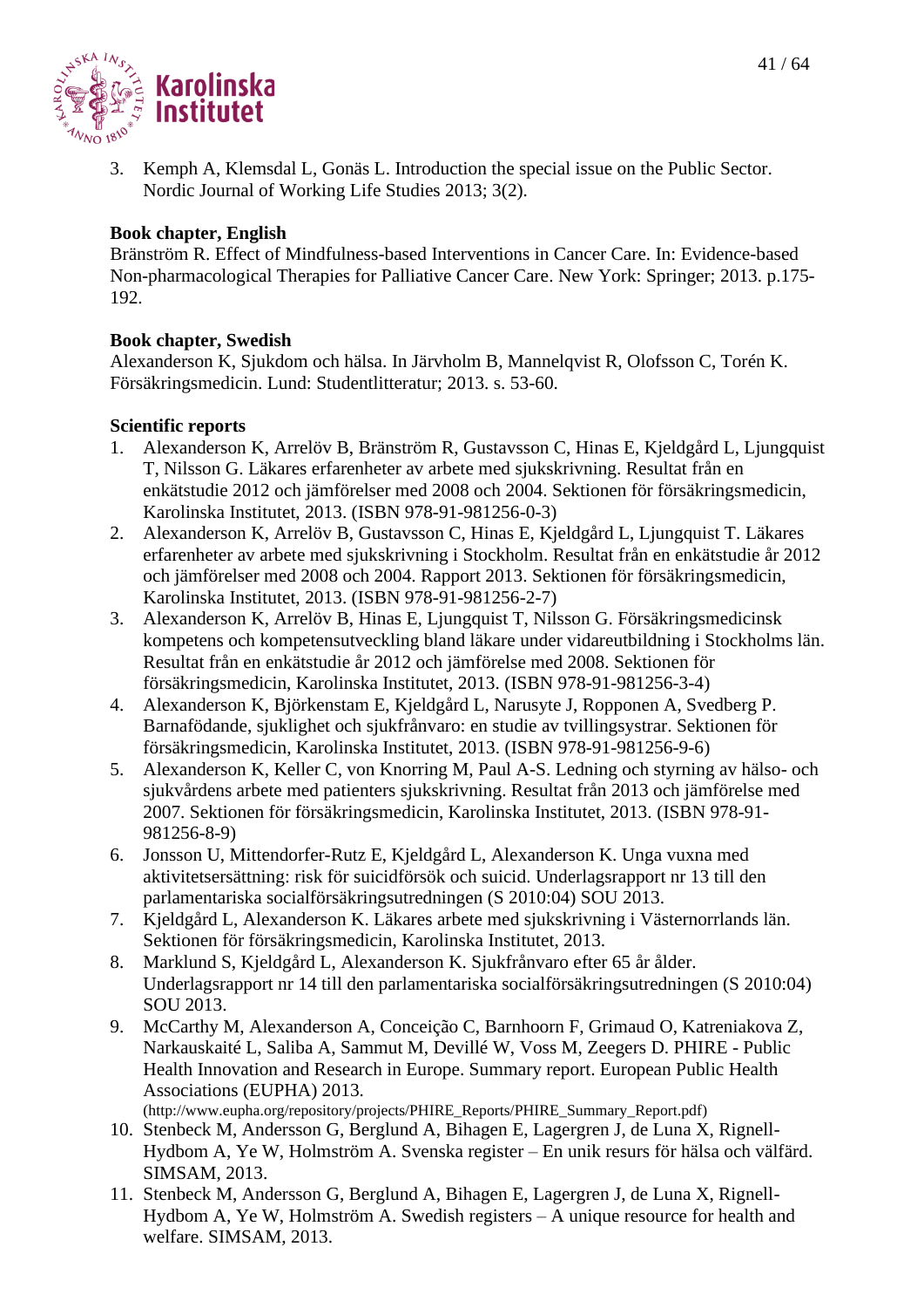3. Kemph A, Klemsdal L, Gonäs L. Introduction the special issue on the Public Sector. Nordic Journal of Working Life Studies 2013; 3(2).

**Book chapter, English**

Bränström R. Effect of Mindfulness-based Interventions in Cancer Care. In: Evidence-based Non-pharmacological Therapies for Palliative Cancer Care. New York: Springer; 2013. p.175-192.

**Book chapter, Swedish**

Alexanderson K, Sjukdom och hälsa. In Järvholm B, Mannelqvist R, Olofsson C, Torén K. Försäkringsmedicin. Lund: Studentlitteratur; 2013. s. 53-60.

**Scientific reports**

1. Alexanderson K, Arrelöv B, Bränström R, Gustavsson C, Hinas E, Kjeldgård L, Ljungquist T, Nilsson G. Läkares erfarenheter av arbete med sjukskrivning. Resultat från en enkätstudie 2012 och jämförelser med 2008 och 2004. Sektionen för försäkringsmedicin, Karolinska Institutet, 2013. (ISBN 978-91-981256-0-3)
2. Alexanderson K, Arrelöv B, Gustavsson C, Hinas E, Kjeldgård L, Ljungquist T. Läkares erfarenheter av arbete med sjukskrivning i Stockholm. Resultat från en enkätstudie år 2012 och jämförelser med 2008 och 2004. Rapport 2013. Sektionen för försäkringsmedicin, Karolinska Institutet, 2013. (ISBN 978-91-981256-2-7)
3. Alexanderson K, Arrelöv B, Hinas E, Ljungquist T, Nilsson G. Försäkringsmedicinsk kompetens och kompetensutveckling bland läkare under vidareutbildning i Stockholms län. Resultat från en enkätstudie år 2012 och jämförelse med 2008. Sektionen för försäkringsmedicin, Karolinska Institutet, 2013. (ISBN 978-91-981256-3-4)
4. Alexanderson K, Björkenstam E, Kjeldgård L, Narusyte J, Ropponen A, Svedberg P. Barnafödande, sjuklighet och sjukfrånvaro: en studie av tvillingsystrar. Sektionen för försäkringsmedicin, Karolinska Institutet, 2013. (ISBN 978-91-981256-9-6)
5. Alexanderson K, Keller C, von Knorring M, Paul A-S. Ledning och styrning av hälso- och sjukvårdens arbete med patienters sjukskrivning. Resultat från 2013 och jämförelse med 2007. Sektionen för försäkringsmedicin, Karolinska Institutet, 2013. (ISBN 978-91-981256-8-9)
6. Jonsson U, Mittendorfer-Rutz E, Kjeldgård L, Alexanderson K. Unga vuxna med aktivitetsersättning: risk för suicidförsök och suicid. Underlagsrapport nr 13 till den parlamentariska socialförsäkringsutredningen (S 2010:04) SOU 2013.
7. Kjeldgård L, Alexanderson K. Läkares arbete med sjukskrivning i Västernorrlands län. Sektionen för försäkringsmedicin, Karolinska Institutet, 2013.
8. Marklund S, Kjeldgård L, Alexanderson K. Sjukfrånvaro efter 65 år ålder. Underlagsrapport nr 14 till den parlamentariska socialförsäkringsutredningen (S 2010:04) SOU 2013.
9. McCarthy M, Alexanderson A, Conceição C, Barnhoorn F, Grimaud O, Katreniakova Z, Narkauskaité L, Saliba A, Sammut M, Devillé W, Voss M, Zeegers D. PHIRE - Public Health Innovation and Research in Europe. Summary report. European Public Health Associations (EUPHA) 2013. (http://www.eupha.org/repository/projects/PHIRE_Reports/PHIRE_Summary_Report.pdf)
10. Stenbeck M, Andersson G, Berglund A, Bihagen E, Lagergren J, de Luna X, Rignell-Hydbom A, Ye W, Holmström A. Svenska register – En unik resurs för hälsa och välfärd. SIMSAM, 2013.
11. Stenbeck M, Andersson G, Berglund A, Bihagen E, Lagergren J, de Luna X, Rignell-Hydbom A, Ye W, Holmström A. Swedish registers – A unique resource for health and welfare. SIMSAM, 2013.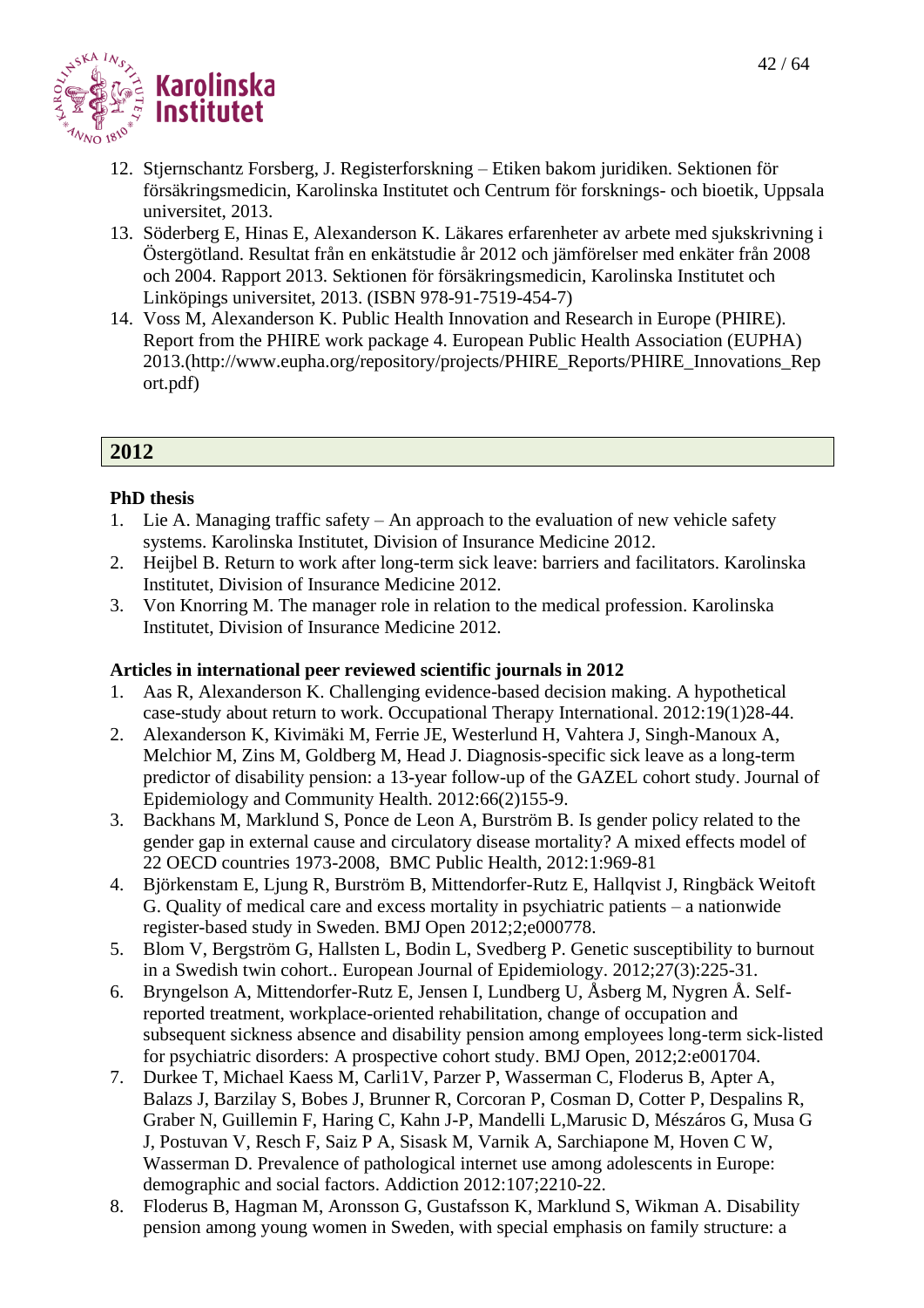12. Stjernschantz Forsberg, J. Registerforskning – Etiken bakom juridiken. Sektionen för försäkringsmedicin, Karolinska Institutet och Centrum för forsknings- och bioetik, Uppsala universitet, 2013.
13. Söderberg E, Hinas E, Alexanderson K. Läkares erfarenheter av arbete med sjukskrivning i Östergötland. Resultat från en enkätstudie år 2012 och jämförelser med enkäter från 2008 och 2004. Rapport 2013. Sektionen för försäkringsmedicin, Karolinska Institutet och Linköpings universitet, 2013. (ISBN 978-91-7519-454-7)
14. Voss M, Alexanderson K. Public Health Innovation and Research in Europe (PHIRE). Report from the PHIRE work package 4. European Public Health Association (EUPHA) 2013.(http://www.eupha.org/repository/projects/PHIRE_Reports/PHIRE_Innovations_Report.pdf)

## 2012

**PhD thesis**

1. Lie A. Managing traffic safety – An approach to the evaluation of new vehicle safety systems. Karolinska Institutet, Division of Insurance Medicine 2012.
2. Heijbel B. Return to work after long-term sick leave: barriers and facilitators. Karolinska Institutet, Division of Insurance Medicine 2012.
3. Von Knorring M. The manager role in relation to the medical profession. Karolinska Institutet, Division of Insurance Medicine 2012.

**Articles in international peer reviewed scientific journals in 2012**

1. Aas R, Alexanderson K. Challenging evidence-based decision making. A hypothetical case-study about return to work. Occupational Therapy International. 2012:19(1)28-44.
2. Alexanderson K, Kivimäki M, Ferrie JE, Westerlund H, Vahtera J, Singh-Manoux A, Melchior M, Zins M, Goldberg M, Head J. Diagnosis-specific sick leave as a long-term predictor of disability pension: a 13-year follow-up of the GAZEL cohort study. Journal of Epidemiology and Community Health. 2012:66(2)155-9.
3. Backhans M, Marklund S, Ponce de Leon A, Burström B. Is gender policy related to the gender gap in external cause and circulatory disease mortality? A mixed effects model of 22 OECD countries 1973-2008, BMC Public Health, 2012:1:969-81
4. Björkenstam E, Ljung R, Burström B, Mittendorfer-Rutz E, Hallqvist J, Ringbäck Weitoft G. Quality of medical care and excess mortality in psychiatric patients – a nationwide register-based study in Sweden. BMJ Open 2012;2;e000778.
5. Blom V, Bergström G, Hallsten L, Bodin L, Svedberg P. Genetic susceptibility to burnout in a Swedish twin cohort.. European Journal of Epidemiology. 2012;27(3):225-31.
6. Bryngelson A, Mittendorfer-Rutz E, Jensen I, Lundberg U, Åsberg M, Nygren Å. Self-reported treatment, workplace-oriented rehabilitation, change of occupation and subsequent sickness absence and disability pension among employees long-term sick-listed for psychiatric disorders: A prospective cohort study. BMJ Open, 2012;2:e001704.
7. Durkee T, Michael Kaess M, Carli1V, Parzer P, Wasserman C, Floderus B, Apter A, Balazs J, Barzilay S, Bobes J, Brunner R, Corcoran P, Cosman D, Cotter P, Despalins R, Graber N, Guillemin F, Haring C, Kahn J-P, Mandelli L,Marusic D, Mészáros G, Musa G J, Postuvan V, Resch F, Saiz P A, Sisask M, Varnik A, Sarchiapone M, Hoven C W, Wasserman D. Prevalence of pathological internet use among adolescents in Europe: demographic and social factors. Addiction 2012:107;2210-22.
8. Floderus B, Hagman M, Aronsson G, Gustafsson K, Marklund S, Wikman A. Disability pension among young women in Sweden, with special emphasis on family structure: a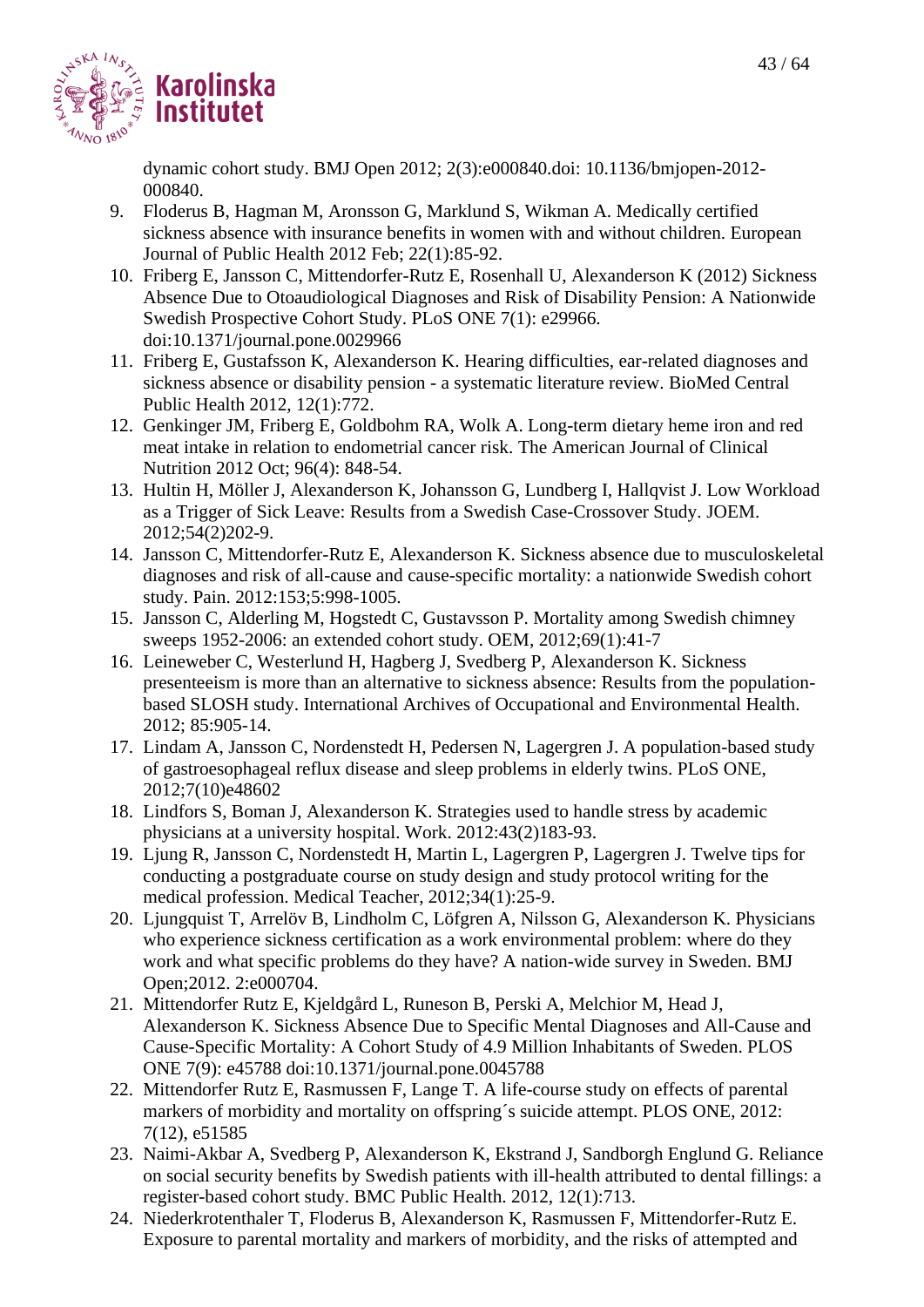dynamic cohort study. BMJ Open 2012; 2(3):e000840.doi: 10.1136/bmjopen-2012-000840.

9. Floderus B, Hagman M, Aronsson G, Marklund S, Wikman A. Medically certified sickness absence with insurance benefits in women with and without children. European Journal of Public Health 2012 Feb; 22(1):85-92.
10. Friberg E, Jansson C, Mittendorfer-Rutz E, Rosenhall U, Alexanderson K (2012) Sickness Absence Due to Otoaudiological Diagnoses and Risk of Disability Pension: A Nationwide Swedish Prospective Cohort Study. PLoS ONE 7(1): e29966. doi:10.1371/journal.pone.0029966
11. Friberg E, Gustafsson K, Alexanderson K. Hearing difficulties, ear-related diagnoses and sickness absence or disability pension - a systematic literature review. BioMed Central Public Health 2012, 12(1):772.
12. Genkinger JM, Friberg E, Goldbohm RA, Wolk A. Long-term dietary heme iron and red meat intake in relation to endometrial cancer risk. The American Journal of Clinical Nutrition 2012 Oct; 96(4): 848-54.
13. Hultin H, Möller J, Alexanderson K, Johansson G, Lundberg I, Hallqvist J. Low Workload as a Trigger of Sick Leave: Results from a Swedish Case-Crossover Study. JOEM. 2012;54(2)202-9.
14. Jansson C, Mittendorfer-Rutz E, Alexanderson K. Sickness absence due to musculoskeletal diagnoses and risk of all-cause and cause-specific mortality: a nationwide Swedish cohort study. Pain. 2012:153;5:998-1005.
15. Jansson C, Alderling M, Hogstedt C, Gustavsson P. Mortality among Swedish chimney sweeps 1952-2006: an extended cohort study. OEM, 2012;69(1):41-7
16. Leineweber C, Westerlund H, Hagberg J, Svedberg P, Alexanderson K. Sickness presenteeism is more than an alternative to sickness absence: Results from the population-based SLOSH study. International Archives of Occupational and Environmental Health. 2012; 85:905-14.
17. Lindam A, Jansson C, Nordenstedt H, Pedersen N, Lagergren J. A population-based study of gastroesophageal reflux disease and sleep problems in elderly twins. PLoS ONE, 2012;7(10)e48602
18. Lindfors S, Boman J, Alexanderson K. Strategies used to handle stress by academic physicians at a university hospital. Work. 2012:43(2)183-93.
19. Ljung R, Jansson C, Nordenstedt H, Martin L, Lagergren P, Lagergren J. Twelve tips for conducting a postgraduate course on study design and study protocol writing for the medical profession. Medical Teacher, 2012;34(1):25-9.
20. Ljungquist T, Arrelöv B, Lindholm C, Löfgren A, Nilsson G, Alexanderson K. Physicians who experience sickness certification as a work environmental problem: where do they work and what specific problems do they have? A nation-wide survey in Sweden. BMJ Open;2012. 2:e000704.
21. Mittendorfer Rutz E, Kjeldgård L, Runeson B, Perski A, Melchior M, Head J, Alexanderson K. Sickness Absence Due to Specific Mental Diagnoses and All-Cause and Cause-Specific Mortality: A Cohort Study of 4.9 Million Inhabitants of Sweden. PLOS ONE 7(9): e45788 doi:10.1371/journal.pone.0045788
22. Mittendorfer Rutz E, Rasmussen F, Lange T. A life-course study on effects of parental markers of morbidity and mortality on offspring´s suicide attempt. PLOS ONE, 2012: 7(12), e51585
23. Naimi-Akbar A, Svedberg P, Alexanderson K, Ekstrand J, Sandborgh Englund G. Reliance on social security benefits by Swedish patients with ill-health attributed to dental fillings: a register-based cohort study. BMC Public Health. 2012, 12(1):713.
24. Niederkrotenthaler T, Floderus B, Alexanderson K, Rasmussen F, Mittendorfer-Rutz E. Exposure to parental mortality and markers of morbidity, and the risks of attempted and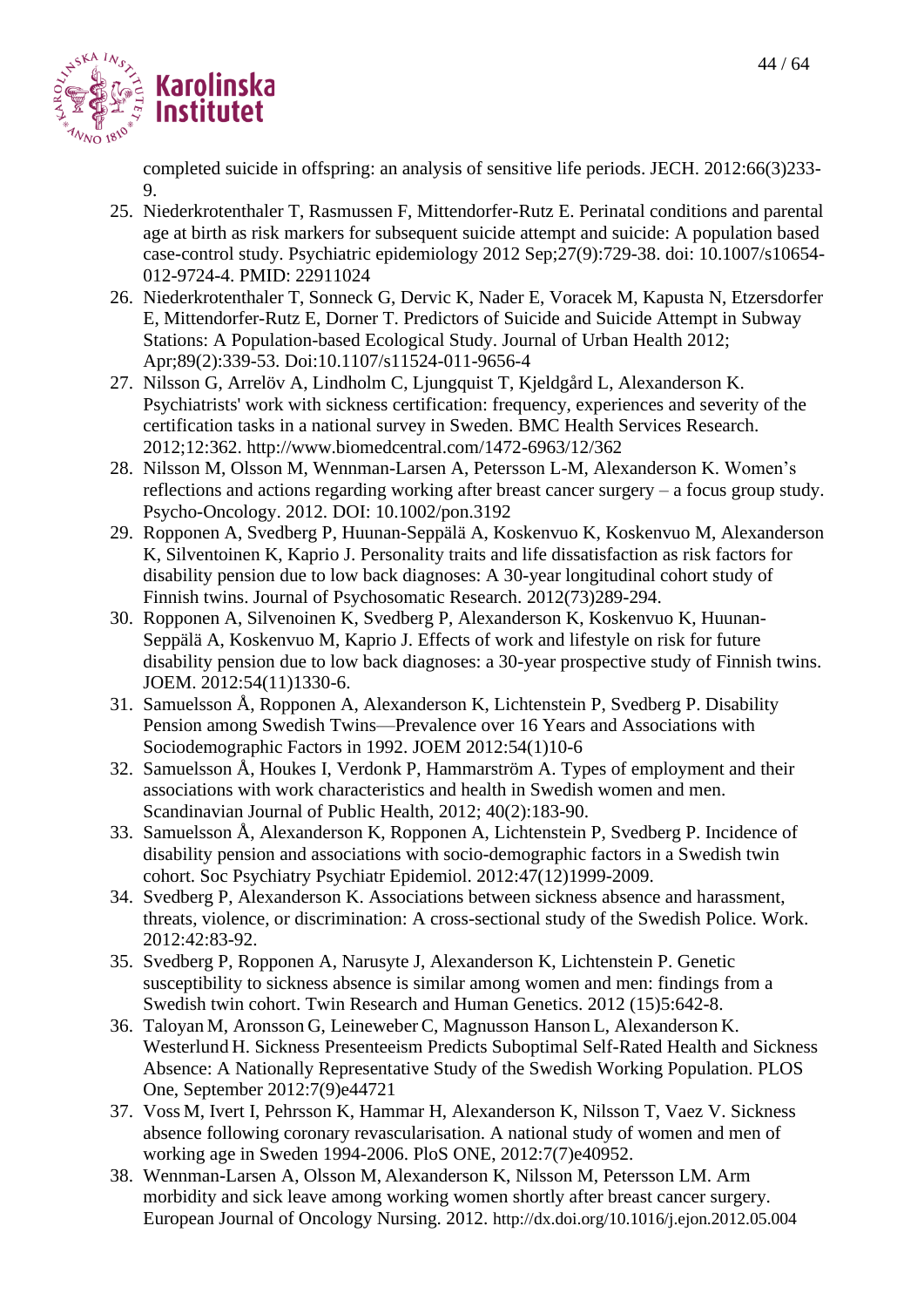completed suicide in offspring: an analysis of sensitive life periods. JECH. 2012:66(3)233-9.

25. Niederkrotenthaler T, Rasmussen F, Mittendorfer-Rutz E. Perinatal conditions and parental age at birth as risk markers for subsequent suicide attempt and suicide: A population based case-control study. Psychiatric epidemiology 2012 Sep;27(9):729-38. doi: 10.1007/s10654-012-9724-4. PMID: 22911024
26. Niederkrotenthaler T, Sonneck G, Dervic K, Nader E, Voracek M, Kapusta N, Etzersdorfer E, Mittendorfer-Rutz E, Dorner T. Predictors of Suicide and Suicide Attempt in Subway Stations: A Population-based Ecological Study. Journal of Urban Health 2012; Apr;89(2):339-53. Doi:10.1107/s11524-011-9656-4
27. Nilsson G, Arrelöv A, Lindholm C, Ljungquist T, Kjeldgård L, Alexanderson K. Psychiatrists' work with sickness certification: frequency, experiences and severity of the certification tasks in a national survey in Sweden. BMC Health Services Research. 2012;12:362. http://www.biomedcentral.com/1472-6963/12/362
28. Nilsson M, Olsson M, Wennman-Larsen A, Petersson L-M, Alexanderson K. Women's reflections and actions regarding working after breast cancer surgery – a focus group study. Psycho-Oncology. 2012. DOI: 10.1002/pon.3192
29. Ropponen A, Svedberg P, Huunan-Seppälä A, Koskenvuo K, Koskenvuo M, Alexanderson K, Silventoinen K, Kaprio J. Personality traits and life dissatisfaction as risk factors for disability pension due to low back diagnoses: A 30-year longitudinal cohort study of Finnish twins. Journal of Psychosomatic Research. 2012(73)289-294.
30. Ropponen A, Silvenoinen K, Svedberg P, Alexanderson K, Koskenvuo K, Huunan-Seppälä A, Koskenvuo M, Kaprio J. Effects of work and lifestyle on risk for future disability pension due to low back diagnoses: a 30-year prospective study of Finnish twins. JOEM. 2012:54(11)1330-6.
31. Samuelsson Å, Ropponen A, Alexanderson K, Lichtenstein P, Svedberg P. Disability Pension among Swedish Twins—Prevalence over 16 Years and Associations with Sociodemographic Factors in 1992. JOEM 2012:54(1)10-6
32. Samuelsson Å, Houkes I, Verdonk P, Hammarström A. Types of employment and their associations with work characteristics and health in Swedish women and men. Scandinavian Journal of Public Health, 2012; 40(2):183-90.
33. Samuelsson Å, Alexanderson K, Ropponen A, Lichtenstein P, Svedberg P. Incidence of disability pension and associations with socio-demographic factors in a Swedish twin cohort. Soc Psychiatry Psychiatr Epidemiol. 2012:47(12)1999-2009.
34. Svedberg P, Alexanderson K. Associations between sickness absence and harassment, threats, violence, or discrimination: A cross-sectional study of the Swedish Police. Work. 2012:42:83-92.
35. Svedberg P, Ropponen A, Narusyte J, Alexanderson K, Lichtenstein P. Genetic susceptibility to sickness absence is similar among women and men: findings from a Swedish twin cohort. Twin Research and Human Genetics. 2012 (15)5:642-8.
36. Taloyan M, Aronsson G, Leineweber C, Magnusson Hanson L, Alexanderson K. Westerlund H. Sickness Presenteeism Predicts Suboptimal Self-Rated Health and Sickness Absence: A Nationally Representative Study of the Swedish Working Population. PLOS One, September 2012:7(9)e44721
37. Voss M, Ivert I, Pehrsson K, Hammar H, Alexanderson K, Nilsson T, Vaez V. Sickness absence following coronary revascularisation. A national study of women and men of working age in Sweden 1994-2006. PloS ONE, 2012:7(7)e40952.
38. Wennman-Larsen A, Olsson M, Alexanderson K, Nilsson M, Petersson LM. Arm morbidity and sick leave among working women shortly after breast cancer surgery. European Journal of Oncology Nursing. 2012. http://dx.doi.org/10.1016/j.ejon.2012.05.004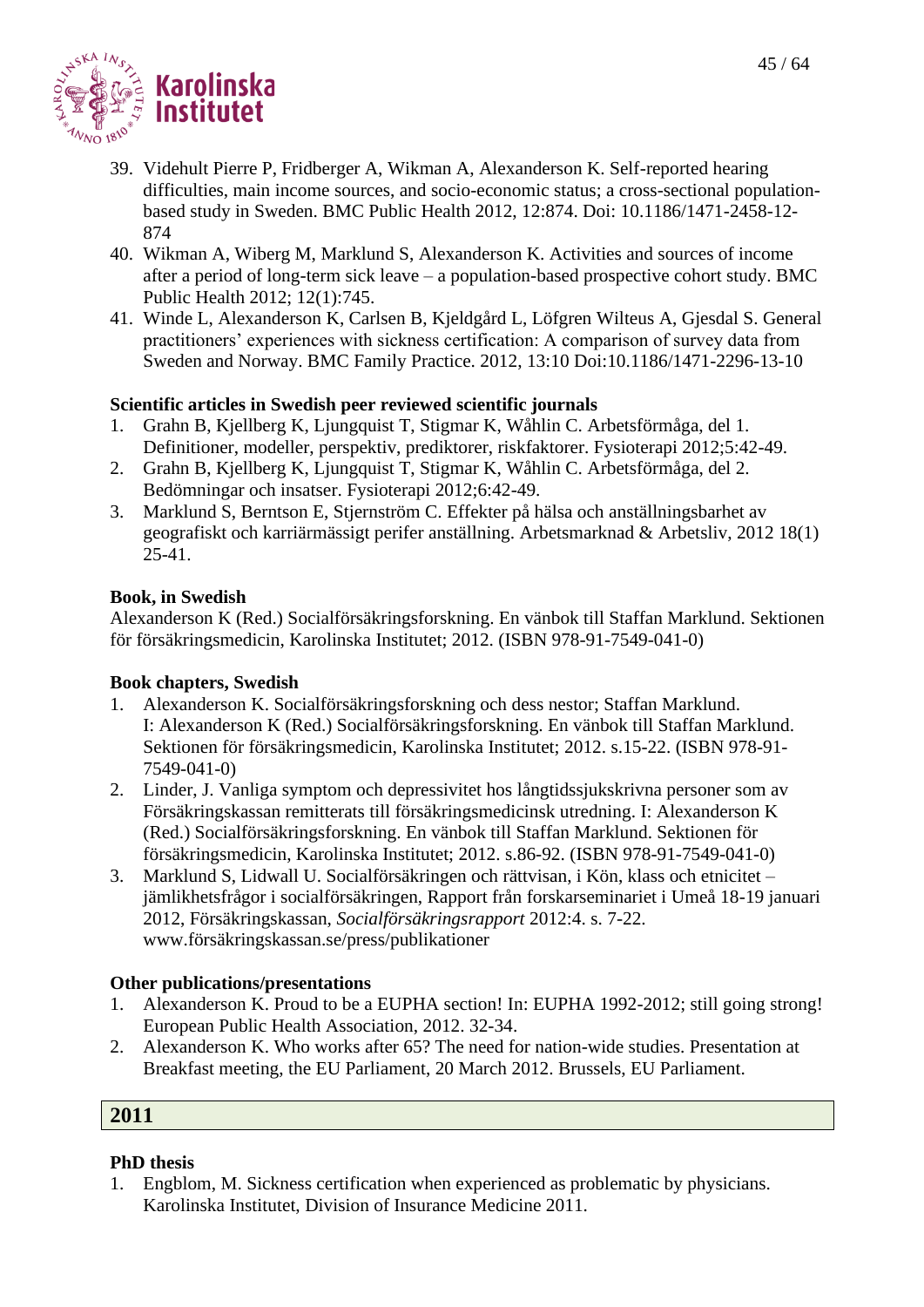39. Videhult Pierre P, Fridberger A, Wikman A, Alexanderson K. Self-reported hearing difficulties, main income sources, and socio-economic status; a cross-sectional population-based study in Sweden. BMC Public Health 2012, 12:874. Doi: 10.1186/1471-2458-12-874
40. Wikman A, Wiberg M, Marklund S, Alexanderson K. Activities and sources of income after a period of long-term sick leave – a population-based prospective cohort study. BMC Public Health 2012; 12(1):745.
41. Winde L, Alexanderson K, Carlsen B, Kjeldgård L, Löfgren Wilteus A, Gjesdal S. General practitioners' experiences with sickness certification: A comparison of survey data from Sweden and Norway. BMC Family Practice. 2012, 13:10 Doi:10.1186/1471-2296-13-10

**Scientific articles in Swedish peer reviewed scientific journals**

1. Grahn B, Kjellberg K, Ljungquist T, Stigmar K, Wåhlin C. Arbetsförmåga, del 1. Definitioner, modeller, perspektiv, prediktorer, riskfaktorer. Fysioterapi 2012;5:42-49.
2. Grahn B, Kjellberg K, Ljungquist T, Stigmar K, Wåhlin C. Arbetsförmåga, del 2. Bedömningar och insatser. Fysioterapi 2012;6:42-49.
3. Marklund S, Berntson E, Stjernström C. Effekter på hälsa och anställningsbarhet av geografiskt och karriärmässigt perifer anställning. Arbetsmarknad & Arbetsliv, 2012 18(1) 25-41.

**Book, in Swedish**

Alexanderson K (Red.) Socialförsäkringsforskning. En vänbok till Staffan Marklund. Sektionen för försäkringsmedicin, Karolinska Institutet; 2012. (ISBN 978-91-7549-041-0)

**Book chapters, Swedish**

1. Alexanderson K. Socialförsäkringsforskning och dess nestor; Staffan Marklund. I: Alexanderson K (Red.) Socialförsäkringsforskning. En vänbok till Staffan Marklund. Sektionen för försäkringsmedicin, Karolinska Institutet; 2012. s.15-22. (ISBN 978-91-7549-041-0)
2. Linder, J. Vanliga symptom och depressivitet hos långtidssjukskrivna personer som av Försäkringskassan remitterats till försäkringsmedicinsk utredning. I: Alexanderson K (Red.) Socialförsäkringsforskning. En vänbok till Staffan Marklund. Sektionen för försäkringsmedicin, Karolinska Institutet; 2012. s.86-92. (ISBN 978-91-7549-041-0)
3. Marklund S, Lidwall U. Socialförsäkringen och rättvisan, i Kön, klass och etnicitet – jämlikhetsfrågor i socialförsäkringen, Rapport från forskarseminariet i Umeå 18-19 januari 2012, Försäkringskassan, *Socialförsäkringsrapport* 2012:4. s. 7-22. www.försäkringskassan.se/press/publikationer

**Other publications/presentations**

1. Alexanderson K. Proud to be a EUPHA section! In: EUPHA 1992-2012; still going strong! European Public Health Association, 2012. 32-34.
2. Alexanderson K. Who works after 65? The need for nation-wide studies. Presentation at Breakfast meeting, the EU Parliament, 20 March 2012. Brussels, EU Parliament.

## 2011

**PhD thesis**

1. Engblom, M. Sickness certification when experienced as problematic by physicians. Karolinska Institutet, Division of Insurance Medicine 2011.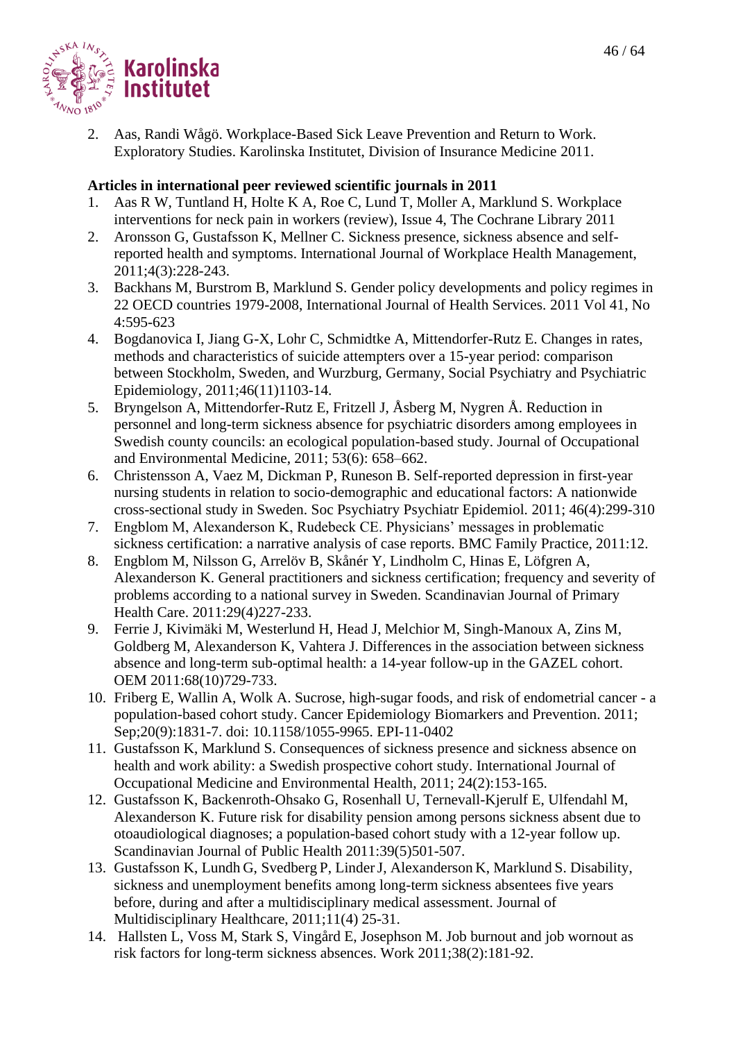2. Aas, Randi Wågö. Workplace-Based Sick Leave Prevention and Return to Work. Exploratory Studies. Karolinska Institutet, Division of Insurance Medicine 2011.

**Articles in international peer reviewed scientific journals in 2011**

1. Aas R W, Tuntland H, Holte K A, Roe C, Lund T, Moller A, Marklund S. Workplace interventions for neck pain in workers (review), Issue 4, The Cochrane Library 2011
2. Aronsson G, Gustafsson K, Mellner C. Sickness presence, sickness absence and self-reported health and symptoms. International Journal of Workplace Health Management, 2011;4(3):228-243.
3. Backhans M, Burstrom B, Marklund S. Gender policy developments and policy regimes in 22 OECD countries 1979-2008, International Journal of Health Services. 2011 Vol 41, No 4:595-623
4. Bogdanovica I, Jiang G-X, Lohr C, Schmidtke A, Mittendorfer-Rutz E. Changes in rates, methods and characteristics of suicide attempters over a 15-year period: comparison between Stockholm, Sweden, and Wurzburg, Germany, Social Psychiatry and Psychiatric Epidemiology, 2011;46(11)1103-14.
5. Bryngelson A, Mittendorfer-Rutz E, Fritzell J, Åsberg M, Nygren Å. Reduction in personnel and long-term sickness absence for psychiatric disorders among employees in Swedish county councils: an ecological population-based study. Journal of Occupational and Environmental Medicine, 2011; 53(6): 658–662.
6. Christensson A, Vaez M, Dickman P, Runeson B. Self-reported depression in first-year nursing students in relation to socio-demographic and educational factors: A nationwide cross-sectional study in Sweden. Soc Psychiatry Psychiatr Epidemiol. 2011; 46(4):299-310
7. Engblom M, Alexanderson K, Rudebeck CE. Physicians' messages in problematic sickness certification: a narrative analysis of case reports. BMC Family Practice, 2011:12.
8. Engblom M, Nilsson G, Arrelöv B, Skånér Y, Lindholm C, Hinas E, Löfgren A, Alexanderson K. General practitioners and sickness certification; frequency and severity of problems according to a national survey in Sweden. Scandinavian Journal of Primary Health Care. 2011:29(4)227-233.
9. Ferrie J, Kivimäki M, Westerlund H, Head J, Melchior M, Singh-Manoux A, Zins M, Goldberg M, Alexanderson K, Vahtera J. Differences in the association between sickness absence and long-term sub-optimal health: a 14-year follow-up in the GAZEL cohort. OEM 2011:68(10)729-733.
10. Friberg E, Wallin A, Wolk A. Sucrose, high-sugar foods, and risk of endometrial cancer - a population-based cohort study. Cancer Epidemiology Biomarkers and Prevention. 2011; Sep;20(9):1831-7. doi: 10.1158/1055-9965. EPI-11-0402
11. Gustafsson K, Marklund S. Consequences of sickness presence and sickness absence on health and work ability: a Swedish prospective cohort study. International Journal of Occupational Medicine and Environmental Health, 2011; 24(2):153-165.
12. Gustafsson K, Backenroth-Ohsako G, Rosenhall U, Ternevall-Kjerulf E, Ulfendahl M, Alexanderson K. Future risk for disability pension among persons sickness absent due to otoaudiological diagnoses; a population-based cohort study with a 12-year follow up. Scandinavian Journal of Public Health 2011:39(5)501-507.
13. Gustafsson K, Lundh G, Svedberg P, Linder J, Alexanderson K, Marklund S. Disability, sickness and unemployment benefits among long-term sickness absentees five years before, during and after a multidisciplinary medical assessment. Journal of Multidisciplinary Healthcare, 2011;11(4) 25-31.
14. Hallsten L, Voss M, Stark S, Vingård E, Josephson M. Job burnout and job wornout as risk factors for long-term sickness absences. Work 2011;38(2):181-92.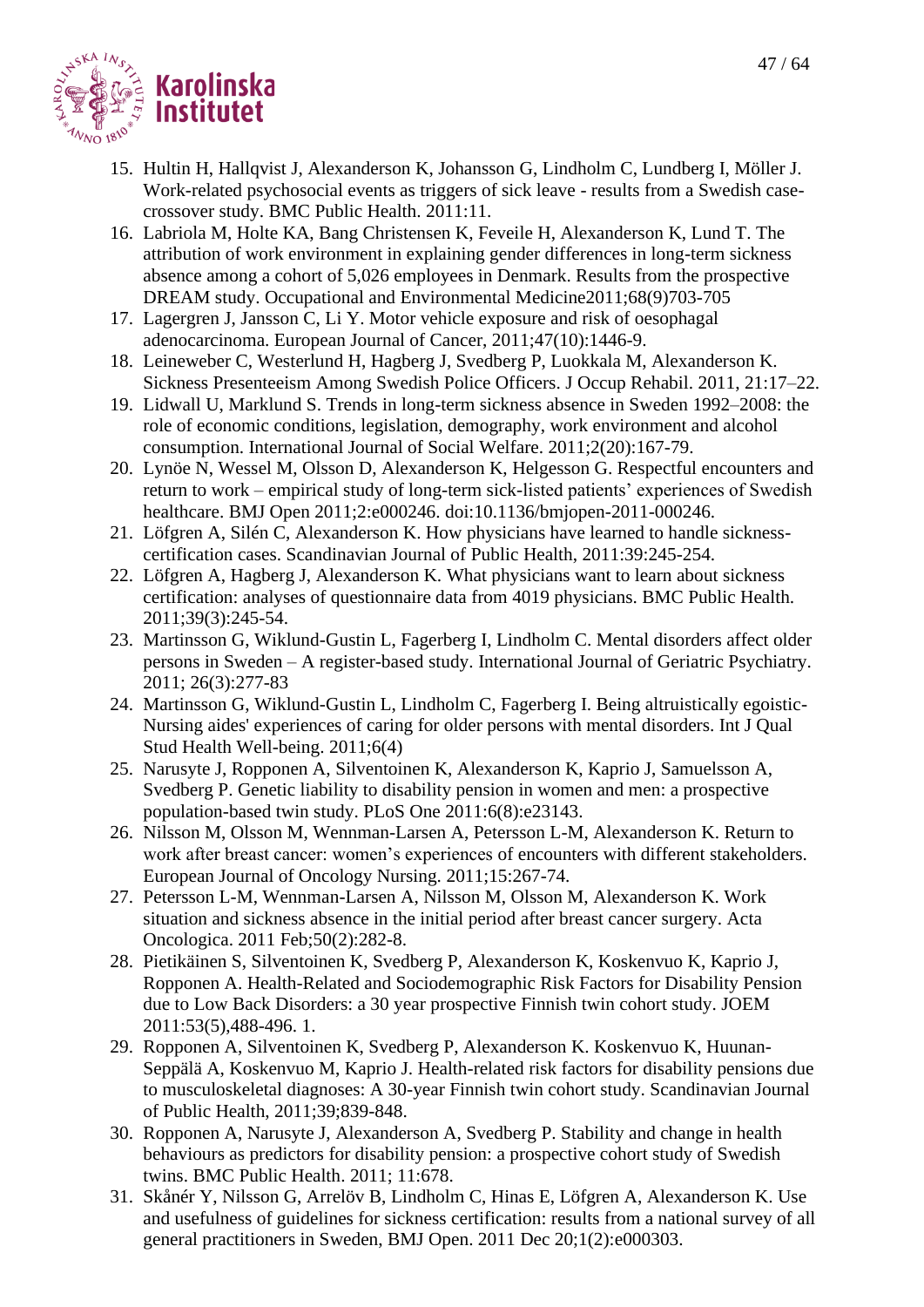15. Hultin H, Hallqvist J, Alexanderson K, Johansson G, Lindholm C, Lundberg I, Möller J. Work-related psychosocial events as triggers of sick leave - results from a Swedish case-crossover study. BMC Public Health. 2011:11.
16. Labriola M, Holte KA, Bang Christensen K, Feveile H, Alexanderson K, Lund T. The attribution of work environment in explaining gender differences in long-term sickness absence among a cohort of 5,026 employees in Denmark. Results from the prospective DREAM study. Occupational and Environmental Medicine2011;68(9)703-705
17. Lagergren J, Jansson C, Li Y. Motor vehicle exposure and risk of oesophagal adenocarcinoma. European Journal of Cancer, 2011;47(10):1446-9.
18. Leineweber C, Westerlund H, Hagberg J, Svedberg P, Luokkala M, Alexanderson K. Sickness Presenteeism Among Swedish Police Officers. J Occup Rehabil. 2011, 21:17–22.
19. Lidwall U, Marklund S. Trends in long-term sickness absence in Sweden 1992–2008: the role of economic conditions, legislation, demography, work environment and alcohol consumption. International Journal of Social Welfare. 2011;2(20):167-79.
20. Lynöe N, Wessel M, Olsson D, Alexanderson K, Helgesson G. Respectful encounters and return to work – empirical study of long-term sick-listed patients' experiences of Swedish healthcare. BMJ Open 2011;2:e000246. doi:10.1136/bmjopen-2011-000246.
21. Löfgren A, Silén C, Alexanderson K. How physicians have learned to handle sickness-certification cases. Scandinavian Journal of Public Health, 2011:39:245-254.
22. Löfgren A, Hagberg J, Alexanderson K. What physicians want to learn about sickness certification: analyses of questionnaire data from 4019 physicians. BMC Public Health. 2011;39(3):245-54.
23. Martinsson G, Wiklund-Gustin L, Fagerberg I, Lindholm C. Mental disorders affect older persons in Sweden – A register-based study. International Journal of Geriatric Psychiatry. 2011; 26(3):277-83
24. Martinsson G, Wiklund-Gustin L, Lindholm C, Fagerberg I. Being altruistically egoistic-Nursing aides' experiences of caring for older persons with mental disorders. Int J Qual Stud Health Well-being. 2011;6(4)
25. Narusyte J, Ropponen A, Silventoinen K, Alexanderson K, Kaprio J, Samuelsson A, Svedberg P. Genetic liability to disability pension in women and men: a prospective population-based twin study. PLoS One 2011:6(8):e23143.
26. Nilsson M, Olsson M, Wennman-Larsen A, Petersson L-M, Alexanderson K. Return to work after breast cancer: women's experiences of encounters with different stakeholders. European Journal of Oncology Nursing. 2011;15:267-74.
27. Petersson L-M, Wennman-Larsen A, Nilsson M, Olsson M, Alexanderson K. Work situation and sickness absence in the initial period after breast cancer surgery. Acta Oncologica. 2011 Feb;50(2):282-8.
28. Pietikäinen S, Silventoinen K, Svedberg P, Alexanderson K, Koskenvuo K, Kaprio J, Ropponen A. Health-Related and Sociodemographic Risk Factors for Disability Pension due to Low Back Disorders: a 30 year prospective Finnish twin cohort study. JOEM 2011:53(5),488-496. 1.
29. Ropponen A, Silventoinen K, Svedberg P, Alexanderson K. Koskenvuo K, Huunan-Seppälä A, Koskenvuo M, Kaprio J. Health-related risk factors for disability pensions due to musculoskeletal diagnoses: A 30-year Finnish twin cohort study. Scandinavian Journal of Public Health, 2011;39;839-848.
30. Ropponen A, Narusyte J, Alexanderson A, Svedberg P. Stability and change in health behaviours as predictors for disability pension: a prospective cohort study of Swedish twins. BMC Public Health. 2011; 11:678.
31. Skånér Y, Nilsson G, Arrelöv B, Lindholm C, Hinas E, Löfgren A, Alexanderson K. Use and usefulness of guidelines for sickness certification: results from a national survey of all general practitioners in Sweden, BMJ Open. 2011 Dec 20;1(2):e000303.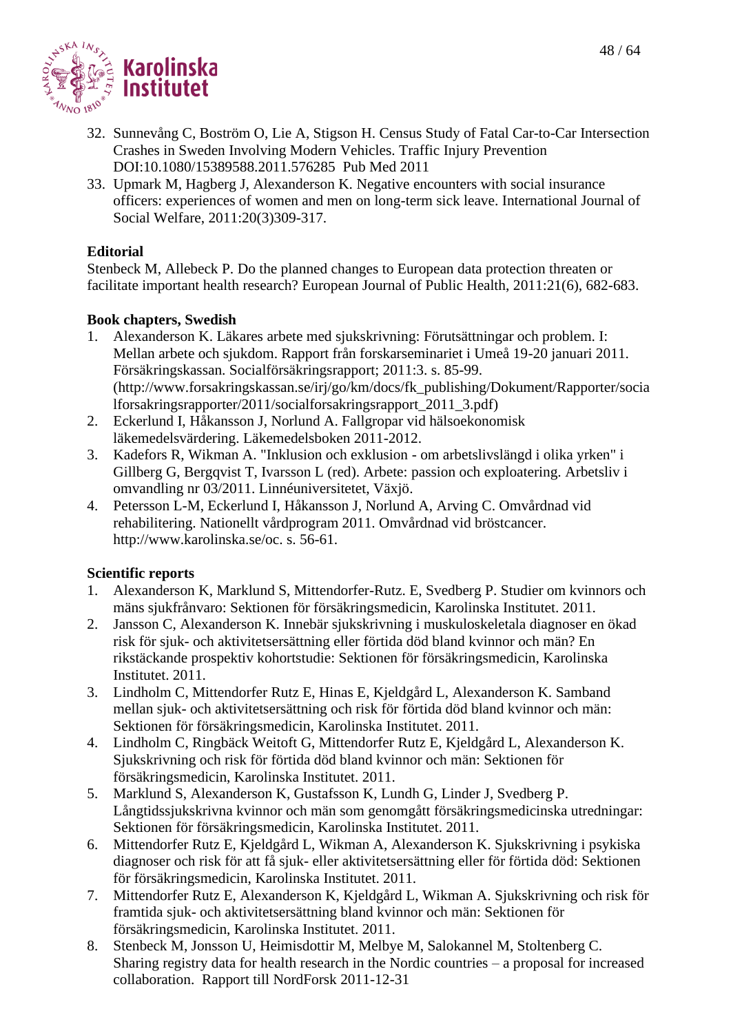32. Sunnevång C, Boström O, Lie A, Stigson H. Census Study of Fatal Car-to-Car Intersection Crashes in Sweden Involving Modern Vehicles. Traffic Injury Prevention DOI:10.1080/15389588.2011.576285 Pub Med 2011
33. Upmark M, Hagberg J, Alexanderson K. Negative encounters with social insurance officers: experiences of women and men on long-term sick leave. International Journal of Social Welfare, 2011:20(3)309-317.

**Editorial**

Stenbeck M, Allebeck P. Do the planned changes to European data protection threaten or facilitate important health research? European Journal of Public Health, 2011:21(6), 682-683.

**Book chapters, Swedish**

1. Alexanderson K. Läkares arbete med sjukskrivning: Förutsättningar och problem. I: Mellan arbete och sjukdom. Rapport från forskarseminariet i Umeå 19-20 januari 2011. Försäkringskassan. Socialförsäkringsrapport; 2011:3. s. 85-99. (http://www.forsakringskassan.se/irj/go/km/docs/fk_publishing/Dokument/Rapporter/socialforsakringsrapporter/2011/socialforsakringsrapport_2011_3.pdf)
2. Eckerlund I, Håkansson J, Norlund A. Fallgropar vid hälsoekonomisk läkemedelsvärdering. Läkemedelsboken 2011-2012.
3. Kadefors R, Wikman A. "Inklusion och exklusion - om arbetslivslängd i olika yrken" i Gillberg G, Bergqvist T, Ivarsson L (red). Arbete: passion och exploatering. Arbetsliv i omvandling nr 03/2011. Linnéuniversitetet, Växjö.
4. Petersson L-M, Eckerlund I, Håkansson J, Norlund A, Arving C. Omvårdnad vid rehabilitering. Nationellt vårdprogram 2011. Omvårdnad vid bröstcancer. http://www.karolinska.se/oc. s. 56-61.

**Scientific reports**

1. Alexanderson K, Marklund S, Mittendorfer-Rutz. E, Svedberg P. Studier om kvinnors och mäns sjukfrånvaro: Sektionen för försäkringsmedicin, Karolinska Institutet. 2011.
2. Jansson C, Alexanderson K. Innebär sjukskrivning i muskuloskeletala diagnoser en ökad risk för sjuk- och aktivitetsersättning eller förtida död bland kvinnor och män? En rikstäckande prospektiv kohortstudie: Sektionen för försäkringsmedicin, Karolinska Institutet. 2011.
3. Lindholm C, Mittendorfer Rutz E, Hinas E, Kjeldgård L, Alexanderson K. Samband mellan sjuk- och aktivitetsersättning och risk för förtida död bland kvinnor och män: Sektionen för försäkringsmedicin, Karolinska Institutet. 2011.
4. Lindholm C, Ringbäck Weitoft G, Mittendorfer Rutz E, Kjeldgård L, Alexanderson K. Sjukskrivning och risk för förtida död bland kvinnor och män: Sektionen för försäkringsmedicin, Karolinska Institutet. 2011.
5. Marklund S, Alexanderson K, Gustafsson K, Lundh G, Linder J, Svedberg P. Långtidssjukskrivna kvinnor och män som genomgått försäkringsmedicinska utredningar: Sektionen för försäkringsmedicin, Karolinska Institutet. 2011.
6. Mittendorfer Rutz E, Kjeldgård L, Wikman A, Alexanderson K. Sjukskrivning i psykiska diagnoser och risk för att få sjuk- eller aktivitetsersättning eller för förtida död: Sektionen för försäkringsmedicin, Karolinska Institutet. 2011.
7. Mittendorfer Rutz E, Alexanderson K, Kjeldgård L, Wikman A. Sjukskrivning och risk för framtida sjuk- och aktivitetsersättning bland kvinnor och män: Sektionen för försäkringsmedicin, Karolinska Institutet. 2011.
8. Stenbeck M, Jonsson U, Heimisdottir M, Melbye M, Salokannel M, Stoltenberg C. Sharing registry data for health research in the Nordic countries – a proposal for increased collaboration. Rapport till NordForsk 2011-12-31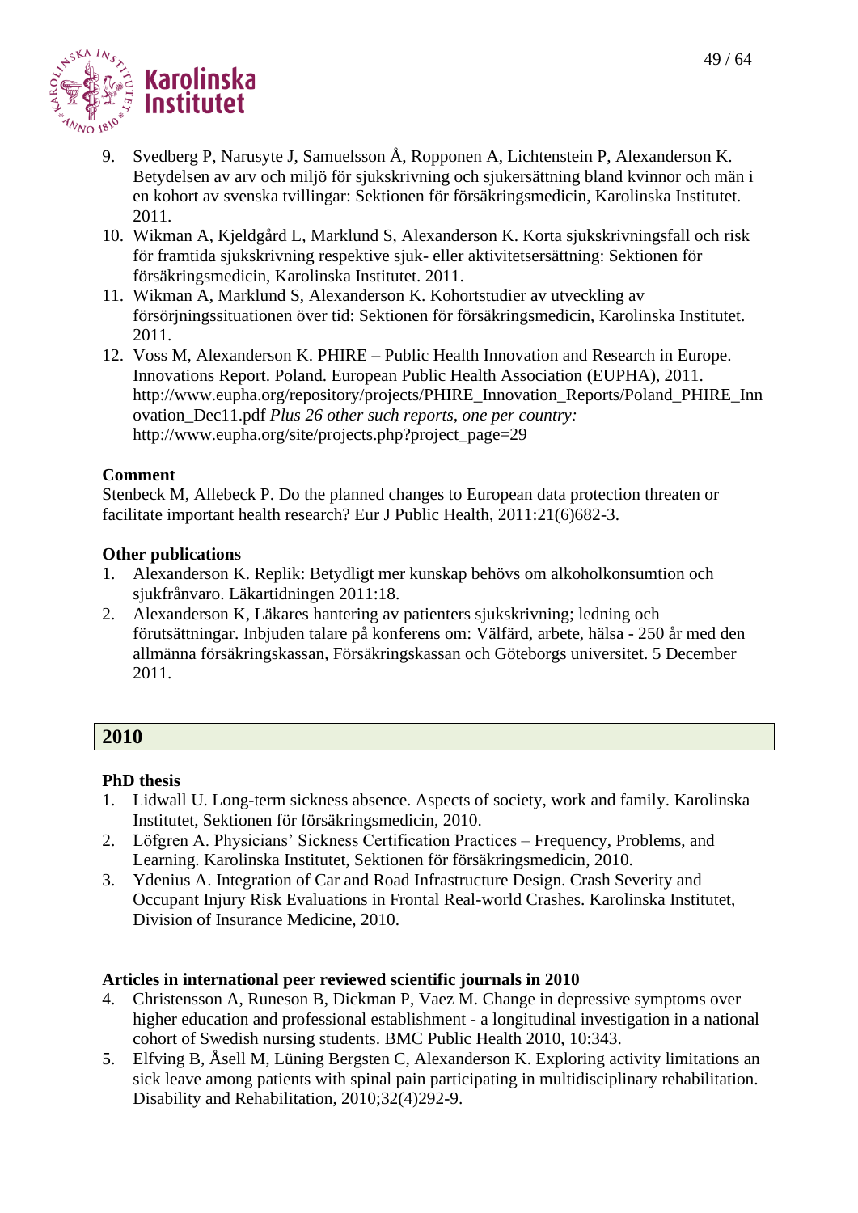9. Svedberg P, Narusyte J, Samuelsson Å, Ropponen A, Lichtenstein P, Alexanderson K. Betydelsen av arv och miljö för sjukskrivning och sjukersättning bland kvinnor och män i en kohort av svenska tvillingar: Sektionen för försäkringsmedicin, Karolinska Institutet. 2011.
10. Wikman A, Kjeldgård L, Marklund S, Alexanderson K. Korta sjukskrivningsfall och risk för framtida sjukskrivning respektive sjuk- eller aktivitetsersättning: Sektionen för försäkringsmedicin, Karolinska Institutet. 2011.
11. Wikman A, Marklund S, Alexanderson K. Kohortstudier av utveckling av försörjningssituationen över tid: Sektionen för försäkringsmedicin, Karolinska Institutet. 2011.
12. Voss M, Alexanderson K. PHIRE – Public Health Innovation and Research in Europe. Innovations Report. Poland. European Public Health Association (EUPHA), 2011. http://www.eupha.org/repository/projects/PHIRE_Innovation_Reports/Poland_PHIRE_Innovation_Dec11.pdf *Plus 26 other such reports, one per country:* http://www.eupha.org/site/projects.php?project_page=29

**Comment**

Stenbeck M, Allebeck P. Do the planned changes to European data protection threaten or facilitate important health research? Eur J Public Health, 2011:21(6)682-3.

**Other publications**

1. Alexanderson K. Replik: Betydligt mer kunskap behövs om alkoholkonsumtion och sjukfrånvaro. Läkartidningen 2011:18.
2. Alexanderson K, Läkares hantering av patienters sjukskrivning; ledning och förutsättningar. Inbjuden talare på konferens om: Välfärd, arbete, hälsa - 250 år med den allmänna försäkringskassan, Försäkringskassan och Göteborgs universitet. 5 December 2011.

## 2010

**PhD thesis**

1. Lidwall U. Long-term sickness absence. Aspects of society, work and family. Karolinska Institutet, Sektionen för försäkringsmedicin, 2010.
2. Löfgren A. Physicians' Sickness Certification Practices – Frequency, Problems, and Learning. Karolinska Institutet, Sektionen för försäkringsmedicin, 2010.
3. Ydenius A. Integration of Car and Road Infrastructure Design. Crash Severity and Occupant Injury Risk Evaluations in Frontal Real-world Crashes. Karolinska Institutet, Division of Insurance Medicine, 2010.

**Articles in international peer reviewed scientific journals in 2010**

4. Christensson A, Runeson B, Dickman P, Vaez M. Change in depressive symptoms over higher education and professional establishment - a longitudinal investigation in a national cohort of Swedish nursing students. BMC Public Health 2010, 10:343.
5. Elfving B, Åsell M, Lüning Bergsten C, Alexanderson K. Exploring activity limitations an sick leave among patients with spinal pain participating in multidisciplinary rehabilitation. Disability and Rehabilitation, 2010;32(4)292-9.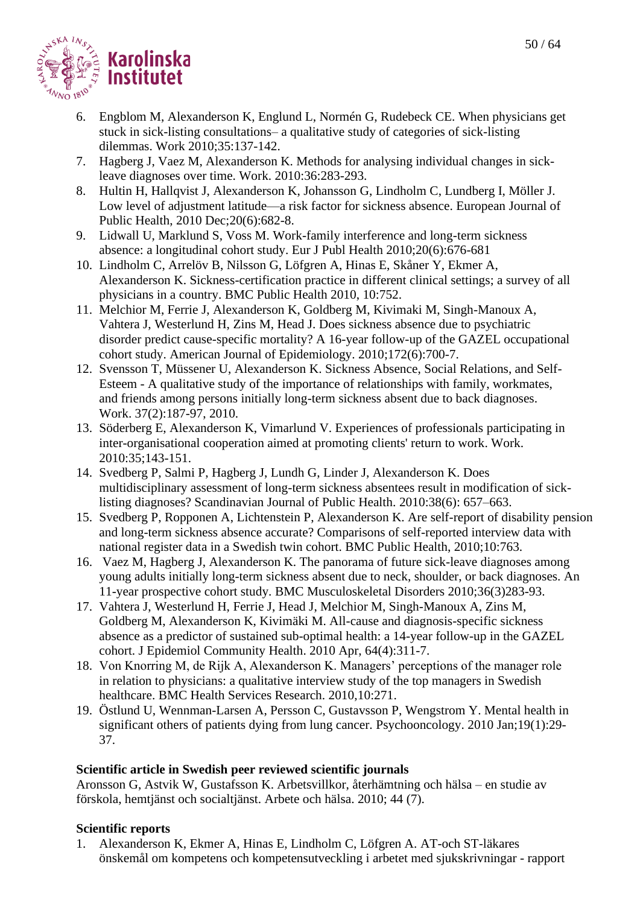6. Engblom M, Alexanderson K, Englund L, Normén G, Rudebeck CE. When physicians get stuck in sick-listing consultations– a qualitative study of categories of sick-listing dilemmas. Work 2010;35:137-142.
7. Hagberg J, Vaez M, Alexanderson K. Methods for analysing individual changes in sick-leave diagnoses over time. Work. 2010:36:283-293.
8. Hultin H, Hallqvist J, Alexanderson K, Johansson G, Lindholm C, Lundberg I, Möller J. Low level of adjustment latitude—a risk factor for sickness absence. European Journal of Public Health, 2010 Dec;20(6):682-8.
9. Lidwall U, Marklund S, Voss M. Work-family interference and long-term sickness absence: a longitudinal cohort study. Eur J Publ Health 2010;20(6):676-681
10. Lindholm C, Arrelöv B, Nilsson G, Löfgren A, Hinas E, Skåner Y, Ekmer A, Alexanderson K. Sickness-certification practice in different clinical settings; a survey of all physicians in a country. BMC Public Health 2010, 10:752.
11. Melchior M, Ferrie J, Alexanderson K, Goldberg M, Kivimaki M, Singh-Manoux A, Vahtera J, Westerlund H, Zins M, Head J. Does sickness absence due to psychiatric disorder predict cause-specific mortality? A 16-year follow-up of the GAZEL occupational cohort study. American Journal of Epidemiology. 2010;172(6):700-7.
12. Svensson T, Müssener U, Alexanderson K. Sickness Absence, Social Relations, and Self-Esteem - A qualitative study of the importance of relationships with family, workmates, and friends among persons initially long-term sickness absent due to back diagnoses. Work. 37(2):187-97, 2010.
13. Söderberg E, Alexanderson K, Vimarlund V. Experiences of professionals participating in inter-organisational cooperation aimed at promoting clients' return to work. Work. 2010:35;143-151.
14. Svedberg P, Salmi P, Hagberg J, Lundh G, Linder J, Alexanderson K. Does multidisciplinary assessment of long-term sickness absentees result in modification of sick-listing diagnoses? Scandinavian Journal of Public Health. 2010:38(6): 657–663.
15. Svedberg P, Ropponen A, Lichtenstein P, Alexanderson K. Are self-report of disability pension and long-term sickness absence accurate? Comparisons of self-reported interview data with national register data in a Swedish twin cohort. BMC Public Health, 2010;10:763.
16. Vaez M, Hagberg J, Alexanderson K. The panorama of future sick-leave diagnoses among young adults initially long-term sickness absent due to neck, shoulder, or back diagnoses. An 11-year prospective cohort study. BMC Musculoskeletal Disorders 2010;36(3)283-93.
17. Vahtera J, Westerlund H, Ferrie J, Head J, Melchior M, Singh-Manoux A, Zins M, Goldberg M, Alexanderson K, Kivimäki M. All-cause and diagnosis-specific sickness absence as a predictor of sustained sub-optimal health: a 14-year follow-up in the GAZEL cohort. J Epidemiol Community Health. 2010 Apr, 64(4):311-7.
18. Von Knorring M, de Rijk A, Alexanderson K. Managers' perceptions of the manager role in relation to physicians: a qualitative interview study of the top managers in Swedish healthcare. BMC Health Services Research. 2010,10:271.
19. Östlund U, Wennman-Larsen A, Persson C, Gustavsson P, Wengstrom Y. Mental health in significant others of patients dying from lung cancer. Psychooncology. 2010 Jan;19(1):29-37.

**Scientific article in Swedish peer reviewed scientific journals**

Aronsson G, Astvik W, Gustafsson K. Arbetsvillkor, återhämtning och hälsa – en studie av förskola, hemtjänst och socialtjänst. Arbete och hälsa. 2010; 44 (7).

**Scientific reports**

1. Alexanderson K, Ekmer A, Hinas E, Lindholm C, Löfgren A. AT-och ST-läkares önskemål om kompetens och kompetensutveckling i arbetet med sjukskrivningar - rapport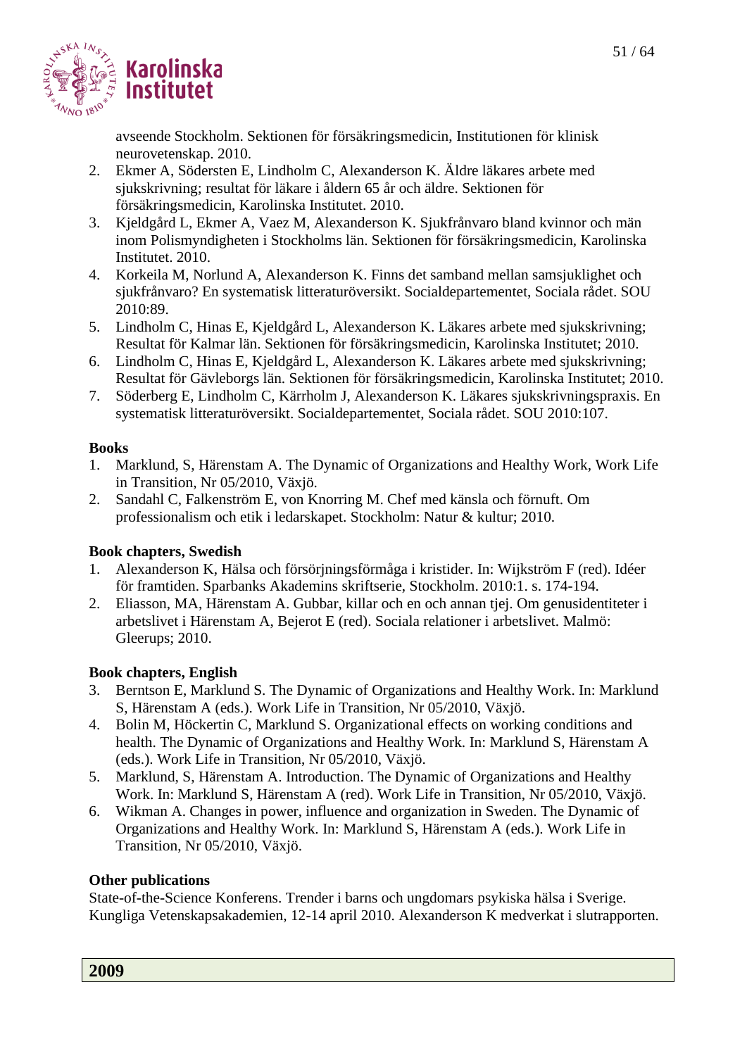avseende Stockholm. Sektionen för försäkringsmedicin, Institutionen för klinisk neurovetenskap. 2010.

2. Ekmer A, Södersten E, Lindholm C, Alexanderson K. Äldre läkares arbete med sjukskrivning; resultat för läkare i åldern 65 år och äldre. Sektionen för försäkringsmedicin, Karolinska Institutet. 2010.
3. Kjeldgård L, Ekmer A, Vaez M, Alexanderson K. Sjukfrånvaro bland kvinnor och män inom Polismyndigheten i Stockholms län. Sektionen för försäkringsmedicin, Karolinska Institutet. 2010.
4. Korkeila M, Norlund A, Alexanderson K. Finns det samband mellan samsjuklighet och sjukfrånvaro? En systematisk litteraturöversikt. Socialdepartementet, Sociala rådet. SOU 2010:89.
5. Lindholm C, Hinas E, Kjeldgård L, Alexanderson K. Läkares arbete med sjukskrivning; Resultat för Kalmar län. Sektionen för försäkringsmedicin, Karolinska Institutet; 2010.
6. Lindholm C, Hinas E, Kjeldgård L, Alexanderson K. Läkares arbete med sjukskrivning; Resultat för Gävleborgs län. Sektionen för försäkringsmedicin, Karolinska Institutet; 2010.
7. Söderberg E, Lindholm C, Kärrholm J, Alexanderson K. Läkares sjukskrivningspraxis. En systematisk litteraturöversikt. Socialdepartementet, Sociala rådet. SOU 2010:107.

**Books**

1. Marklund, S, Härenstam A. The Dynamic of Organizations and Healthy Work, Work Life in Transition, Nr 05/2010, Växjö.
2. Sandahl C, Falkenström E, von Knorring M. Chef med känsla och förnuft. Om professionalism och etik i ledarskapet. Stockholm: Natur & kultur; 2010.

**Book chapters, Swedish**

1. Alexanderson K, Hälsa och försörjningsförmåga i kristider. In: Wijkström F (red). Idéer för framtiden. Sparbanks Akademins skriftserie, Stockholm. 2010:1. s. 174-194.
2. Eliasson, MA, Härenstam A. Gubbar, killar och en och annan tjej. Om genusidentiteter i arbetslivet i Härenstam A, Bejerot E (red). Sociala relationer i arbetslivet. Malmö: Gleerups; 2010.

**Book chapters, English**

3. Berntson E, Marklund S. The Dynamic of Organizations and Healthy Work. In: Marklund S, Härenstam A (eds.). Work Life in Transition, Nr 05/2010, Växjö.
4. Bolin M, Höckertin C, Marklund S. Organizational effects on working conditions and health. The Dynamic of Organizations and Healthy Work. In: Marklund S, Härenstam A (eds.). Work Life in Transition, Nr 05/2010, Växjö.
5. Marklund, S, Härenstam A. Introduction. The Dynamic of Organizations and Healthy Work. In: Marklund S, Härenstam A (red). Work Life in Transition, Nr 05/2010, Växjö.
6. Wikman A. Changes in power, influence and organization in Sweden. The Dynamic of Organizations and Healthy Work. In: Marklund S, Härenstam A (eds.). Work Life in Transition, Nr 05/2010, Växjö.

**Other publications**

State-of-the-Science Konferens. Trender i barns och ungdomars psykiska hälsa i Sverige. Kungliga Vetenskapsakademien, 12-14 april 2010. Alexanderson K medverkat i slutrapporten.

## 2009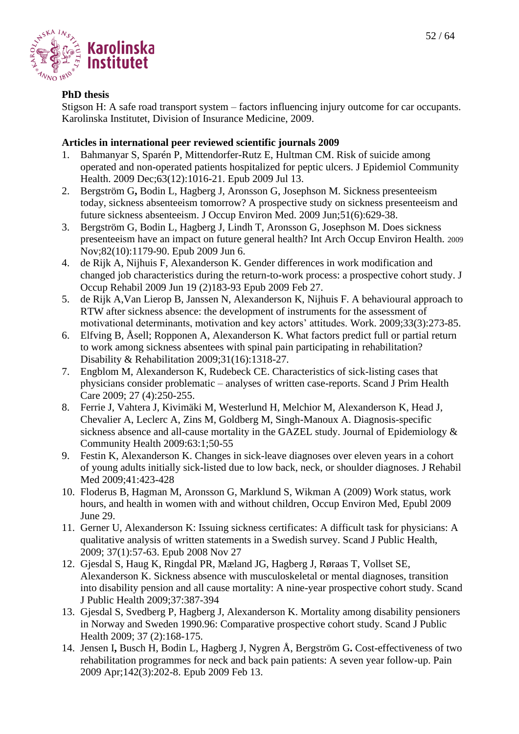**PhD thesis**

Stigson H: A safe road transport system – factors influencing injury outcome for car occupants. Karolinska Institutet, Division of Insurance Medicine, 2009.

**Articles in international peer reviewed scientific journals 2009**

1. Bahmanyar S, Sparén P, Mittendorfer-Rutz E, Hultman CM. Risk of suicide among operated and non-operated patients hospitalized for peptic ulcers. J Epidemiol Community Health. 2009 Dec;63(12):1016-21. Epub 2009 Jul 13.
2. Bergström G**,** Bodin L, Hagberg J, Aronsson G, Josephson M. Sickness presenteeism today, sickness absenteeism tomorrow? A prospective study on sickness presenteeism and future sickness absenteeism. J Occup Environ Med. 2009 Jun;51(6):629-38.
3. Bergström G, Bodin L, Hagberg J, Lindh T, Aronsson G, Josephson M. Does sickness presenteeism have an impact on future general health? Int Arch Occup Environ Health. 2009 Nov;82(10):1179-90. Epub 2009 Jun 6.
4. de Rijk A, Nijhuis F, Alexanderson K. Gender differences in work modification and changed job characteristics during the return-to-work process: a prospective cohort study. J Occup Rehabil 2009 Jun 19 (2)183-93 Epub 2009 Feb 27.
5. de Rijk A,Van Lierop B, Janssen N, Alexanderson K, Nijhuis F. A behavioural approach to RTW after sickness absence: the development of instruments for the assessment of motivational determinants, motivation and key actors' attitudes. Work. 2009;33(3):273-85.
6. Elfving B, Åsell; Ropponen A, Alexanderson K. What factors predict full or partial return to work among sickness absentees with spinal pain participating in rehabilitation? Disability & Rehabilitation 2009;31(16):1318-27.
7. Engblom M, Alexanderson K, Rudebeck CE. Characteristics of sick-listing cases that physicians consider problematic – analyses of written case-reports. Scand J Prim Health Care 2009; 27 (4):250-255.
8. Ferrie J, Vahtera J, Kivimäki M, Westerlund H, Melchior M, Alexanderson K, Head J, Chevalier A, Leclerc A, Zins M, Goldberg M, Singh-Manoux A. Diagnosis-specific sickness absence and all-cause mortality in the GAZEL study. Journal of Epidemiology & Community Health 2009:63:1;50-55
9. Festin K, Alexanderson K. Changes in sick-leave diagnoses over eleven years in a cohort of young adults initially sick-listed due to low back, neck, or shoulder diagnoses. J Rehabil Med 2009;41:423-428
10. Floderus B, Hagman M, Aronsson G, Marklund S, Wikman A (2009) Work status, work hours, and health in women with and without children, Occup Environ Med, Epubl 2009 June 29.
11. Gerner U, Alexanderson K: Issuing sickness certificates: A difficult task for physicians: A qualitative analysis of written statements in a Swedish survey. Scand J Public Health, 2009; 37(1):57-63. Epub 2008 Nov 27
12. Gjesdal S, Haug K, Ringdal PR, Mæland JG, Hagberg J, Røraas T, Vollset SE, Alexanderson K. Sickness absence with musculoskeletal or mental diagnoses, transition into disability pension and all cause mortality: A nine-year prospective cohort study. Scand J Public Health 2009;37:387-394
13. Gjesdal S, Svedberg P, Hagberg J, Alexanderson K. Mortality among disability pensioners in Norway and Sweden 1990.96: Comparative prospective cohort study. Scand J Public Health 2009; 37 (2):168-175.
14. Jensen I**,** Busch H, Bodin L, Hagberg J, Nygren Å, Bergström G**.** Cost-effectiveness of two rehabilitation programmes for neck and back pain patients: A seven year follow-up. Pain 2009 Apr;142(3):202-8. Epub 2009 Feb 13.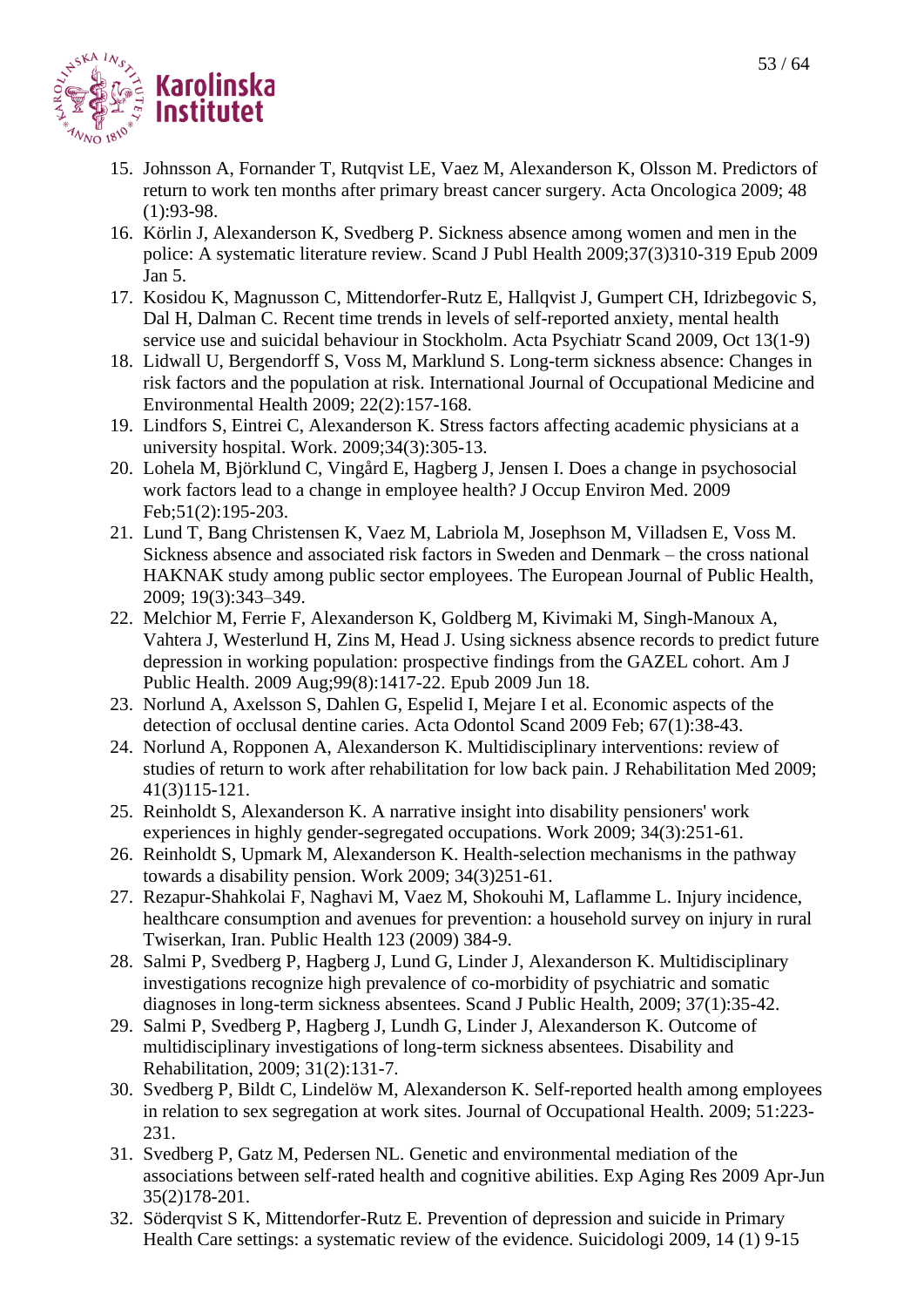15. Johnsson A, Fornander T, Rutqvist LE, Vaez M, Alexanderson K, Olsson M. Predictors of return to work ten months after primary breast cancer surgery. Acta Oncologica 2009; 48 (1):93-98.
16. Körlin J, Alexanderson K, Svedberg P. Sickness absence among women and men in the police: A systematic literature review. Scand J Publ Health 2009;37(3)310-319 Epub 2009 Jan 5.
17. Kosidou K, Magnusson C, Mittendorfer-Rutz E, Hallqvist J, Gumpert CH, Idrizbegovic S, Dal H, Dalman C. Recent time trends in levels of self-reported anxiety, mental health service use and suicidal behaviour in Stockholm. Acta Psychiatr Scand 2009, Oct 13(1-9)
18. Lidwall U, Bergendorff S, Voss M, Marklund S. Long-term sickness absence: Changes in risk factors and the population at risk. International Journal of Occupational Medicine and Environmental Health 2009; 22(2):157-168.
19. Lindfors S, Eintrei C, Alexanderson K. Stress factors affecting academic physicians at a university hospital. Work. 2009;34(3):305-13.
20. Lohela M, Björklund C, Vingård E, Hagberg J, Jensen I. Does a change in psychosocial work factors lead to a change in employee health? J Occup Environ Med. 2009 Feb;51(2):195-203.
21. Lund T, Bang Christensen K, Vaez M, Labriola M, Josephson M, Villadsen E, Voss M. Sickness absence and associated risk factors in Sweden and Denmark – the cross national HAKNAK study among public sector employees. The European Journal of Public Health, 2009; 19(3):343–349.
22. Melchior M, Ferrie F, Alexanderson K, Goldberg M, Kivimaki M, Singh-Manoux A, Vahtera J, Westerlund H, Zins M, Head J. Using sickness absence records to predict future depression in working population: prospective findings from the GAZEL cohort. Am J Public Health. 2009 Aug;99(8):1417-22. Epub 2009 Jun 18.
23. Norlund A, Axelsson S, Dahlen G, Espelid I, Mejare I et al. Economic aspects of the detection of occlusal dentine caries. Acta Odontol Scand 2009 Feb; 67(1):38-43.
24. Norlund A, Ropponen A, Alexanderson K. Multidisciplinary interventions: review of studies of return to work after rehabilitation for low back pain. J Rehabilitation Med 2009; 41(3)115-121.
25. Reinholdt S, Alexanderson K. A narrative insight into disability pensioners' work experiences in highly gender-segregated occupations. Work 2009; 34(3):251-61.
26. Reinholdt S, Upmark M, Alexanderson K. Health-selection mechanisms in the pathway towards a disability pension. Work 2009; 34(3)251-61.
27. Rezapur-Shahkolai F, Naghavi M, Vaez M, Shokouhi M, Laflamme L. Injury incidence, healthcare consumption and avenues for prevention: a household survey on injury in rural Twiserkan, Iran. Public Health 123 (2009) 384-9.
28. Salmi P, Svedberg P, Hagberg J, Lund G, Linder J, Alexanderson K. Multidisciplinary investigations recognize high prevalence of co-morbidity of psychiatric and somatic diagnoses in long-term sickness absentees. Scand J Public Health, 2009; 37(1):35-42.
29. Salmi P, Svedberg P, Hagberg J, Lundh G, Linder J, Alexanderson K. Outcome of multidisciplinary investigations of long-term sickness absentees. Disability and Rehabilitation, 2009; 31(2):131-7.
30. Svedberg P, Bildt C, Lindelöw M, Alexanderson K. Self-reported health among employees in relation to sex segregation at work sites. Journal of Occupational Health. 2009; 51:223-231.
31. Svedberg P, Gatz M, Pedersen NL. Genetic and environmental mediation of the associations between self-rated health and cognitive abilities. Exp Aging Res 2009 Apr-Jun 35(2)178-201.
32. Söderqvist S K, Mittendorfer-Rutz E. Prevention of depression and suicide in Primary Health Care settings: a systematic review of the evidence. Suicidologi 2009, 14 (1) 9-15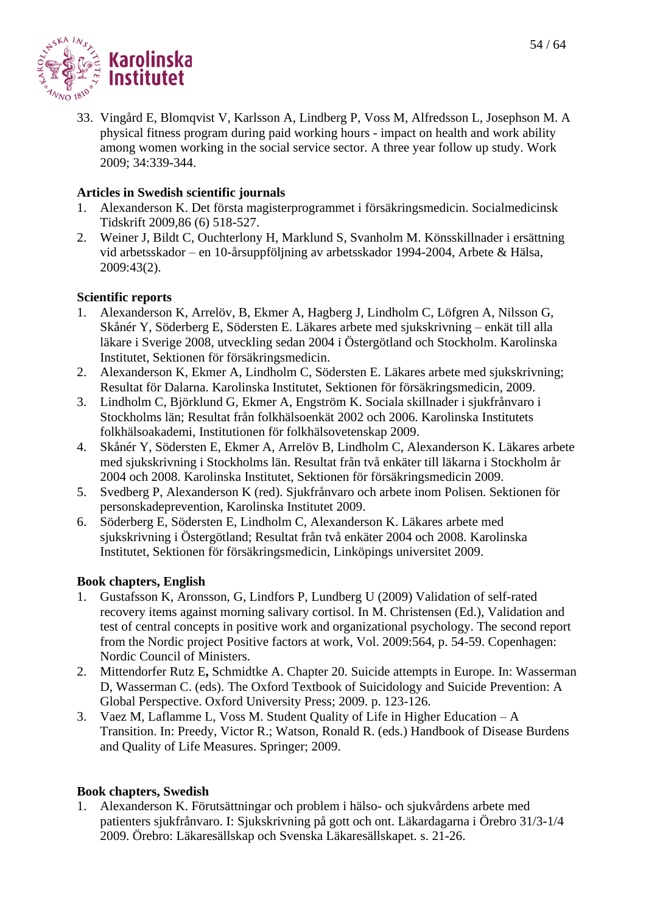33. Vingård E, Blomqvist V, Karlsson A, Lindberg P, Voss M, Alfredsson L, Josephson M. A physical fitness program during paid working hours - impact on health and work ability among women working in the social service sector. A three year follow up study. Work 2009; 34:339-344.

**Articles in Swedish scientific journals**

1. Alexanderson K. Det första magisterprogrammet i försäkringsmedicin. Socialmedicinsk Tidskrift 2009,86 (6) 518-527.
2. Weiner J, Bildt C, Ouchterlony H, Marklund S, Svanholm M. Könsskillnader i ersättning vid arbetsskador – en 10-årsuppföljning av arbetsskador 1994-2004, Arbete & Hälsa, 2009:43(2).

**Scientific reports**

1. Alexanderson K, Arrelöv, B, Ekmer A, Hagberg J, Lindholm C, Löfgren A, Nilsson G, Skånér Y, Söderberg E, Södersten E. Läkares arbete med sjukskrivning – enkät till alla läkare i Sverige 2008, utveckling sedan 2004 i Östergötland och Stockholm. Karolinska Institutet, Sektionen för försäkringsmedicin.
2. Alexanderson K, Ekmer A, Lindholm C, Södersten E. Läkares arbete med sjukskrivning; Resultat för Dalarna. Karolinska Institutet, Sektionen för försäkringsmedicin, 2009.
3. Lindholm C, Björklund G, Ekmer A, Engström K. Sociala skillnader i sjukfrånvaro i Stockholms län; Resultat från folkhälsoenkät 2002 och 2006. Karolinska Institutets folkhälsoakademi, Institutionen för folkhälsovetenskap 2009.
4. Skånér Y, Södersten E, Ekmer A, Arrelöv B, Lindholm C, Alexanderson K. Läkares arbete med sjukskrivning i Stockholms län. Resultat från två enkäter till läkarna i Stockholm år 2004 och 2008. Karolinska Institutet, Sektionen för försäkringsmedicin 2009.
5. Svedberg P, Alexanderson K (red). Sjukfrånvaro och arbete inom Polisen. Sektionen för personskadeprevention, Karolinska Institutet 2009.
6. Söderberg E, Södersten E, Lindholm C, Alexanderson K. Läkares arbete med sjukskrivning i Östergötland; Resultat från två enkäter 2004 och 2008. Karolinska Institutet, Sektionen för försäkringsmedicin, Linköpings universitet 2009.

**Book chapters, English**

1. Gustafsson K, Aronsson, G, Lindfors P, Lundberg U (2009) Validation of self-rated recovery items against morning salivary cortisol. In M. Christensen (Ed.), Validation and test of central concepts in positive work and organizational psychology. The second report from the Nordic project Positive factors at work, Vol. 2009:564, p. 54-59. Copenhagen: Nordic Council of Ministers.
2. Mittendorfer Rutz E**,** Schmidtke A. Chapter 20. Suicide attempts in Europe. In: Wasserman D, Wasserman C. (eds). The Oxford Textbook of Suicidology and Suicide Prevention: A Global Perspective. Oxford University Press; 2009. p. 123-126.
3. Vaez M, Laflamme L, Voss M. Student Quality of Life in Higher Education – A Transition. In: Preedy, Victor R.; Watson, Ronald R. (eds.) Handbook of Disease Burdens and Quality of Life Measures. Springer; 2009.

**Book chapters, Swedish**

1. Alexanderson K. Förutsättningar och problem i hälso- och sjukvårdens arbete med patienters sjukfrånvaro. I: Sjukskrivning på gott och ont. Läkardagarna i Örebro 31/3-1/4 2009. Örebro: Läkaresällskap och Svenska Läkaresällskapet. s. 21-26.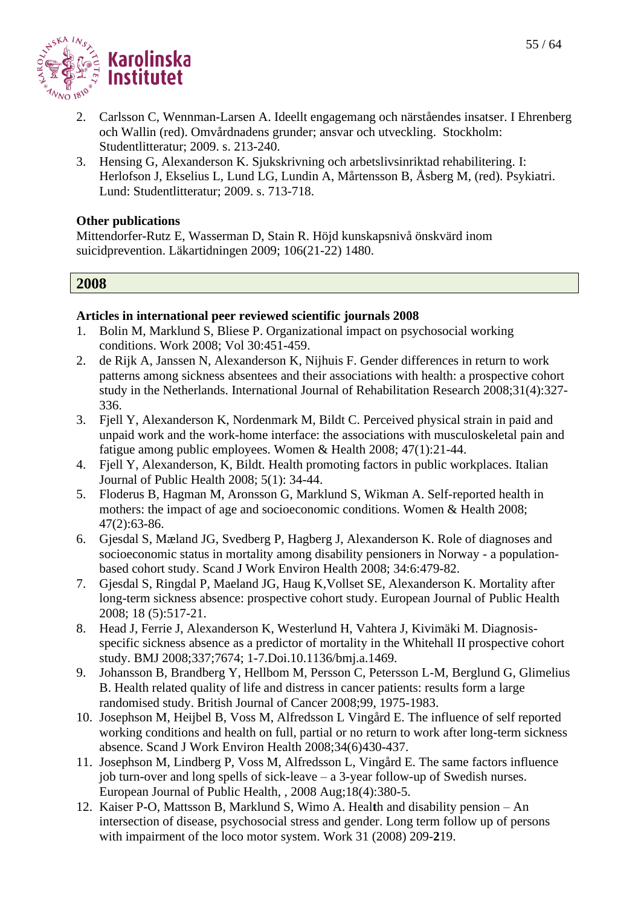2. Carlsson C, Wennman-Larsen A. Ideellt engagemang och närståendes insatser. I Ehrenberg och Wallin (red). Omvårdnadens grunder; ansvar och utveckling. Stockholm: Studentlitteratur; 2009. s. 213-240.
3. Hensing G, Alexanderson K. Sjukskrivning och arbetslivsinriktad rehabilitering. I: Herlofson J, Ekselius L, Lund LG, Lundin A, Mårtensson B, Åsberg M, (red). Psykiatri. Lund: Studentlitteratur; 2009. s. 713-718.

**Other publications**

Mittendorfer-Rutz E, Wasserman D, Stain R. Höjd kunskapsnivå önskvärd inom suicidprevention. Läkartidningen 2009; 106(21-22) 1480.

## 2008

**Articles in international peer reviewed scientific journals 2008**

1. Bolin M, Marklund S, Bliese P. Organizational impact on psychosocial working conditions. Work 2008; Vol 30:451-459.
2. de Rijk A, Janssen N, Alexanderson K, Nijhuis F. Gender differences in return to work patterns among sickness absentees and their associations with health: a prospective cohort study in the Netherlands. International Journal of Rehabilitation Research 2008;31(4):327-336.
3. Fjell Y, Alexanderson K, Nordenmark M, Bildt C. Perceived physical strain in paid and unpaid work and the work-home interface: the associations with musculoskeletal pain and fatigue among public employees. Women & Health 2008; 47(1):21-44.
4. Fjell Y, Alexanderson, K, Bildt. Health promoting factors in public workplaces. Italian Journal of Public Health 2008; 5(1): 34-44.
5. Floderus B, Hagman M, Aronsson G, Marklund S, Wikman A. Self-reported health in mothers: the impact of age and socioeconomic conditions. Women & Health 2008; 47(2):63-86.
6. Gjesdal S, Mæland JG, Svedberg P, Hagberg J, Alexanderson K. Role of diagnoses and socioeconomic status in mortality among disability pensioners in Norway - a population-based cohort study. Scand J Work Environ Health 2008; 34:6:479-82.
7. Gjesdal S, Ringdal P, Maeland JG, Haug K,Vollset SE, Alexanderson K. Mortality after long-term sickness absence: prospective cohort study. European Journal of Public Health 2008; 18 (5):517-21.
8. Head J, Ferrie J, Alexanderson K, Westerlund H, Vahtera J, Kivimäki M. Diagnosis-specific sickness absence as a predictor of mortality in the Whitehall II prospective cohort study. BMJ 2008;337;7674; 1-7.Doi.10.1136/bmj.a.1469.
9. Johansson B, Brandberg Y, Hellbom M, Persson C, Petersson L-M, Berglund G, Glimelius B. Health related quality of life and distress in cancer patients: results form a large randomised study. British Journal of Cancer 2008;99, 1975-1983.
10. Josephson M, Heijbel B, Voss M, Alfredsson L Vingård E. The influence of self reported working conditions and health on full, partial or no return to work after long-term sickness absence. Scand J Work Environ Health 2008;34(6)430-437.
11. Josephson M, Lindberg P, Voss M, Alfredsson L, Vingård E. The same factors influence job turn-over and long spells of sick-leave – a 3-year follow-up of Swedish nurses. European Journal of Public Health, , 2008 Aug;18(4):380-5.
12. Kaiser P-O, Mattsson B, Marklund S, Wimo A. Heal**t**h and disability pension – An intersection of disease, psychosocial stress and gender. Long term follow up of persons with impairment of the loco motor system. Work 31 (2008) 209-**2**19.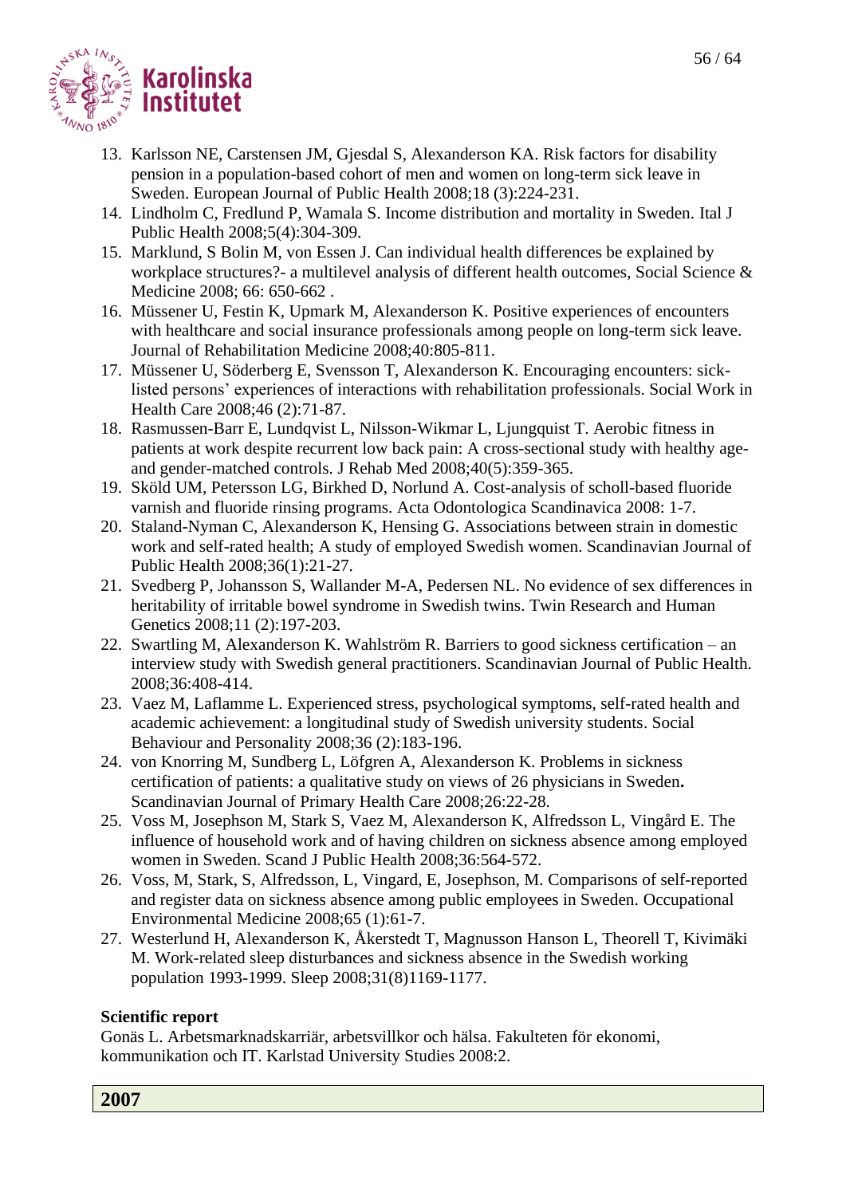13. Karlsson NE, Carstensen JM, Gjesdal S, Alexanderson KA. Risk factors for disability pension in a population-based cohort of men and women on long-term sick leave in Sweden. European Journal of Public Health 2008;18 (3):224-231.
14. Lindholm C, Fredlund P, Wamala S. Income distribution and mortality in Sweden. Ital J Public Health 2008;5(4):304-309.
15. Marklund, S Bolin M, von Essen J. Can individual health differences be explained by workplace structures?- a multilevel analysis of different health outcomes, Social Science & Medicine 2008; 66: 650-662 .
16. Müssener U, Festin K, Upmark M, Alexanderson K. Positive experiences of encounters with healthcare and social insurance professionals among people on long-term sick leave. Journal of Rehabilitation Medicine 2008;40:805-811.
17. Müssener U, Söderberg E, Svensson T, Alexanderson K. Encouraging encounters: sick-listed persons' experiences of interactions with rehabilitation professionals. Social Work in Health Care 2008;46 (2):71-87.
18. Rasmussen-Barr E, Lundqvist L, Nilsson-Wikmar L, Ljungquist T. Aerobic fitness in patients at work despite recurrent low back pain: A cross-sectional study with healthy age- and gender-matched controls. J Rehab Med 2008;40(5):359-365.
19. Sköld UM, Petersson LG, Birkhed D, Norlund A. Cost-analysis of scholl-based fluoride varnish and fluoride rinsing programs. Acta Odontologica Scandinavica 2008: 1-7.
20. Staland-Nyman C, Alexanderson K, Hensing G. Associations between strain in domestic work and self-rated health; A study of employed Swedish women. Scandinavian Journal of Public Health 2008;36(1):21-27.
21. Svedberg P, Johansson S, Wallander M-A, Pedersen NL. No evidence of sex differences in heritability of irritable bowel syndrome in Swedish twins. Twin Research and Human Genetics 2008;11 (2):197-203.
22. Swartling M, Alexanderson K. Wahlström R. Barriers to good sickness certification – an interview study with Swedish general practitioners. Scandinavian Journal of Public Health. 2008;36:408-414.
23. Vaez M, Laflamme L. Experienced stress, psychological symptoms, self-rated health and academic achievement: a longitudinal study of Swedish university students. Social Behaviour and Personality 2008;36 (2):183-196.
24. von Knorring M, Sundberg L, Löfgren A, Alexanderson K. Problems in sickness certification of patients: a qualitative study on views of 26 physicians in Sweden**.** Scandinavian Journal of Primary Health Care 2008;26:22-28.
25. Voss M, Josephson M, Stark S, Vaez M, Alexanderson K, Alfredsson L, Vingård E. The influence of household work and of having children on sickness absence among employed women in Sweden. Scand J Public Health 2008;36:564-572.
26. Voss, M, Stark, S, Alfredsson, L, Vingard, E, Josephson, M. Comparisons of self-reported and register data on sickness absence among public employees in Sweden. Occupational Environmental Medicine 2008;65 (1):61-7.
27. Westerlund H, Alexanderson K, Åkerstedt T, Magnusson Hanson L, Theorell T, Kivimäki M. Work-related sleep disturbances and sickness absence in the Swedish working population 1993-1999. Sleep 2008;31(8)1169-1177.

**Scientific report**

Gonäs L. Arbetsmarknadskarriär, arbetsvillkor och hälsa. Fakulteten för ekonomi, kommunikation och IT. Karlstad University Studies 2008:2.

## 2007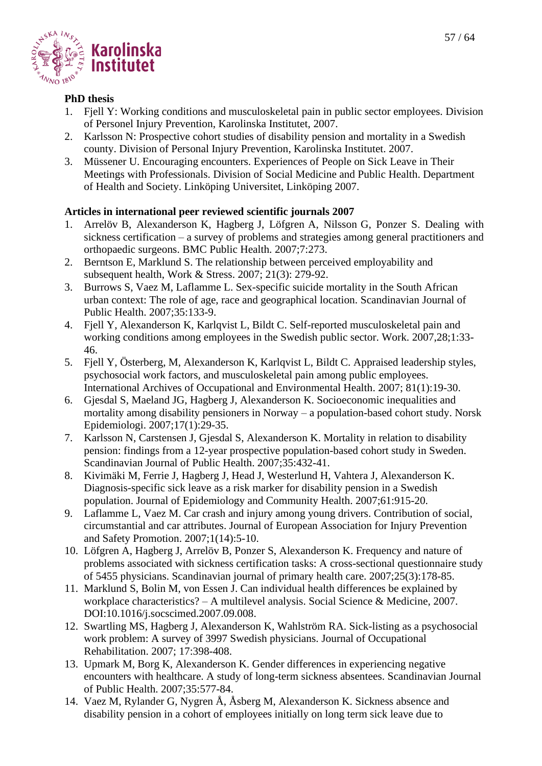**PhD thesis**

1. Fjell Y: Working conditions and musculoskeletal pain in public sector employees. Division of Personel Injury Prevention, Karolinska Institutet, 2007.
2. Karlsson N: Prospective cohort studies of disability pension and mortality in a Swedish county. Division of Personal Injury Prevention, Karolinska Institutet. 2007.
3. Müssener U. Encouraging encounters. Experiences of People on Sick Leave in Their Meetings with Professionals. Division of Social Medicine and Public Health. Department of Health and Society. Linköping Universitet, Linköping 2007.

**Articles in international peer reviewed scientific journals 2007**

1. Arrelöv B, Alexanderson K, Hagberg J, Löfgren A, Nilsson G, Ponzer S. Dealing with sickness certification – a survey of problems and strategies among general practitioners and orthopaedic surgeons. BMC Public Health. 2007;7:273.
2. Berntson E, Marklund S. The relationship between perceived employability and subsequent health, Work & Stress. 2007; 21(3): 279-92.
3. Burrows S, Vaez M, Laflamme L. Sex-specific suicide mortality in the South African urban context: The role of age, race and geographical location. Scandinavian Journal of Public Health. 2007;35:133-9.
4. Fjell Y, Alexanderson K, Karlqvist L, Bildt C. Self-reported musculoskeletal pain and working conditions among employees in the Swedish public sector. Work. 2007,28;1:33-46.
5. Fjell Y, Österberg, M, Alexanderson K, Karlqvist L, Bildt C. Appraised leadership styles, psychosocial work factors, and musculoskeletal pain among public employees. International Archives of Occupational and Environmental Health. 2007; 81(1):19-30.
6. Gjesdal S, Maeland JG, Hagberg J, Alexanderson K. Socioeconomic inequalities and mortality among disability pensioners in Norway – a population-based cohort study. Norsk Epidemiologi. 2007;17(1):29-35.
7. Karlsson N, Carstensen J, Gjesdal S, Alexanderson K. Mortality in relation to disability pension: findings from a 12-year prospective population-based cohort study in Sweden. Scandinavian Journal of Public Health. 2007;35:432-41.
8. Kivimäki M, Ferrie J, Hagberg J, Head J, Westerlund H, Vahtera J, Alexanderson K. Diagnosis-specific sick leave as a risk marker for disability pension in a Swedish population. Journal of Epidemiology and Community Health. 2007;61:915-20.
9. Laflamme L, Vaez M. Car crash and injury among young drivers. Contribution of social, circumstantial and car attributes. Journal of European Association for Injury Prevention and Safety Promotion. 2007;1(14):5-10.
10. Löfgren A, Hagberg J, Arrelöv B, Ponzer S, Alexanderson K. Frequency and nature of problems associated with sickness certification tasks: A cross-sectional questionnaire study of 5455 physicians. Scandinavian journal of primary health care. 2007;25(3):178-85.
11. Marklund S, Bolin M, von Essen J. Can individual health differences be explained by workplace characteristics? – A multilevel analysis. Social Science & Medicine, 2007. DOI:10.1016/j.socscimed.2007.09.008.
12. Swartling MS, Hagberg J, Alexanderson K, Wahlström RA. Sick-listing as a psychosocial work problem: A survey of 3997 Swedish physicians. Journal of Occupational Rehabilitation. 2007; 17:398-408.
13. Upmark M, Borg K, Alexanderson K. Gender differences in experiencing negative encounters with healthcare. A study of long-term sickness absentees. Scandinavian Journal of Public Health. 2007;35:577-84.
14. Vaez M, Rylander G, Nygren Å, Åsberg M, Alexanderson K. Sickness absence and disability pension in a cohort of employees initially on long term sick leave due to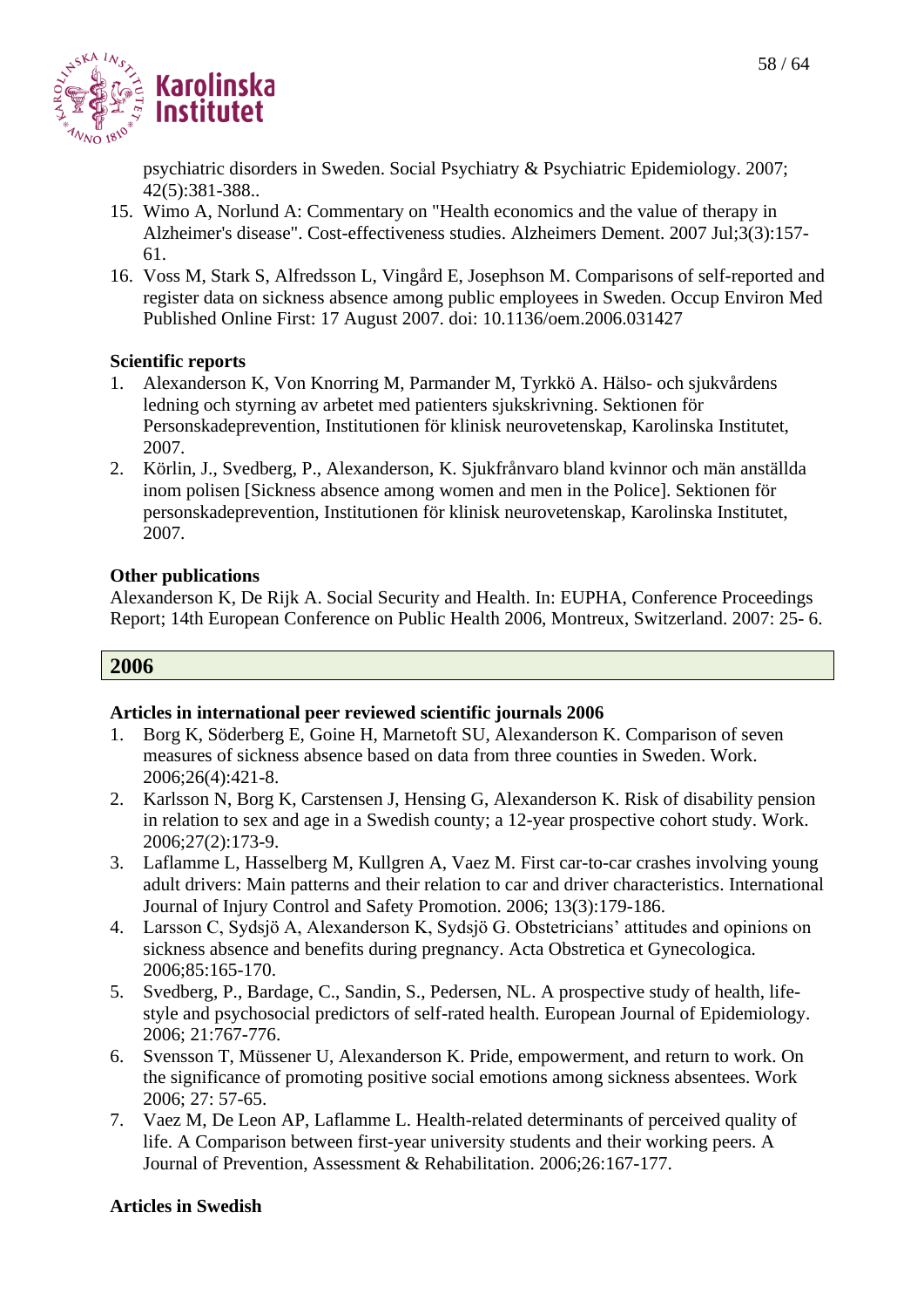psychiatric disorders in Sweden. Social Psychiatry & Psychiatric Epidemiology. 2007; 42(5):381-388..

15. Wimo A, Norlund A: Commentary on "Health economics and the value of therapy in Alzheimer's disease". Cost-effectiveness studies. Alzheimers Dement. 2007 Jul;3(3):157-61.
16. Voss M, Stark S, Alfredsson L, Vingård E, Josephson M. Comparisons of self-reported and register data on sickness absence among public employees in Sweden. Occup Environ Med Published Online First: 17 August 2007. doi: 10.1136/oem.2006.031427

**Scientific reports**

1. Alexanderson K, Von Knorring M, Parmander M, Tyrkkö A. Hälso- och sjukvårdens ledning och styrning av arbetet med patienters sjukskrivning. Sektionen för Personskadeprevention, Institutionen för klinisk neurovetenskap, Karolinska Institutet, 2007.
2. Körlin, J., Svedberg, P., Alexanderson, K. Sjukfrånvaro bland kvinnor och män anställda inom polisen [Sickness absence among women and men in the Police]. Sektionen för personskadeprevention, Institutionen för klinisk neurovetenskap, Karolinska Institutet, 2007.

**Other publications**

Alexanderson K, De Rijk A. Social Security and Health. In: EUPHA, Conference Proceedings Report; 14th European Conference on Public Health 2006, Montreux, Switzerland. 2007: 25- 6.

## 2006

**Articles in international peer reviewed scientific journals 2006**

1. Borg K, Söderberg E, Goine H, Marnetoft SU, Alexanderson K. Comparison of seven measures of sickness absence based on data from three counties in Sweden. Work. 2006;26(4):421-8.
2. Karlsson N, Borg K, Carstensen J, Hensing G, Alexanderson K. Risk of disability pension in relation to sex and age in a Swedish county; a 12-year prospective cohort study. Work. 2006;27(2):173-9.
3. Laflamme L, Hasselberg M, Kullgren A, Vaez M. First car-to-car crashes involving young adult drivers: Main patterns and their relation to car and driver characteristics. International Journal of Injury Control and Safety Promotion. 2006; 13(3):179-186.
4. Larsson C, Sydsjö A, Alexanderson K, Sydsjö G. Obstetricians' attitudes and opinions on sickness absence and benefits during pregnancy. Acta Obstretica et Gynecologica. 2006;85:165-170.
5. Svedberg, P., Bardage, C., Sandin, S., Pedersen, NL. A prospective study of health, life-style and psychosocial predictors of self-rated health. European Journal of Epidemiology. 2006; 21:767-776.
6. Svensson T, Müssener U, Alexanderson K. Pride, empowerment, and return to work. On the significance of promoting positive social emotions among sickness absentees. Work 2006; 27: 57-65.
7. Vaez M, De Leon AP, Laflamme L. Health-related determinants of perceived quality of life. A Comparison between first-year university students and their working peers. A Journal of Prevention, Assessment & Rehabilitation. 2006;26:167-177.

**Articles in Swedish**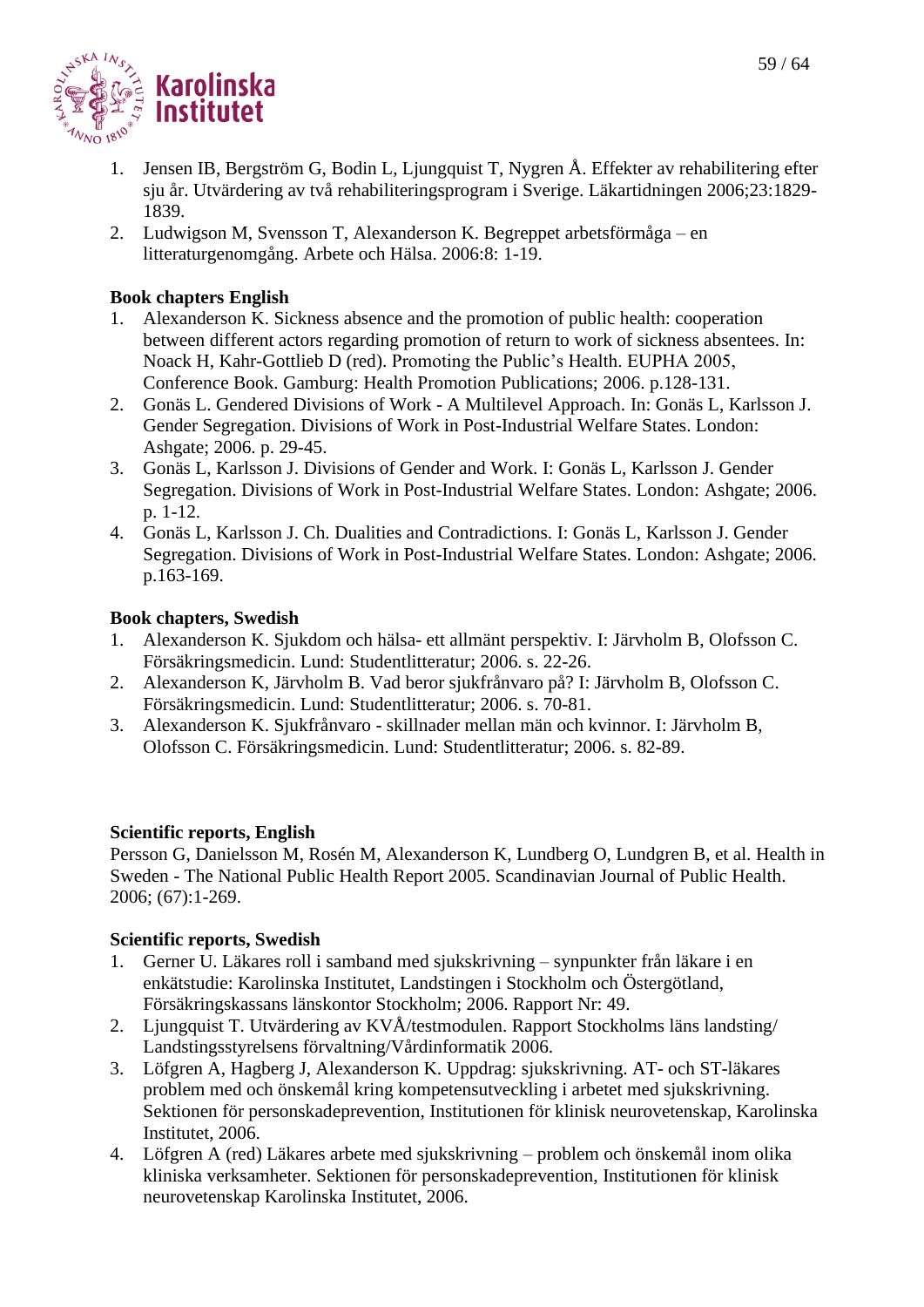1. Jensen IB, Bergström G, Bodin L, Ljungquist T, Nygren Å. Effekter av rehabilitering efter sju år. Utvärdering av två rehabiliteringsprogram i Sverige. Läkartidningen 2006;23:1829-1839.
2. Ludwigson M, Svensson T, Alexanderson K. Begreppet arbetsförmåga – en litteraturgenomgång. Arbete och Hälsa. 2006:8: 1-19.

**Book chapters English**

1. Alexanderson K. Sickness absence and the promotion of public health: cooperation between different actors regarding promotion of return to work of sickness absentees. In: Noack H, Kahr-Gottlieb D (red). Promoting the Public's Health. EUPHA 2005, Conference Book. Gamburg: Health Promotion Publications; 2006. p.128-131.
2. Gonäs L. Gendered Divisions of Work - A Multilevel Approach. In: Gonäs L, Karlsson J. Gender Segregation. Divisions of Work in Post-Industrial Welfare States. London: Ashgate; 2006. p. 29-45.
3. Gonäs L, Karlsson J. Divisions of Gender and Work. I: Gonäs L, Karlsson J. Gender Segregation. Divisions of Work in Post-Industrial Welfare States. London: Ashgate; 2006. p. 1-12.
4. Gonäs L, Karlsson J. Ch. Dualities and Contradictions. I: Gonäs L, Karlsson J. Gender Segregation. Divisions of Work in Post-Industrial Welfare States. London: Ashgate; 2006. p.163-169.

**Book chapters, Swedish**

1. Alexanderson K. Sjukdom och hälsa- ett allmänt perspektiv. I: Järvholm B, Olofsson C. Försäkringsmedicin. Lund: Studentlitteratur; 2006. s. 22-26.
2. Alexanderson K, Järvholm B. Vad beror sjukfrånvaro på? I: Järvholm B, Olofsson C. Försäkringsmedicin. Lund: Studentlitteratur; 2006. s. 70-81.
3. Alexanderson K. Sjukfrånvaro - skillnader mellan män och kvinnor. I: Järvholm B, Olofsson C. Försäkringsmedicin. Lund: Studentlitteratur; 2006. s. 82-89.

**Scientific reports, English**

Persson G, Danielsson M, Rosén M, Alexanderson K, Lundberg O, Lundgren B, et al. Health in Sweden - The National Public Health Report 2005. Scandinavian Journal of Public Health. 2006; (67):1-269.

**Scientific reports, Swedish**

1. Gerner U. Läkares roll i samband med sjukskrivning – synpunkter från läkare i en enkätstudie: Karolinska Institutet, Landstingen i Stockholm och Östergötland, Försäkringskassans länskontor Stockholm; 2006. Rapport Nr: 49.
2. Ljungquist T. Utvärdering av KVÅ/testmodulen. Rapport Stockholms läns landsting/ Landstingsstyrelsens förvaltning/Vårdinformatik 2006.
3. Löfgren A, Hagberg J, Alexanderson K. Uppdrag: sjukskrivning. AT- och ST-läkares problem med och önskemål kring kompetensutveckling i arbetet med sjukskrivning. Sektionen för personskadeprevention, Institutionen för klinisk neurovetenskap, Karolinska Institutet, 2006.
4. Löfgren A (red) Läkares arbete med sjukskrivning – problem och önskemål inom olika kliniska verksamheter. Sektionen för personskadeprevention, Institutionen för klinisk neurovetenskap Karolinska Institutet, 2006.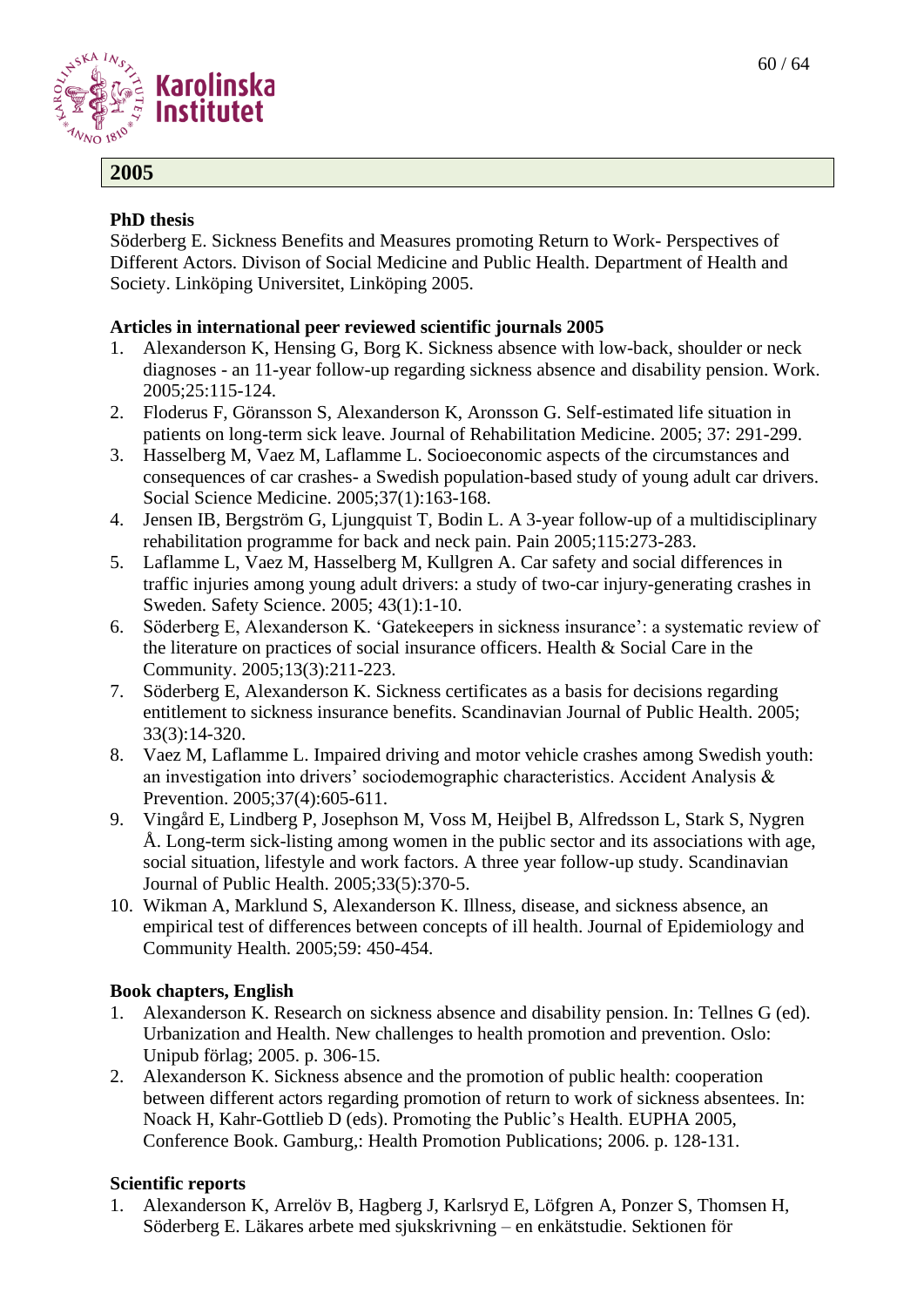## 2005

**PhD thesis**

Söderberg E. Sickness Benefits and Measures promoting Return to Work- Perspectives of Different Actors. Divison of Social Medicine and Public Health. Department of Health and Society. Linköping Universitet, Linköping 2005.

**Articles in international peer reviewed scientific journals 2005**

1. Alexanderson K, Hensing G, Borg K. Sickness absence with low-back, shoulder or neck diagnoses - an 11-year follow-up regarding sickness absence and disability pension. Work. 2005;25:115-124.
2. Floderus F, Göransson S, Alexanderson K, Aronsson G. Self-estimated life situation in patients on long-term sick leave. Journal of Rehabilitation Medicine. 2005; 37: 291-299.
3. Hasselberg M, Vaez M, Laflamme L. Socioeconomic aspects of the circumstances and consequences of car crashes- a Swedish population-based study of young adult car drivers. Social Science Medicine. 2005;37(1):163-168.
4. Jensen IB, Bergström G, Ljungquist T, Bodin L. A 3-year follow-up of a multidisciplinary rehabilitation programme for back and neck pain. Pain 2005;115:273-283.
5. Laflamme L, Vaez M, Hasselberg M, Kullgren A. Car safety and social differences in traffic injuries among young adult drivers: a study of two-car injury-generating crashes in Sweden. Safety Science. 2005; 43(1):1-10.
6. Söderberg E, Alexanderson K. 'Gatekeepers in sickness insurance': a systematic review of the literature on practices of social insurance officers. Health & Social Care in the Community. 2005;13(3):211-223.
7. Söderberg E, Alexanderson K. Sickness certificates as a basis for decisions regarding entitlement to sickness insurance benefits. Scandinavian Journal of Public Health. 2005; 33(3):14-320.
8. Vaez M, Laflamme L. Impaired driving and motor vehicle crashes among Swedish youth: an investigation into drivers' sociodemographic characteristics. Accident Analysis & Prevention. 2005;37(4):605-611.
9. Vingård E, Lindberg P, Josephson M, Voss M, Heijbel B, Alfredsson L, Stark S, Nygren Å. Long-term sick-listing among women in the public sector and its associations with age, social situation, lifestyle and work factors. A three year follow-up study. Scandinavian Journal of Public Health. 2005;33(5):370-5.
10. Wikman A, Marklund S, Alexanderson K. Illness, disease, and sickness absence, an empirical test of differences between concepts of ill health. Journal of Epidemiology and Community Health. 2005;59: 450-454.

**Book chapters, English**

1. Alexanderson K. Research on sickness absence and disability pension. In: Tellnes G (ed). Urbanization and Health. New challenges to health promotion and prevention. Oslo: Unipub förlag; 2005. p. 306-15.
2. Alexanderson K. Sickness absence and the promotion of public health: cooperation between different actors regarding promotion of return to work of sickness absentees. In: Noack H, Kahr-Gottlieb D (eds). Promoting the Public's Health. EUPHA 2005, Conference Book. Gamburg,: Health Promotion Publications; 2006. p. 128-131.

**Scientific reports**

1. Alexanderson K, Arrelöv B, Hagberg J, Karlsryd E, Löfgren A, Ponzer S, Thomsen H, Söderberg E. Läkares arbete med sjukskrivning – en enkätstudie. Sektionen för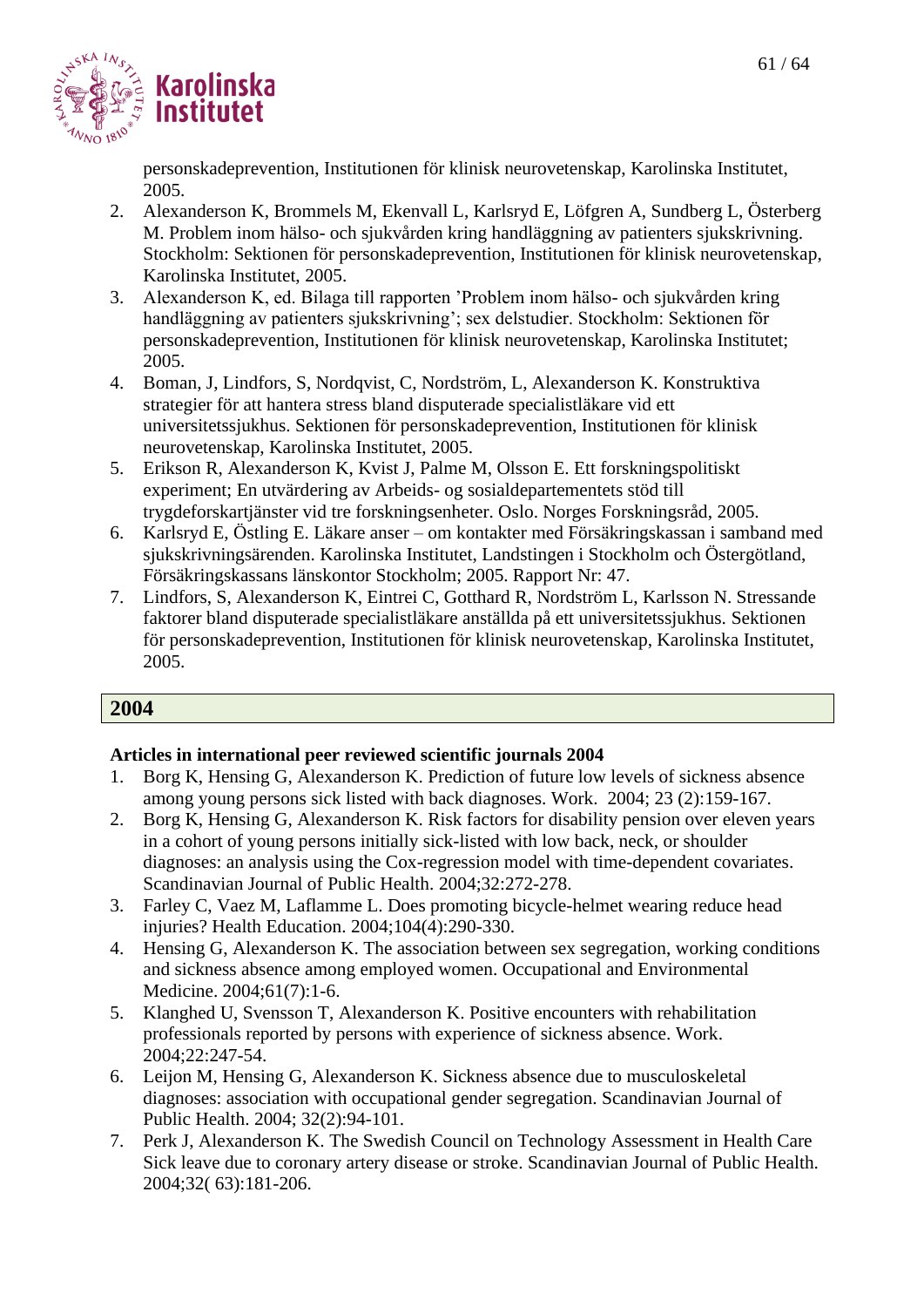personskadeprevention, Institutionen för klinisk neurovetenskap, Karolinska Institutet, 2005.

2. Alexanderson K, Brommels M, Ekenvall L, Karlsryd E, Löfgren A, Sundberg L, Österberg M. Problem inom hälso- och sjukvården kring handläggning av patienters sjukskrivning. Stockholm: Sektionen för personskadeprevention, Institutionen för klinisk neurovetenskap, Karolinska Institutet, 2005.
3. Alexanderson K, ed. Bilaga till rapporten 'Problem inom hälso- och sjukvården kring handläggning av patienters sjukskrivning'; sex delstudier. Stockholm: Sektionen för personskadeprevention, Institutionen för klinisk neurovetenskap, Karolinska Institutet; 2005.
4. Boman, J, Lindfors, S, Nordqvist, C, Nordström, L, Alexanderson K. Konstruktiva strategier för att hantera stress bland disputerade specialistläkare vid ett universitetssjukhus. Sektionen för personskadeprevention, Institutionen för klinisk neurovetenskap, Karolinska Institutet, 2005.
5. Erikson R, Alexanderson K, Kvist J, Palme M, Olsson E. Ett forskningspolitiskt experiment; En utvärdering av Arbeids- og sosialdepartementets stöd till trygdeforskartjänster vid tre forskningsenheter. Oslo. Norges Forskningsråd, 2005.
6. Karlsryd E, Östling E. Läkare anser – om kontakter med Försäkringskassan i samband med sjukskrivningsärenden. Karolinska Institutet, Landstingen i Stockholm och Östergötland, Försäkringskassans länskontor Stockholm; 2005. Rapport Nr: 47.
7. Lindfors, S, Alexanderson K, Eintrei C, Gotthard R, Nordström L, Karlsson N. Stressande faktorer bland disputerade specialistläkare anställda på ett universitetssjukhus. Sektionen för personskadeprevention, Institutionen för klinisk neurovetenskap, Karolinska Institutet, 2005.

## 2004

**Articles in international peer reviewed scientific journals 2004**

1. Borg K, Hensing G, Alexanderson K. Prediction of future low levels of sickness absence among young persons sick listed with back diagnoses. Work. 2004; 23 (2):159-167.
2. Borg K, Hensing G, Alexanderson K. Risk factors for disability pension over eleven years in a cohort of young persons initially sick-listed with low back, neck, or shoulder diagnoses: an analysis using the Cox-regression model with time-dependent covariates. Scandinavian Journal of Public Health. 2004;32:272-278.
3. Farley C, Vaez M, Laflamme L. Does promoting bicycle-helmet wearing reduce head injuries? Health Education. 2004;104(4):290-330.
4. Hensing G, Alexanderson K. The association between sex segregation, working conditions and sickness absence among employed women. Occupational and Environmental Medicine. 2004;61(7):1-6.
5. Klanghed U, Svensson T, Alexanderson K. Positive encounters with rehabilitation professionals reported by persons with experience of sickness absence. Work. 2004;22:247-54.
6. Leijon M, Hensing G, Alexanderson K. Sickness absence due to musculoskeletal diagnoses: association with occupational gender segregation. Scandinavian Journal of Public Health. 2004; 32(2):94-101.
7. Perk J, Alexanderson K. The Swedish Council on Technology Assessment in Health Care Sick leave due to coronary artery disease or stroke. Scandinavian Journal of Public Health. 2004;32( 63):181-206.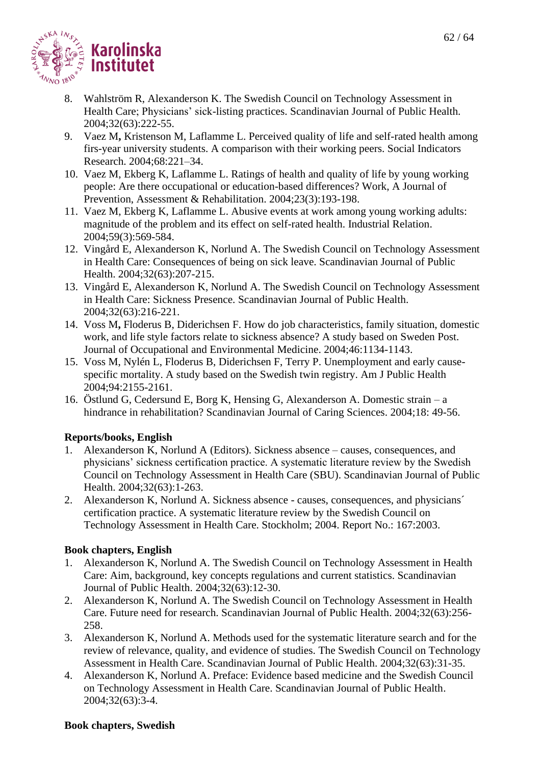8. Wahlström R, Alexanderson K. The Swedish Council on Technology Assessment in Health Care; Physicians' sick-listing practices. Scandinavian Journal of Public Health. 2004;32(63):222-55.
9. Vaez M**,** Kristenson M, Laflamme L. Perceived quality of life and self-rated health among firs-year university students. A comparison with their working peers. Social Indicators Research. 2004;68:221–34.
10. Vaez M, Ekberg K, Laflamme L. Ratings of health and quality of life by young working people: Are there occupational or education-based differences? Work, A Journal of Prevention, Assessment & Rehabilitation. 2004;23(3):193-198.
11. Vaez M, Ekberg K, Laflamme L. Abusive events at work among young working adults: magnitude of the problem and its effect on self-rated health. Industrial Relation. 2004;59(3):569-584.
12. Vingård E, Alexanderson K, Norlund A. The Swedish Council on Technology Assessment in Health Care: Consequences of being on sick leave. Scandinavian Journal of Public Health. 2004;32(63):207-215.
13. Vingård E, Alexanderson K, Norlund A. The Swedish Council on Technology Assessment in Health Care: Sickness Presence. Scandinavian Journal of Public Health. 2004;32(63):216-221.
14. Voss M**,** Floderus B, Diderichsen F. How do job characteristics, family situation, domestic work, and life style factors relate to sickness absence? A study based on Sweden Post. Journal of Occupational and Environmental Medicine. 2004;46:1134-1143.
15. Voss M, Nylén L, Floderus B, Diderichsen F, Terry P. Unemployment and early cause-specific mortality. A study based on the Swedish twin registry. Am J Public Health 2004;94:2155-2161.
16. Östlund G, Cedersund E, Borg K, Hensing G, Alexanderson A. Domestic strain – a hindrance in rehabilitation? Scandinavian Journal of Caring Sciences. 2004;18: 49-56.

**Reports/books, English**

1. Alexanderson K, Norlund A (Editors). Sickness absence – causes, consequences, and physicians' sickness certification practice. A systematic literature review by the Swedish Council on Technology Assessment in Health Care (SBU). Scandinavian Journal of Public Health. 2004;32(63):1-263.
2. Alexanderson K, Norlund A. Sickness absence - causes, consequences, and physicians´ certification practice. A systematic literature review by the Swedish Council on Technology Assessment in Health Care. Stockholm; 2004. Report No.: 167:2003.

**Book chapters, English**

1. Alexanderson K, Norlund A. The Swedish Council on Technology Assessment in Health Care: Aim, background, key concepts regulations and current statistics. Scandinavian Journal of Public Health. 2004;32(63):12-30.
2. Alexanderson K, Norlund A. The Swedish Council on Technology Assessment in Health Care. Future need for research. Scandinavian Journal of Public Health. 2004;32(63):256-258.
3. Alexanderson K, Norlund A. Methods used for the systematic literature search and for the review of relevance, quality, and evidence of studies. The Swedish Council on Technology Assessment in Health Care. Scandinavian Journal of Public Health. 2004;32(63):31-35.
4. Alexanderson K, Norlund A. Preface: Evidence based medicine and the Swedish Council on Technology Assessment in Health Care. Scandinavian Journal of Public Health. 2004;32(63):3-4.

**Book chapters, Swedish**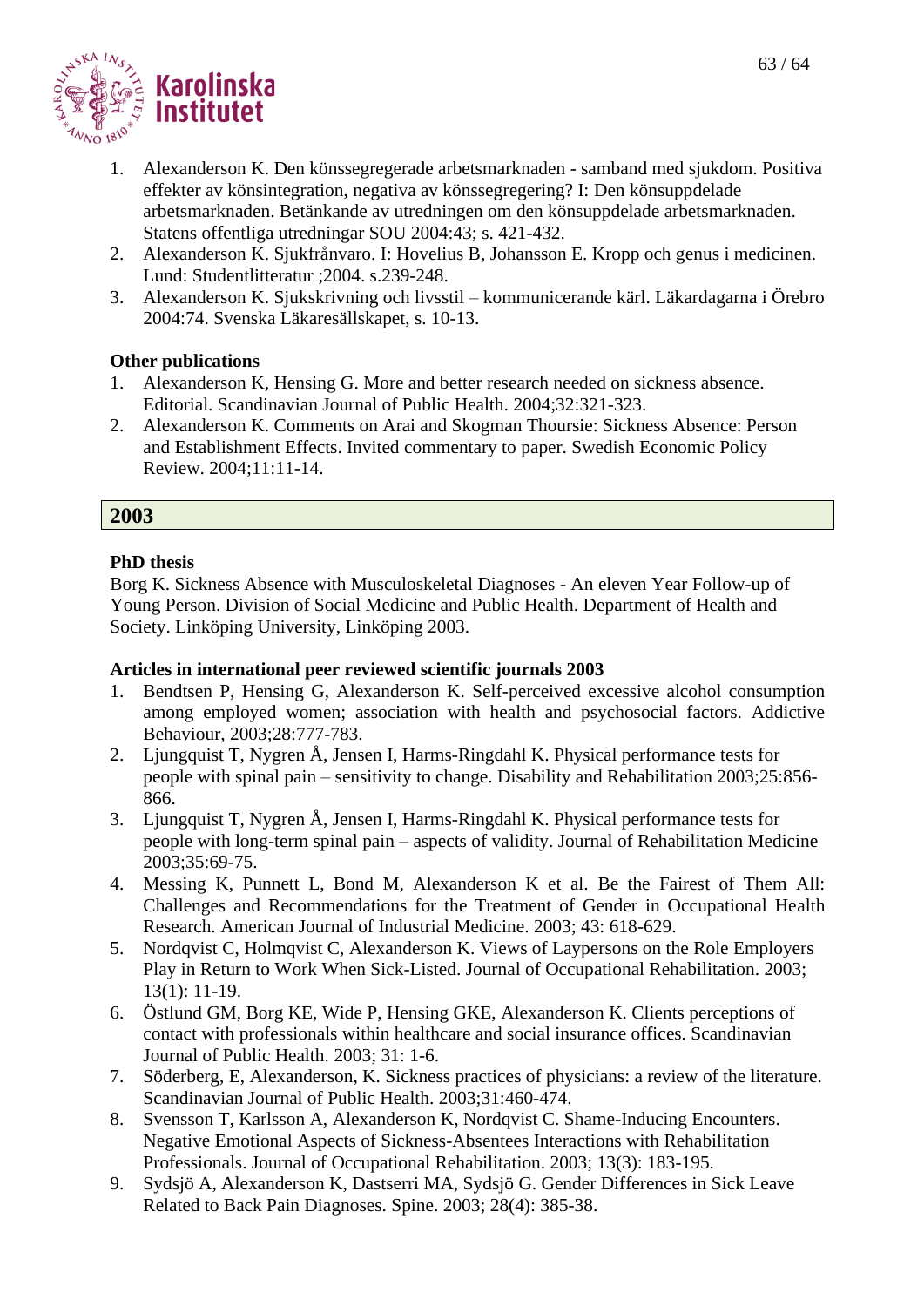1. Alexanderson K. Den könssegregerade arbetsmarknaden - samband med sjukdom. Positiva effekter av könsintegration, negativa av könssegregering? I: Den könsuppdelade arbetsmarknaden. Betänkande av utredningen om den könsuppdelade arbetsmarknaden. Statens offentliga utredningar SOU 2004:43; s. 421-432.
2. Alexanderson K. Sjukfrånvaro. I: Hovelius B, Johansson E. Kropp och genus i medicinen. Lund: Studentlitteratur ;2004. s.239-248.
3. Alexanderson K. Sjukskrivning och livsstil – kommunicerande kärl. Läkardagarna i Örebro 2004:74. Svenska Läkaresällskapet, s. 10-13.

**Other publications**

1. Alexanderson K, Hensing G. More and better research needed on sickness absence. Editorial. Scandinavian Journal of Public Health. 2004;32:321-323.
2. Alexanderson K. Comments on Arai and Skogman Thoursie: Sickness Absence: Person and Establishment Effects. Invited commentary to paper. Swedish Economic Policy Review. 2004;11:11-14.

## 2003

**PhD thesis**

Borg K. Sickness Absence with Musculoskeletal Diagnoses - An eleven Year Follow-up of Young Person. Division of Social Medicine and Public Health. Department of Health and Society. Linköping University, Linköping 2003.

**Articles in international peer reviewed scientific journals 2003**

1. Bendtsen P, Hensing G, Alexanderson K. Self-perceived excessive alcohol consumption among employed women; association with health and psychosocial factors. Addictive Behaviour, 2003;28:777-783.
2. Ljungquist T, Nygren Å, Jensen I, Harms-Ringdahl K. Physical performance tests for people with spinal pain – sensitivity to change. Disability and Rehabilitation 2003;25:856-866.
3. Ljungquist T, Nygren Å, Jensen I, Harms-Ringdahl K. Physical performance tests for people with long-term spinal pain – aspects of validity. Journal of Rehabilitation Medicine 2003;35:69-75.
4. Messing K, Punnett L, Bond M, Alexanderson K et al. Be the Fairest of Them All: Challenges and Recommendations for the Treatment of Gender in Occupational Health Research. American Journal of Industrial Medicine. 2003; 43: 618-629.
5. Nordqvist C, Holmqvist C, Alexanderson K. Views of Laypersons on the Role Employers Play in Return to Work When Sick-Listed. Journal of Occupational Rehabilitation. 2003; 13(1): 11-19.
6. Östlund GM, Borg KE, Wide P, Hensing GKE, Alexanderson K. Clients perceptions of contact with professionals within healthcare and social insurance offices. Scandinavian Journal of Public Health. 2003; 31: 1-6.
7. Söderberg, E, Alexanderson, K. Sickness practices of physicians: a review of the literature. Scandinavian Journal of Public Health. 2003;31:460-474.
8. Svensson T, Karlsson A, Alexanderson K, Nordqvist C. Shame-Inducing Encounters. Negative Emotional Aspects of Sickness-Absentees Interactions with Rehabilitation Professionals. Journal of Occupational Rehabilitation. 2003; 13(3): 183-195.
9. Sydsjö A, Alexanderson K, Dastserri MA, Sydsjö G. Gender Differences in Sick Leave Related to Back Pain Diagnoses. Spine. 2003; 28(4): 385-38.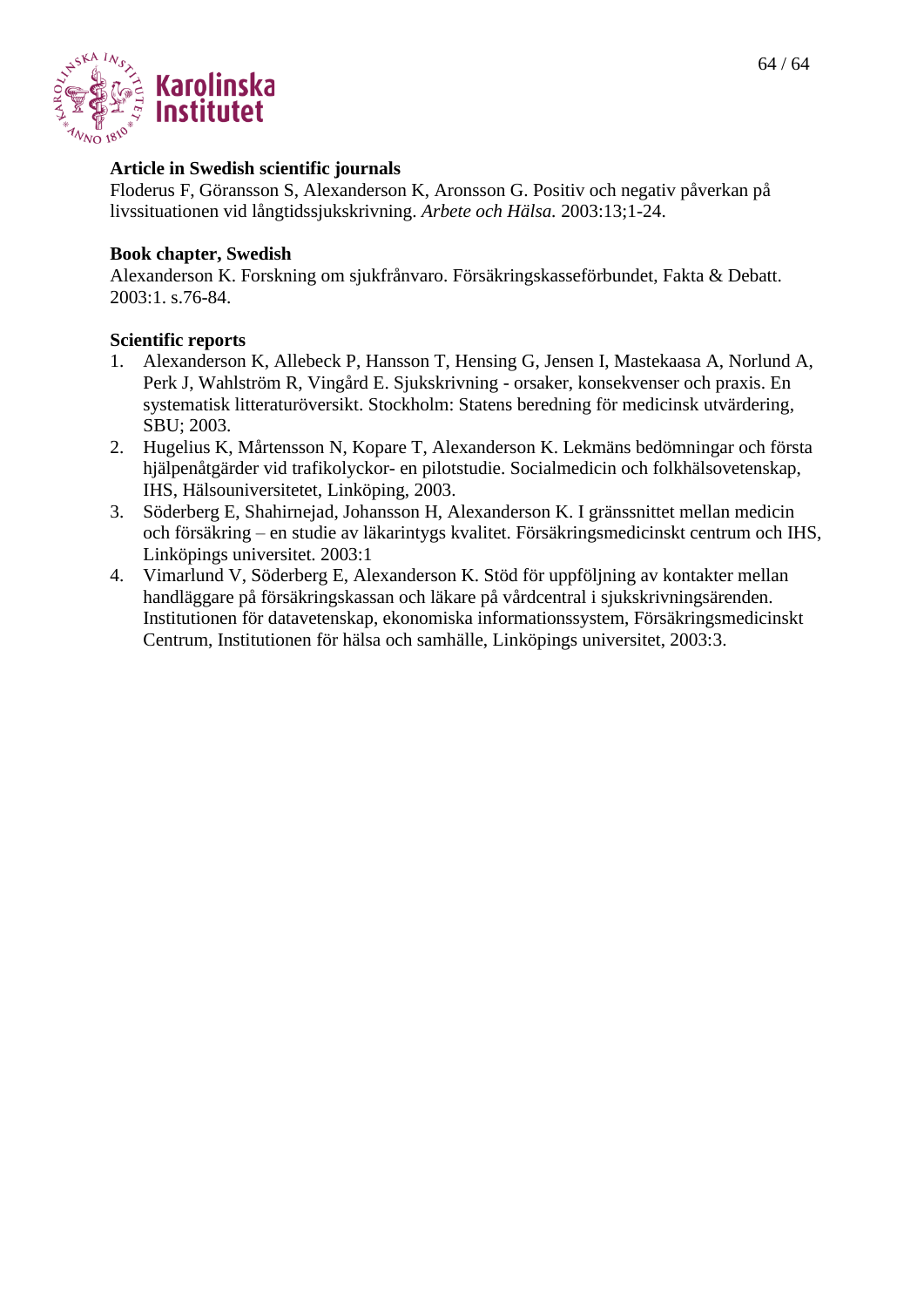**Article in Swedish scientific journals**

Floderus F, Göransson S, Alexanderson K, Aronsson G. Positiv och negativ påverkan på livssituationen vid långtidssjukskrivning. *Arbete och Hälsa.* 2003:13;1-24.

**Book chapter, Swedish**

Alexanderson K. Forskning om sjukfrånvaro. Försäkringskasseförbundet, Fakta & Debatt. 2003:1. s.76-84.

**Scientific reports**

1. Alexanderson K, Allebeck P, Hansson T, Hensing G, Jensen I, Mastekaasa A, Norlund A, Perk J, Wahlström R, Vingård E. Sjukskrivning - orsaker, konsekvenser och praxis. En systematisk litteraturöversikt. Stockholm: Statens beredning för medicinsk utvärdering, SBU; 2003.
2. Hugelius K, Mårtensson N, Kopare T, Alexanderson K. Lekmäns bedömningar och första hjälpenåtgärder vid trafikolyckor- en pilotstudie. Socialmedicin och folkhälsovetenskap, IHS, Hälsouniversitetet, Linköping, 2003.
3. Söderberg E, Shahirnejad, Johansson H, Alexanderson K. I gränssnittet mellan medicin och försäkring – en studie av läkarintygs kvalitet. Försäkringsmedicinskt centrum och IHS, Linköpings universitet. 2003:1
4. Vimarlund V, Söderberg E, Alexanderson K. Stöd för uppföljning av kontakter mellan handläggare på försäkringskassan och läkare på vårdcentral i sjukskrivningsärenden. Institutionen för datavetenskap, ekonomiska informationssystem, Försäkringsmedicinskt Centrum, Institutionen för hälsa och samhälle, Linköpings universitet, 2003:3.